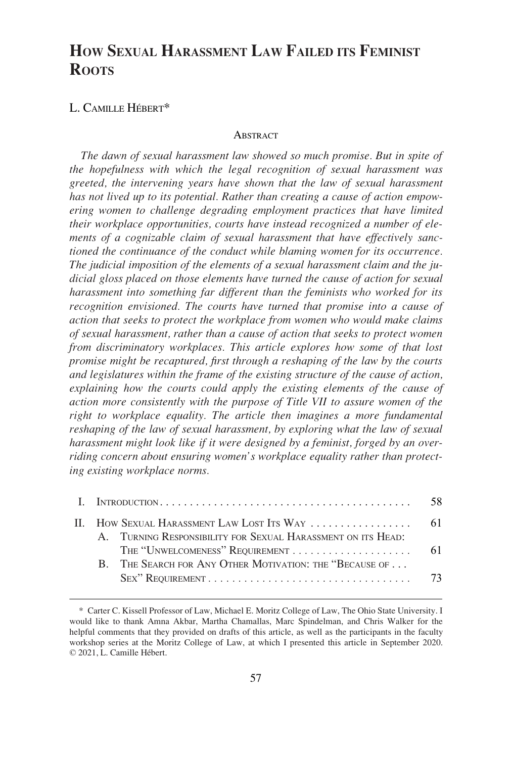# How Sexual Harassment Law Failed its Feminist Roots

L. Camille Hébert*

## Abstract

*The dawn of sexual harassment law showed so much promise. But in spite of the hopefulness with which the legal recognition of sexual harassment was greeted, the intervening years have shown that the law of sexual harassment has not lived up to its potential. Rather than creating a cause of action empowering women to challenge degrading employment practices that have limited their workplace opportunities, courts have instead recognized a number of elements of a cognizable claim of sexual harassment that have effectively sanctioned the continuance of the conduct while blaming women for its occurrence. The judicial imposition of the elements of a sexual harassment claim and the judicial gloss placed on those elements have turned the cause of action for sexual harassment into something far different than the feminists who worked for its recognition envisioned. The courts have turned that promise into a cause of action that seeks to protect the workplace from women who would make claims of sexual harassment, rather than a cause of action that seeks to protect women from discriminatory workplaces. This article explores how some of that lost promise might be recaptured, first through a reshaping of the law by the courts and legislatures within the frame of the existing structure of the cause of action, explaining how the courts could apply the existing elements of the cause of action more consistently with the purpose of Title VII to assure women of the right to workplace equality. The article then imagines a more fundamental reshaping of the law of sexual harassment, by exploring what the law of sexual harassment might look like if it were designed by a feminist, forged by an overriding concern about ensuring women's workplace equality rather than protecting existing workplace norms.*

| | | |
|---|---|---|
| I. | Introduction | 58 |
| II. | How Sexual Harassment Law Lost Its Way | 61 |
| | A. Turning Responsibility for Sexual Harassment on its Head: The "Unwelcomeness" Requirement | 61 |
| | B. The Search for Any Other Motivation: the "Because of . . . Sex" Requirement | 73 |

\* Carter C. Kissell Professor of Law, Michael E. Moritz College of Law, The Ohio State University. I would like to thank Amna Akbar, Martha Chamallas, Marc Spindelman, and Chris Walker for the helpful comments that they provided on drafts of this article, as well as the participants in the faculty workshop series at the Moritz College of Law, at which I presented this article in September 2020. © 2021, L. Camille Hébert.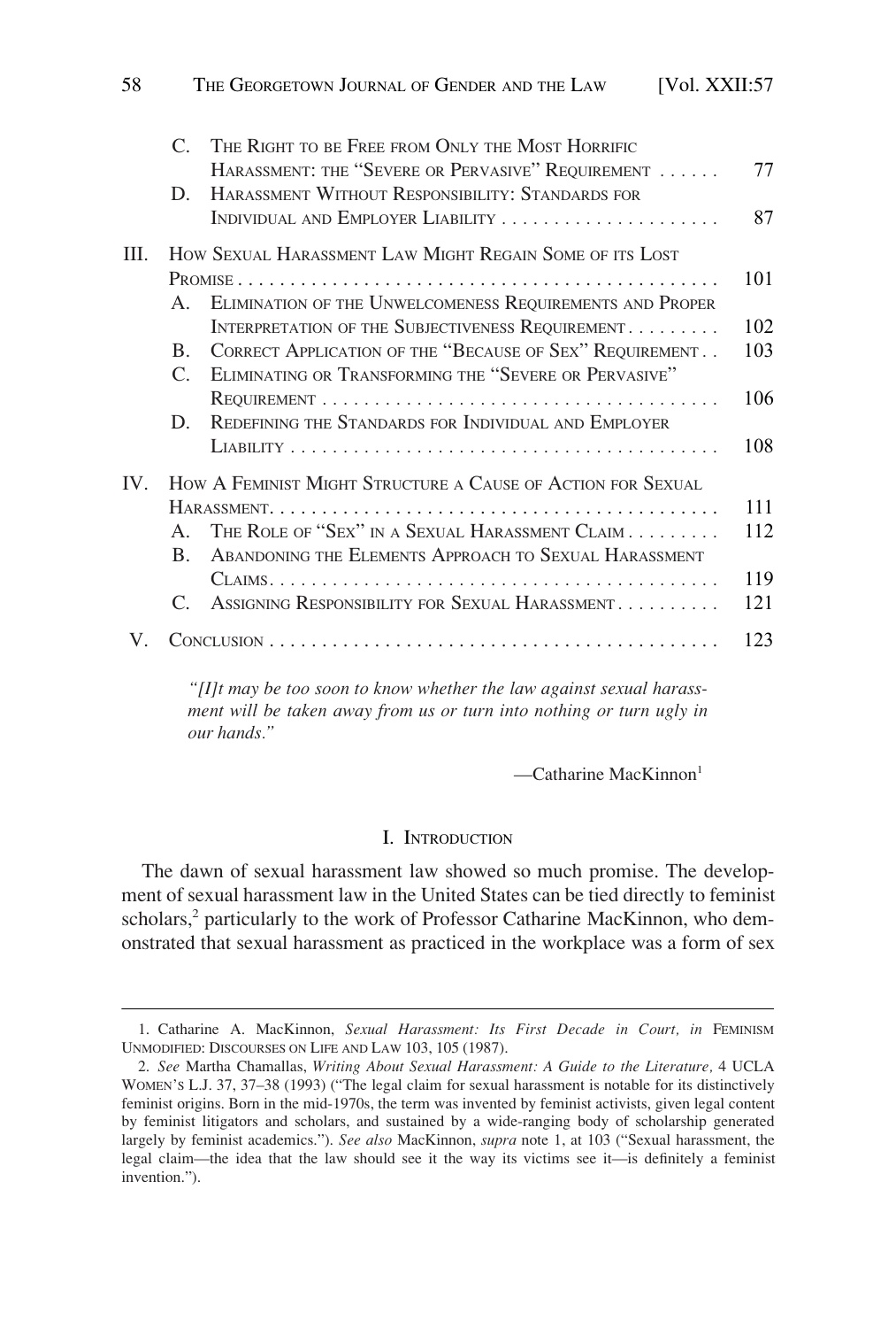| | | |
|---|---|---|
| | C. The Right to be Free from Only the Most Horrific Harassment: the "Severe or Pervasive" Requirement | 77 |
| | D. Harassment Without Responsibility: Standards for Individual and Employer Liability | 87 |
| III. | How Sexual Harassment Law Might Regain Some of its Lost Promise | 101 |
| | A. Elimination of the Unwelcomeness Requirements and Proper Interpretation of the Subjectiveness Requirement | 102 |
| | B. Correct Application of the "Because of Sex" Requirement | 103 |
| | C. Eliminating or Transforming the "Severe or Pervasive" Requirement | 106 |
| | D. Redefining the Standards for Individual and Employer Liability | 108 |
| IV. | How A Feminist Might Structure a Cause of Action for Sexual Harassment | 111 |
| | A. The Role of "Sex" in a Sexual Harassment Claim | 112 |
| | B. Abandoning the Elements Approach to Sexual Harassment Claims | 119 |
| | C. Assigning Responsibility for Sexual Harassment | 121 |
| V. | Conclusion | 123 |

> *"[I]t may be too soon to know whether the law against sexual harassment will be taken away from us or turn into nothing or turn ugly in our hands."*
>
> —Catharine MacKinnon[1]

## I. Introduction

The dawn of sexual harassment law showed so much promise. The development of sexual harassment law in the United States can be tied directly to feminist scholars,[2] particularly to the work of Professor Catharine MacKinnon, who demonstrated that sexual harassment as practiced in the workplace was a form of sex

---

1. Catharine A. MacKinnon, *Sexual Harassment: Its First Decade in Court, in* Feminism Unmodified: Discourses on Life and Law 103, 105 (1987).

2. *See* Martha Chamallas, *Writing About Sexual Harassment: A Guide to the Literature,* 4 UCLA Women's L.J. 37, 37–38 (1993) ("The legal claim for sexual harassment is notable for its distinctively feminist origins. Born in the mid-1970s, the term was invented by feminist activists, given legal content by feminist litigators and scholars, and sustained by a wide-ranging body of scholarship generated largely by feminist academics."). *See also* MacKinnon, *supra* note 1, at 103 ("Sexual harassment, the legal claim—the idea that the law should see it the way its victims see it—is definitely a feminist invention.").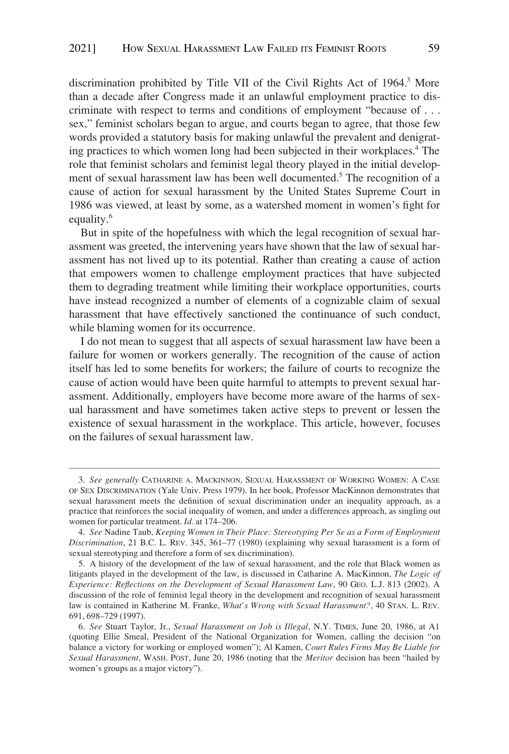discrimination prohibited by Title VII of the Civil Rights Act of 1964.[3] More than a decade after Congress made it an unlawful employment practice to discriminate with respect to terms and conditions of employment "because of . . . sex," feminist scholars began to argue, and courts began to agree, that those few words provided a statutory basis for making unlawful the prevalent and denigrating practices to which women long had been subjected in their workplaces.[4] The role that feminist scholars and feminist legal theory played in the initial development of sexual harassment law has been well documented.[5] The recognition of a cause of action for sexual harassment by the United States Supreme Court in 1986 was viewed, at least by some, as a watershed moment in women's fight for equality.[6]

But in spite of the hopefulness with which the legal recognition of sexual harassment was greeted, the intervening years have shown that the law of sexual harassment has not lived up to its potential. Rather than creating a cause of action that empowers women to challenge employment practices that have subjected them to degrading treatment while limiting their workplace opportunities, courts have instead recognized a number of elements of a cognizable claim of sexual harassment that have effectively sanctioned the continuance of such conduct, while blaming women for its occurrence.

I do not mean to suggest that all aspects of sexual harassment law have been a failure for women or workers generally. The recognition of the cause of action itself has led to some benefits for workers; the failure of courts to recognize the cause of action would have been quite harmful to attempts to prevent sexual harassment. Additionally, employers have become more aware of the harms of sexual harassment and have sometimes taken active steps to prevent or lessen the existence of sexual harassment in the workplace. This article, however, focuses on the failures of sexual harassment law.

---

3. *See generally* CATHARINE A. MACKINNON, SEXUAL HARASSMENT OF WORKING WOMEN: A CASE OF SEX DISCRIMINATION (Yale Univ. Press 1979). In her book, Professor MacKinnon demonstrates that sexual harassment meets the definition of sexual discrimination under an inequality approach, as a practice that reinforces the social inequality of women, and under a differences approach, as singling out women for particular treatment. *Id.* at 174–206.

4. *See* Nadine Taub, *Keeping Women in Their Place: Stereotyping Per Se as a Form of Employment Discrimination*, 21 B.C. L. REV. 345, 361–77 (1980) (explaining why sexual harassment is a form of sexual stereotyping and therefore a form of sex discrimination).

5. A history of the development of the law of sexual harassment, and the role that Black women as litigants played in the development of the law, is discussed in Catharine A. MacKinnon, *The Logic of Experience: Reflections on the Development of Sexual Harassment Law*, 90 GEO. L.J. 813 (2002). A discussion of the role of feminist legal theory in the development and recognition of sexual harassment law is contained in Katherine M. Franke, *What's Wrong with Sexual Harassment?,* 40 STAN. L. REV. 691, 698–729 (1997).

6. *See* Stuart Taylor, Jr., *Sexual Harassment on Job is Illegal*, N.Y. TIMES, June 20, 1986, at A1 (quoting Ellie Smeal, President of the National Organization for Women, calling the decision "on balance a victory for working or employed women"); Al Kamen, *Court Rules Firms May Be Liable for Sexual Harassment,* WASH. POST, June 20, 1986 (noting that the *Meritor* decision has been "hailed by women's groups as a major victory").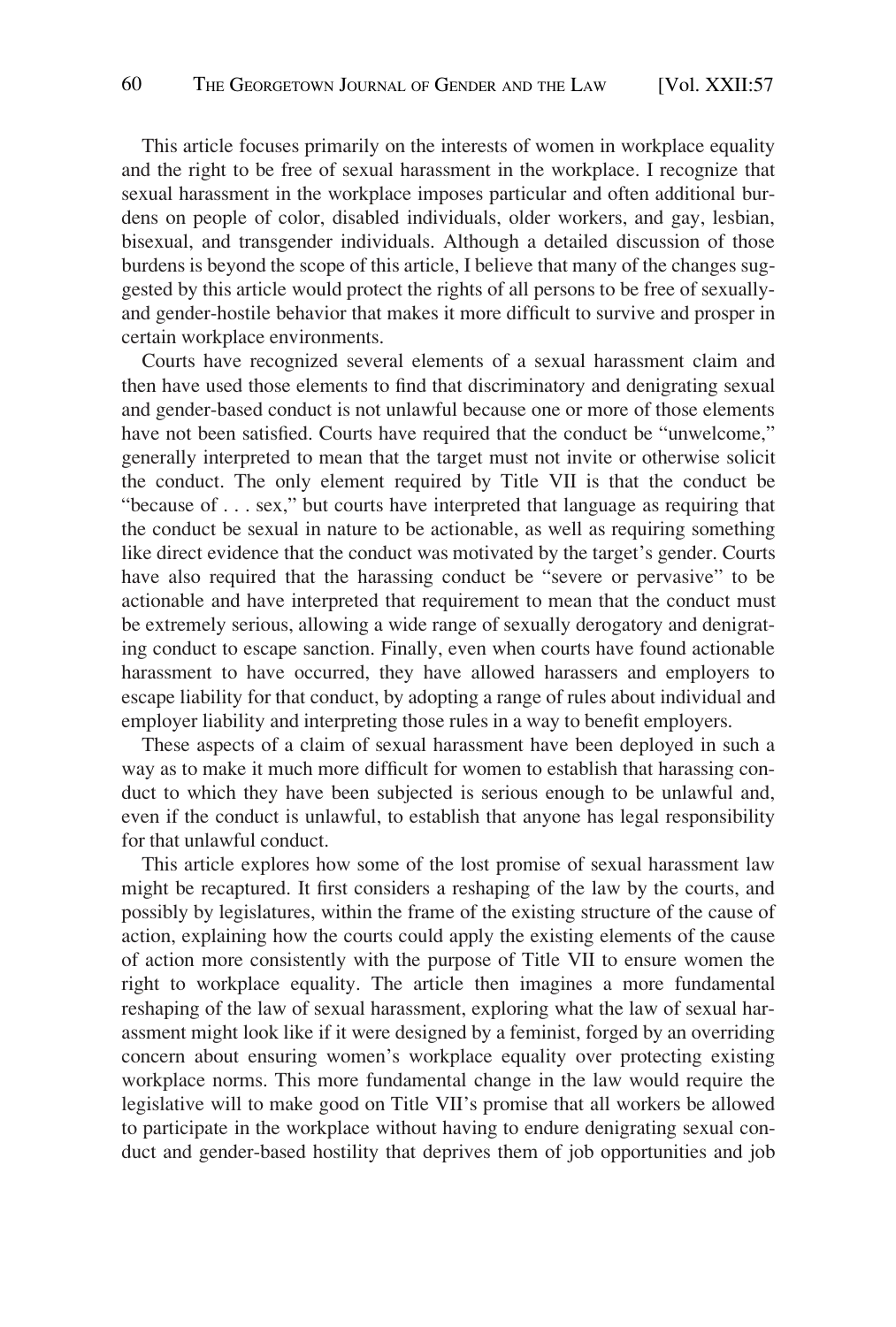This article focuses primarily on the interests of women in workplace equality and the right to be free of sexual harassment in the workplace. I recognize that sexual harassment in the workplace imposes particular and often additional burdens on people of color, disabled individuals, older workers, and gay, lesbian, bisexual, and transgender individuals. Although a detailed discussion of those burdens is beyond the scope of this article, I believe that many of the changes suggested by this article would protect the rights of all persons to be free of sexually- and gender-hostile behavior that makes it more difficult to survive and prosper in certain workplace environments.

Courts have recognized several elements of a sexual harassment claim and then have used those elements to find that discriminatory and denigrating sexual and gender-based conduct is not unlawful because one or more of those elements have not been satisfied. Courts have required that the conduct be "unwelcome," generally interpreted to mean that the target must not invite or otherwise solicit the conduct. The only element required by Title VII is that the conduct be "because of . . . sex," but courts have interpreted that language as requiring that the conduct be sexual in nature to be actionable, as well as requiring something like direct evidence that the conduct was motivated by the target's gender. Courts have also required that the harassing conduct be "severe or pervasive" to be actionable and have interpreted that requirement to mean that the conduct must be extremely serious, allowing a wide range of sexually derogatory and denigrating conduct to escape sanction. Finally, even when courts have found actionable harassment to have occurred, they have allowed harassers and employers to escape liability for that conduct, by adopting a range of rules about individual and employer liability and interpreting those rules in a way to benefit employers.

These aspects of a claim of sexual harassment have been deployed in such a way as to make it much more difficult for women to establish that harassing conduct to which they have been subjected is serious enough to be unlawful and, even if the conduct is unlawful, to establish that anyone has legal responsibility for that unlawful conduct.

This article explores how some of the lost promise of sexual harassment law might be recaptured. It first considers a reshaping of the law by the courts, and possibly by legislatures, within the frame of the existing structure of the cause of action, explaining how the courts could apply the existing elements of the cause of action more consistently with the purpose of Title VII to ensure women the right to workplace equality. The article then imagines a more fundamental reshaping of the law of sexual harassment, exploring what the law of sexual harassment might look like if it were designed by a feminist, forged by an overriding concern about ensuring women's workplace equality over protecting existing workplace norms. This more fundamental change in the law would require the legislative will to make good on Title VII's promise that all workers be allowed to participate in the workplace without having to endure denigrating sexual conduct and gender-based hostility that deprives them of job opportunities and job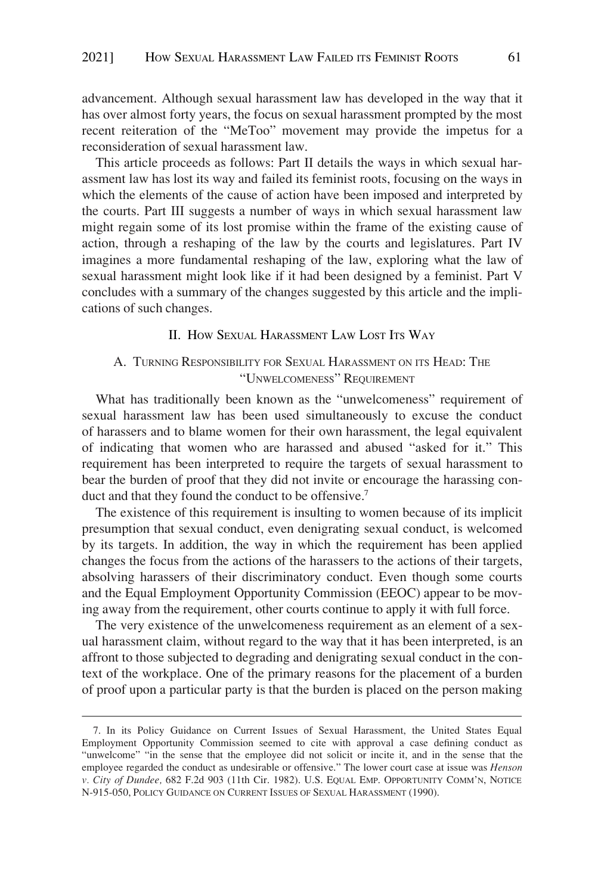advancement. Although sexual harassment law has developed in the way that it has over almost forty years, the focus on sexual harassment prompted by the most recent reiteration of the "MeToo" movement may provide the impetus for a reconsideration of sexual harassment law.

This article proceeds as follows: Part II details the ways in which sexual harassment law has lost its way and failed its feminist roots, focusing on the ways in which the elements of the cause of action have been imposed and interpreted by the courts. Part III suggests a number of ways in which sexual harassment law might regain some of its lost promise within the frame of the existing cause of action, through a reshaping of the law by the courts and legislatures. Part IV imagines a more fundamental reshaping of the law, exploring what the law of sexual harassment might look like if it had been designed by a feminist. Part V concludes with a summary of the changes suggested by this article and the implications of such changes.

## II. How Sexual Harassment Law Lost Its Way

### A. Turning Responsibility for Sexual Harassment on its Head: The "Unwelcomeness" Requirement

What has traditionally been known as the "unwelcomeness" requirement of sexual harassment law has been used simultaneously to excuse the conduct of harassers and to blame women for their own harassment, the legal equivalent of indicating that women who are harassed and abused "asked for it." This requirement has been interpreted to require the targets of sexual harassment to bear the burden of proof that they did not invite or encourage the harassing conduct and that they found the conduct to be offensive.[7]

The existence of this requirement is insulting to women because of its implicit presumption that sexual conduct, even denigrating sexual conduct, is welcomed by its targets. In addition, the way in which the requirement has been applied changes the focus from the actions of the harassers to the actions of their targets, absolving harassers of their discriminatory conduct. Even though some courts and the Equal Employment Opportunity Commission (EEOC) appear to be moving away from the requirement, other courts continue to apply it with full force.

The very existence of the unwelcomeness requirement as an element of a sexual harassment claim, without regard to the way that it has been interpreted, is an affront to those subjected to degrading and denigrating sexual conduct in the context of the workplace. One of the primary reasons for the placement of a burden of proof upon a particular party is that the burden is placed on the person making

---

7. In its Policy Guidance on Current Issues of Sexual Harassment, the United States Equal Employment Opportunity Commission seemed to cite with approval a case defining conduct as "unwelcome" "in the sense that the employee did not solicit or incite it, and in the sense that the employee regarded the conduct as undesirable or offensive." The lower court case at issue was *Henson v. City of Dundee,* 682 F.2d 903 (11th Cir. 1982). U.S. Equal Emp. Opportunity Comm'n, Notice N-915-050, Policy Guidance on Current Issues of Sexual Harassment (1990).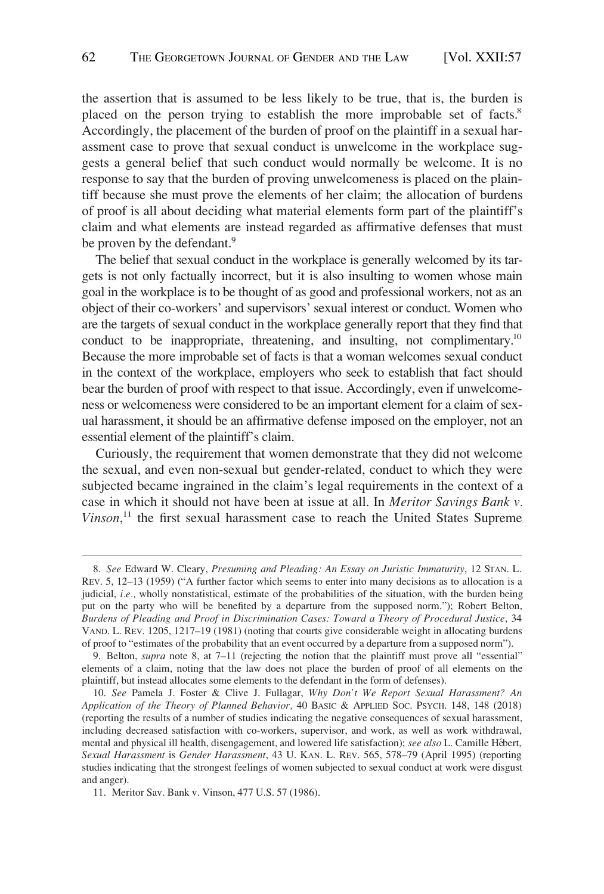the assertion that is assumed to be less likely to be true, that is, the burden is placed on the person trying to establish the more improbable set of facts.[8] Accordingly, the placement of the burden of proof on the plaintiff in a sexual harassment case to prove that sexual conduct is unwelcome in the workplace suggests a general belief that such conduct would normally be welcome. It is no response to say that the burden of proving unwelcomeness is placed on the plaintiff because she must prove the elements of her claim; the allocation of burdens of proof is all about deciding what material elements form part of the plaintiff's claim and what elements are instead regarded as affirmative defenses that must be proven by the defendant.[9]

The belief that sexual conduct in the workplace is generally welcomed by its targets is not only factually incorrect, but it is also insulting to women whose main goal in the workplace is to be thought of as good and professional workers, not as an object of their co-workers' and supervisors' sexual interest or conduct. Women who are the targets of sexual conduct in the workplace generally report that they find that conduct to be inappropriate, threatening, and insulting, not complimentary.[10] Because the more improbable set of facts is that a woman welcomes sexual conduct in the context of the workplace, employers who seek to establish that fact should bear the burden of proof with respect to that issue. Accordingly, even if unwelcomeness or welcomeness were considered to be an important element for a claim of sexual harassment, it should be an affirmative defense imposed on the employer, not an essential element of the plaintiff's claim.

Curiously, the requirement that women demonstrate that they did not welcome the sexual, and even non-sexual but gender-related, conduct to which they were subjected became ingrained in the claim's legal requirements in the context of a case in which it should not have been at issue at all. In *Meritor Savings Bank v. Vinson*,[11] the first sexual harassment case to reach the United States Supreme

---

8. *See* Edward W. Cleary, *Presuming and Pleading: An Essay on Juristic Immaturity*, 12 STAN. L. REV. 5, 12–13 (1959) ("A further factor which seems to enter into many decisions as to allocation is a judicial, *i.e.,* wholly nonstatistical, estimate of the probabilities of the situation, with the burden being put on the party who will be benefited by a departure from the supposed norm."); Robert Belton, *Burdens of Pleading and Proof in Discrimination Cases: Toward a Theory of Procedural Justice*, 34 VAND. L. REV. 1205, 1217–19 (1981) (noting that courts give considerable weight in allocating burdens of proof to "estimates of the probability that an event occurred by a departure from a supposed norm").

9. Belton, *supra* note 8, at 7–11 (rejecting the notion that the plaintiff must prove all "essential" elements of a claim, noting that the law does not place the burden of proof of all elements on the plaintiff, but instead allocates some elements to the defendant in the form of defenses).

10. *See* Pamela J. Foster & Clive J. Fullagar, *Why Don't We Report Sexual Harassment? An Application of the Theory of Planned Behavior,* 40 BASIC & APPLIED SOC. PSYCH. 148, 148 (2018) (reporting the results of a number of studies indicating the negative consequences of sexual harassment, including decreased satisfaction with co-workers, supervisor, and work, as well as work withdrawal, mental and physical ill health, disengagement, and lowered life satisfaction); *see also* L. Camille Hébert, *Sexual Harassment* is *Gender Harassment*, 43 U. KAN. L. REV. 565, 578–79 (April 1995) (reporting studies indicating that the strongest feelings of women subjected to sexual conduct at work were disgust and anger).

11. Meritor Sav. Bank v. Vinson, 477 U.S. 57 (1986).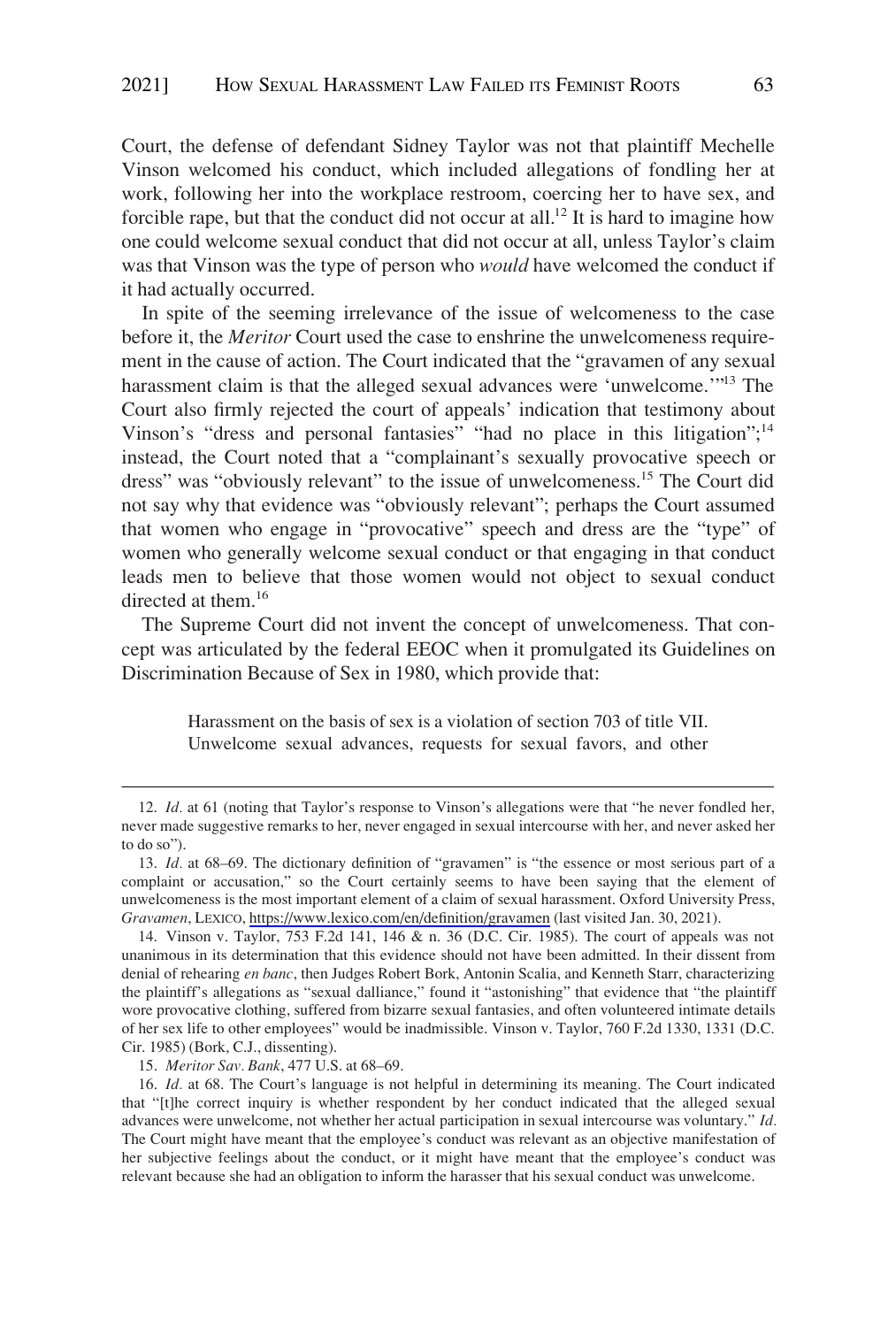Court, the defense of defendant Sidney Taylor was not that plaintiff Mechelle Vinson welcomed his conduct, which included allegations of fondling her at work, following her into the workplace restroom, coercing her to have sex, and forcible rape, but that the conduct did not occur at all.[12] It is hard to imagine how one could welcome sexual conduct that did not occur at all, unless Taylor's claim was that Vinson was the type of person who *would* have welcomed the conduct if it had actually occurred.

In spite of the seeming irrelevance of the issue of welcomeness to the case before it, the *Meritor* Court used the case to enshrine the unwelcomeness requirement in the cause of action. The Court indicated that the "gravamen of any sexual harassment claim is that the alleged sexual advances were 'unwelcome.'"[13] The Court also firmly rejected the court of appeals' indication that testimony about Vinson's "dress and personal fantasies" "had no place in this litigation";[14] instead, the Court noted that a "complainant's sexually provocative speech or dress" was "obviously relevant" to the issue of unwelcomeness.[15] The Court did not say why that evidence was "obviously relevant"; perhaps the Court assumed that women who engage in "provocative" speech and dress are the "type" of women who generally welcome sexual conduct or that engaging in that conduct leads men to believe that those women would not object to sexual conduct directed at them.[16]

The Supreme Court did not invent the concept of unwelcomeness. That concept was articulated by the federal EEOC when it promulgated its Guidelines on Discrimination Because of Sex in 1980, which provide that:

> Harassment on the basis of sex is a violation of section 703 of title VII. Unwelcome sexual advances, requests for sexual favors, and other

---

12. *Id.* at 61 (noting that Taylor's response to Vinson's allegations were that "he never fondled her, never made suggestive remarks to her, never engaged in sexual intercourse with her, and never asked her to do so").

13. *Id.* at 68–69. The dictionary definition of "gravamen" is "the essence or most serious part of a complaint or accusation," so the Court certainly seems to have been saying that the element of unwelcomeness is the most important element of a claim of sexual harassment. Oxford University Press, *Gravamen*, LEXICO, https://www.lexico.com/en/definition/gravamen (last visited Jan. 30, 2021).

14. Vinson v. Taylor, 753 F.2d 141, 146 & n. 36 (D.C. Cir. 1985). The court of appeals was not unanimous in its determination that this evidence should not have been admitted. In their dissent from denial of rehearing *en banc*, then Judges Robert Bork, Antonin Scalia, and Kenneth Starr, characterizing the plaintiff's allegations as "sexual dalliance," found it "astonishing" that evidence that "the plaintiff wore provocative clothing, suffered from bizarre sexual fantasies, and often volunteered intimate details of her sex life to other employees" would be inadmissible. Vinson v. Taylor, 760 F.2d 1330, 1331 (D.C. Cir. 1985) (Bork, C.J., dissenting).

15. *Meritor Sav. Bank*, 477 U.S. at 68–69.

16. *Id.* at 68. The Court's language is not helpful in determining its meaning. The Court indicated that "[t]he correct inquiry is whether respondent by her conduct indicated that the alleged sexual advances were unwelcome, not whether her actual participation in sexual intercourse was voluntary." *Id.* The Court might have meant that the employee's conduct was relevant as an objective manifestation of her subjective feelings about the conduct, or it might have meant that the employee's conduct was relevant because she had an obligation to inform the harasser that his sexual conduct was unwelcome.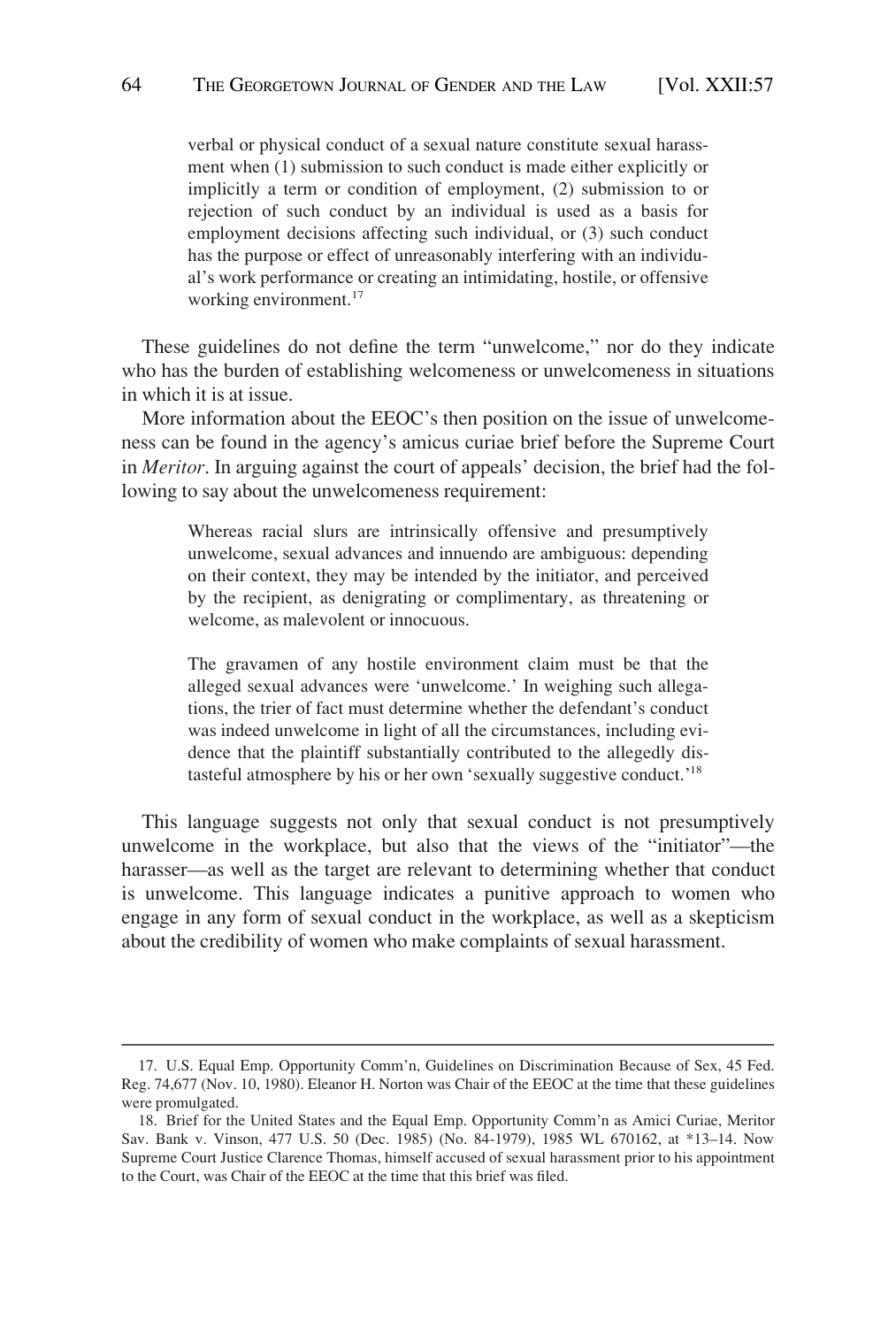> verbal or physical conduct of a sexual nature constitute sexual harassment when (1) submission to such conduct is made either explicitly or implicitly a term or condition of employment, (2) submission to or rejection of such conduct by an individual is used as a basis for employment decisions affecting such individual, or (3) such conduct has the purpose or effect of unreasonably interfering with an individual's work performance or creating an intimidating, hostile, or offensive working environment.[17]

These guidelines do not define the term "unwelcome," nor do they indicate who has the burden of establishing welcomeness or unwelcomeness in situations in which it is at issue.

More information about the EEOC's then position on the issue of unwelcomeness can be found in the agency's amicus curiae brief before the Supreme Court in *Meritor*. In arguing against the court of appeals' decision, the brief had the following to say about the unwelcomeness requirement:

> Whereas racial slurs are intrinsically offensive and presumptively unwelcome, sexual advances and innuendo are ambiguous: depending on their context, they may be intended by the initiator, and perceived by the recipient, as denigrating or complimentary, as threatening or welcome, as malevolent or innocuous.
>
> The gravamen of any hostile environment claim must be that the alleged sexual advances were 'unwelcome.' In weighing such allegations, the trier of fact must determine whether the defendant's conduct was indeed unwelcome in light of all the circumstances, including evidence that the plaintiff substantially contributed to the allegedly distasteful atmosphere by his or her own 'sexually suggestive conduct.'[18]

This language suggests not only that sexual conduct is not presumptively unwelcome in the workplace, but also that the views of the "initiator"—the harasser—as well as the target are relevant to determining whether that conduct is unwelcome. This language indicates a punitive approach to women who engage in any form of sexual conduct in the workplace, as well as a skepticism about the credibility of women who make complaints of sexual harassment.

---

17. U.S. Equal Emp. Opportunity Comm'n, Guidelines on Discrimination Because of Sex, 45 Fed. Reg. 74,677 (Nov. 10, 1980). Eleanor H. Norton was Chair of the EEOC at the time that these guidelines were promulgated.

18. Brief for the United States and the Equal Emp. Opportunity Comm'n as Amici Curiae, Meritor Sav. Bank v. Vinson, 477 U.S. 50 (Dec. 1985) (No. 84-1979), 1985 WL 670162, at *13–14. Now Supreme Court Justice Clarence Thomas, himself accused of sexual harassment prior to his appointment to the Court, was Chair of the EEOC at the time that this brief was filed.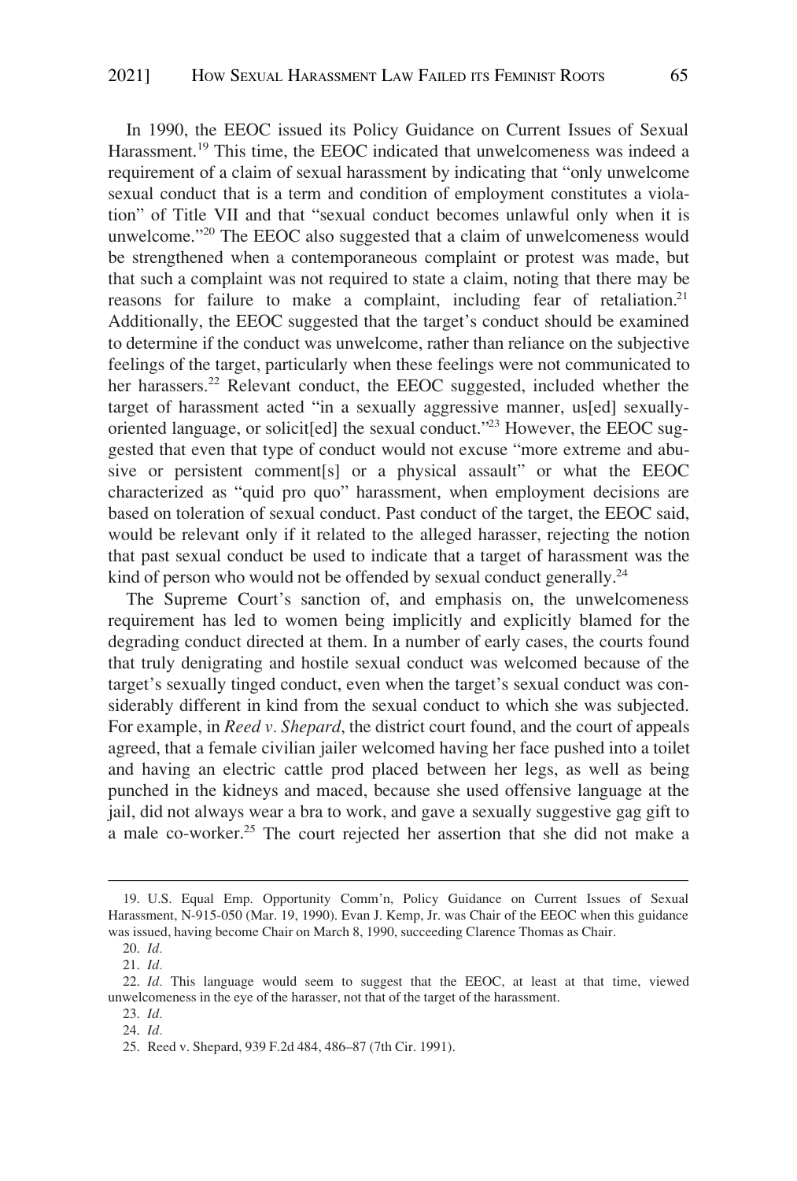In 1990, the EEOC issued its Policy Guidance on Current Issues of Sexual Harassment.[19] This time, the EEOC indicated that unwelcomeness was indeed a requirement of a claim of sexual harassment by indicating that "only unwelcome sexual conduct that is a term and condition of employment constitutes a violation" of Title VII and that "sexual conduct becomes unlawful only when it is unwelcome."[20] The EEOC also suggested that a claim of unwelcomeness would be strengthened when a contemporaneous complaint or protest was made, but that such a complaint was not required to state a claim, noting that there may be reasons for failure to make a complaint, including fear of retaliation.[21] Additionally, the EEOC suggested that the target's conduct should be examined to determine if the conduct was unwelcome, rather than reliance on the subjective feelings of the target, particularly when these feelings were not communicated to her harassers.[22] Relevant conduct, the EEOC suggested, included whether the target of harassment acted "in a sexually aggressive manner, us[ed] sexually-oriented language, or solicit[ed] the sexual conduct."[23] However, the EEOC suggested that even that type of conduct would not excuse "more extreme and abusive or persistent comment[s] or a physical assault" or what the EEOC characterized as "quid pro quo" harassment, when employment decisions are based on toleration of sexual conduct. Past conduct of the target, the EEOC said, would be relevant only if it related to the alleged harasser, rejecting the notion that past sexual conduct be used to indicate that a target of harassment was the kind of person who would not be offended by sexual conduct generally.[24]

The Supreme Court's sanction of, and emphasis on, the unwelcomeness requirement has led to women being implicitly and explicitly blamed for the degrading conduct directed at them. In a number of early cases, the courts found that truly denigrating and hostile sexual conduct was welcomed because of the target's sexually tinged conduct, even when the target's sexual conduct was considerably different in kind from the sexual conduct to which she was subjected. For example, in *Reed v. Shepard*, the district court found, and the court of appeals agreed, that a female civilian jailer welcomed having her face pushed into a toilet and having an electric cattle prod placed between her legs, as well as being punched in the kidneys and maced, because she used offensive language at the jail, did not always wear a bra to work, and gave a sexually suggestive gag gift to a male co-worker.[25] The court rejected her assertion that she did not make a

19. U.S. Equal Emp. Opportunity Comm'n, Policy Guidance on Current Issues of Sexual Harassment, N-915-050 (Mar. 19, 1990). Evan J. Kemp, Jr. was Chair of the EEOC when this guidance was issued, having become Chair on March 8, 1990, succeeding Clarence Thomas as Chair.

20. *Id.*

21. *Id.*

22. *Id.* This language would seem to suggest that the EEOC, at least at that time, viewed unwelcomeness in the eye of the harasser, not that of the target of the harassment.

23. *Id.*

24. *Id.*

25. Reed v. Shepard, 939 F.2d 484, 486–87 (7th Cir. 1991).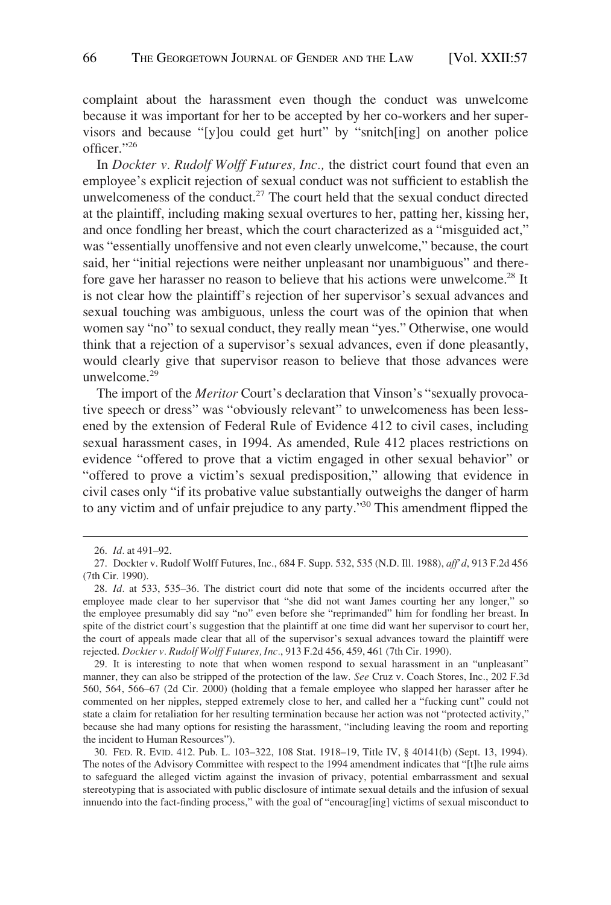complaint about the harassment even though the conduct was unwelcome because it was important for her to be accepted by her co-workers and her supervisors and because "[y]ou could get hurt" by "snitch[ing] on another police officer."[26]

In *Dockter v. Rudolf Wolff Futures, Inc.,* the district court found that even an employee's explicit rejection of sexual conduct was not sufficient to establish the unwelcomeness of the conduct.[27] The court held that the sexual conduct directed at the plaintiff, including making sexual overtures to her, patting her, kissing her, and once fondling her breast, which the court characterized as a "misguided act," was "essentially unoffensive and not even clearly unwelcome," because, the court said, her "initial rejections were neither unpleasant nor unambiguous" and therefore gave her harasser no reason to believe that his actions were unwelcome.[28] It is not clear how the plaintiff's rejection of her supervisor's sexual advances and sexual touching was ambiguous, unless the court was of the opinion that when women say "no" to sexual conduct, they really mean "yes." Otherwise, one would think that a rejection of a supervisor's sexual advances, even if done pleasantly, would clearly give that supervisor reason to believe that those advances were unwelcome.[29]

The import of the *Meritor* Court's declaration that Vinson's "sexually provocative speech or dress" was "obviously relevant" to unwelcomeness has been lessened by the extension of Federal Rule of Evidence 412 to civil cases, including sexual harassment cases, in 1994. As amended, Rule 412 places restrictions on evidence "offered to prove that a victim engaged in other sexual behavior" or "offered to prove a victim's sexual predisposition," allowing that evidence in civil cases only "if its probative value substantially outweighs the danger of harm to any victim and of unfair prejudice to any party."[30] This amendment flipped the

---

26. *Id.* at 491–92.

27. Dockter v. Rudolf Wolff Futures, Inc., 684 F. Supp. 532, 535 (N.D. Ill. 1988), *aff'd*, 913 F.2d 456 (7th Cir. 1990).

28. *Id.* at 533, 535–36. The district court did note that some of the incidents occurred after the employee made clear to her supervisor that "she did not want James courting her any longer," so the employee presumably did say "no" even before she "reprimanded" him for fondling her breast. In spite of the district court's suggestion that the plaintiff at one time did want her supervisor to court her, the court of appeals made clear that all of the supervisor's sexual advances toward the plaintiff were rejected. *Dockter v. Rudolf Wolff Futures, Inc*., 913 F.2d 456, 459, 461 (7th Cir. 1990).

29. It is interesting to note that when women respond to sexual harassment in an "unpleasant" manner, they can also be stripped of the protection of the law. *See* Cruz v. Coach Stores, Inc., 202 F.3d 560, 564, 566–67 (2d Cir. 2000) (holding that a female employee who slapped her harasser after he commented on her nipples, stepped extremely close to her, and called her a "fucking cunt" could not state a claim for retaliation for her resulting termination because her action was not "protected activity," because she had many options for resisting the harassment, "including leaving the room and reporting the incident to Human Resources").

30. FED. R. EVID. 412. Pub. L. 103–322, 108 Stat. 1918–19, Title IV, § 40141(b) (Sept. 13, 1994). The notes of the Advisory Committee with respect to the 1994 amendment indicates that "[t]he rule aims to safeguard the alleged victim against the invasion of privacy, potential embarrassment and sexual stereotyping that is associated with public disclosure of intimate sexual details and the infusion of sexual innuendo into the fact-finding process," with the goal of "encourag[ing] victims of sexual misconduct to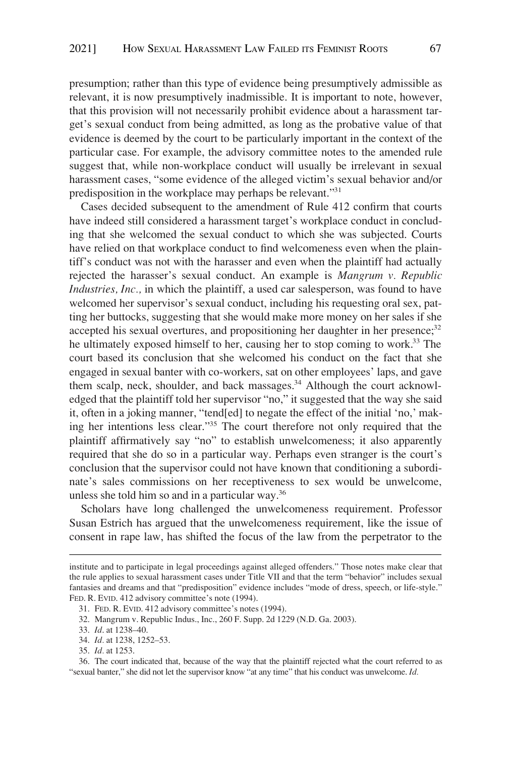presumption; rather than this type of evidence being presumptively admissible as relevant, it is now presumptively inadmissible. It is important to note, however, that this provision will not necessarily prohibit evidence about a harassment target's sexual conduct from being admitted, as long as the probative value of that evidence is deemed by the court to be particularly important in the context of the particular case. For example, the advisory committee notes to the amended rule suggest that, while non-workplace conduct will usually be irrelevant in sexual harassment cases, "some evidence of the alleged victim's sexual behavior and/or predisposition in the workplace may perhaps be relevant."[31]

Cases decided subsequent to the amendment of Rule 412 confirm that courts have indeed still considered a harassment target's workplace conduct in concluding that she welcomed the sexual conduct to which she was subjected. Courts have relied on that workplace conduct to find welcomeness even when the plaintiff's conduct was not with the harasser and even when the plaintiff had actually rejected the harasser's sexual conduct. An example is *Mangrum v. Republic Industries, Inc.,* in which the plaintiff, a used car salesperson, was found to have welcomed her supervisor's sexual conduct, including his requesting oral sex, patting her buttocks, suggesting that she would make more money on her sales if she accepted his sexual overtures, and propositioning her daughter in her presence;[32] he ultimately exposed himself to her, causing her to stop coming to work.[33] The court based its conclusion that she welcomed his conduct on the fact that she engaged in sexual banter with co-workers, sat on other employees' laps, and gave them scalp, neck, shoulder, and back massages.[34] Although the court acknowledged that the plaintiff told her supervisor "no," it suggested that the way she said it, often in a joking manner, "tend[ed] to negate the effect of the initial 'no,' making her intentions less clear."[35] The court therefore not only required that the plaintiff affirmatively say "no" to establish unwelcomeness; it also apparently required that she do so in a particular way. Perhaps even stranger is the court's conclusion that the supervisor could not have known that conditioning a subordinate's sales commissions on her receptiveness to sex would be unwelcome, unless she told him so and in a particular way.[36]

Scholars have long challenged the unwelcomeness requirement. Professor Susan Estrich has argued that the unwelcomeness requirement, like the issue of consent in rape law, has shifted the focus of the law from the perpetrator to the

---

institute and to participate in legal proceedings against alleged offenders." Those notes make clear that the rule applies to sexual harassment cases under Title VII and that the term "behavior" includes sexual fantasies and dreams and that "predisposition" evidence includes "mode of dress, speech, or life-style." FED. R. EVID. 412 advisory committee's note (1994).

31. FED. R. EVID. 412 advisory committee's notes (1994).

32. Mangrum v. Republic Indus., Inc., 260 F. Supp. 2d 1229 (N.D. Ga. 2003).

33. *Id*. at 1238–40.

34. *Id*. at 1238, 1252–53.

35. *Id*. at 1253.

36. The court indicated that, because of the way that the plaintiff rejected what the court referred to as "sexual banter," she did not let the supervisor know "at any time" that his conduct was unwelcome. *Id.*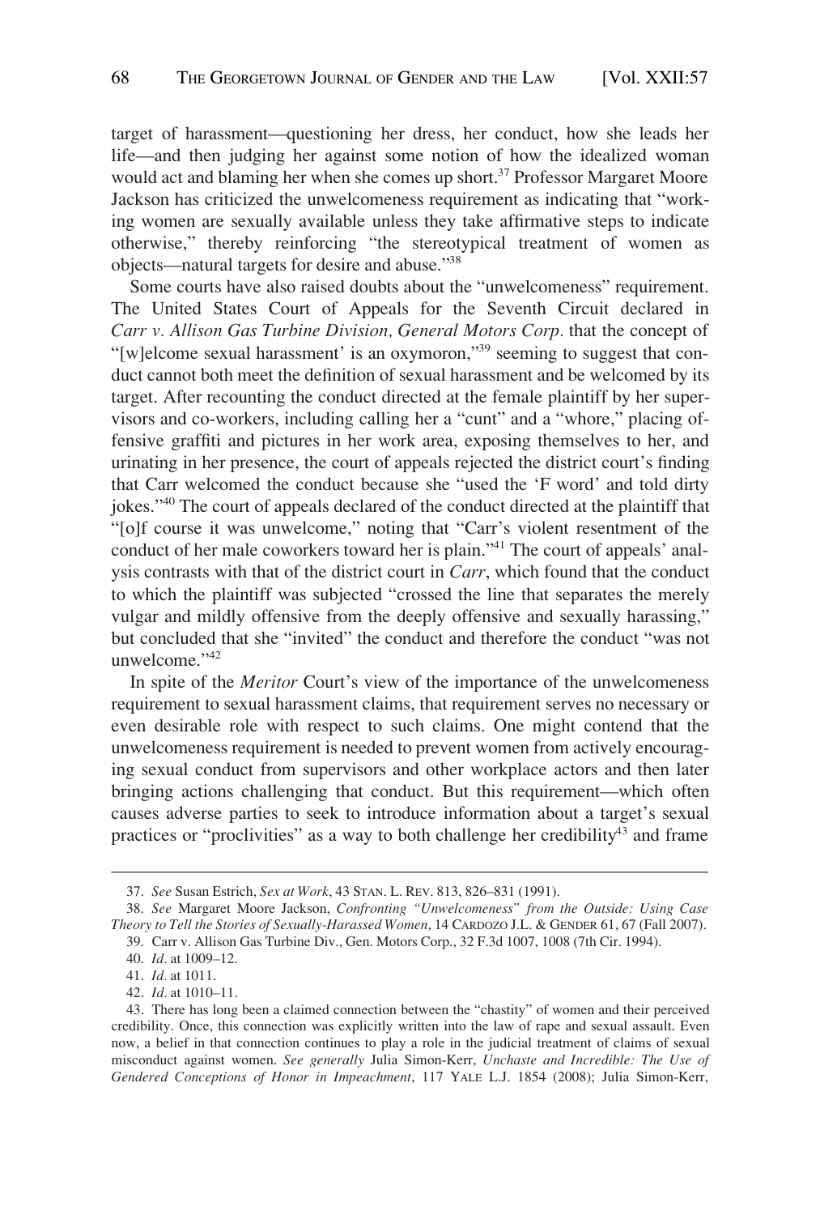target of harassment—questioning her dress, her conduct, how she leads her life—and then judging her against some notion of how the idealized woman would act and blaming her when she comes up short.[37] Professor Margaret Moore Jackson has criticized the unwelcomeness requirement as indicating that "working women are sexually available unless they take affirmative steps to indicate otherwise," thereby reinforcing "the stereotypical treatment of women as objects—natural targets for desire and abuse."[38]

Some courts have also raised doubts about the "unwelcomeness" requirement. The United States Court of Appeals for the Seventh Circuit declared in *Carr v. Allison Gas Turbine Division, General Motors Corp.* that the concept of "[w]elcome sexual harassment' is an oxymoron,"[39] seeming to suggest that conduct cannot both meet the definition of sexual harassment and be welcomed by its target. After recounting the conduct directed at the female plaintiff by her supervisors and co-workers, including calling her a "cunt" and a "whore," placing offensive graffiti and pictures in her work area, exposing themselves to her, and urinating in her presence, the court of appeals rejected the district court's finding that Carr welcomed the conduct because she "used the 'F word' and told dirty jokes."[40] The court of appeals declared of the conduct directed at the plaintiff that "[o]f course it was unwelcome," noting that "Carr's violent resentment of the conduct of her male coworkers toward her is plain."[41] The court of appeals' analysis contrasts with that of the district court in *Carr*, which found that the conduct to which the plaintiff was subjected "crossed the line that separates the merely vulgar and mildly offensive from the deeply offensive and sexually harassing," but concluded that she "invited" the conduct and therefore the conduct "was not unwelcome."[42]

In spite of the *Meritor* Court's view of the importance of the unwelcomeness requirement to sexual harassment claims, that requirement serves no necessary or even desirable role with respect to such claims. One might contend that the unwelcomeness requirement is needed to prevent women from actively encouraging sexual conduct from supervisors and other workplace actors and then later bringing actions challenging that conduct. But this requirement—which often causes adverse parties to seek to introduce information about a target's sexual practices or "proclivities" as a way to both challenge her credibility[43] and frame

---

37. *See* Susan Estrich, *Sex at Work*, 43 STAN. L. REV. 813, 826–831 (1991).

38. *See* Margaret Moore Jackson, *Confronting "Unwelcomeness" from the Outside: Using Case Theory to Tell the Stories of Sexually-Harassed Women*, 14 CARDOZO J.L. & GENDER 61, 67 (Fall 2007).

39. Carr v. Allison Gas Turbine Div., Gen. Motors Corp., 32 F.3d 1007, 1008 (7th Cir. 1994).

40. *Id.* at 1009–12.

41. *Id.* at 1011.

42. *Id.* at 1010–11.

43. There has long been a claimed connection between the "chastity" of women and their perceived credibility. Once, this connection was explicitly written into the law of rape and sexual assault. Even now, a belief in that connection continues to play a role in the judicial treatment of claims of sexual misconduct against women. *See generally* Julia Simon-Kerr, *Unchaste and Incredible: The Use of Gendered Conceptions of Honor in Impeachment*, 117 YALE L.J. 1854 (2008); Julia Simon-Kerr,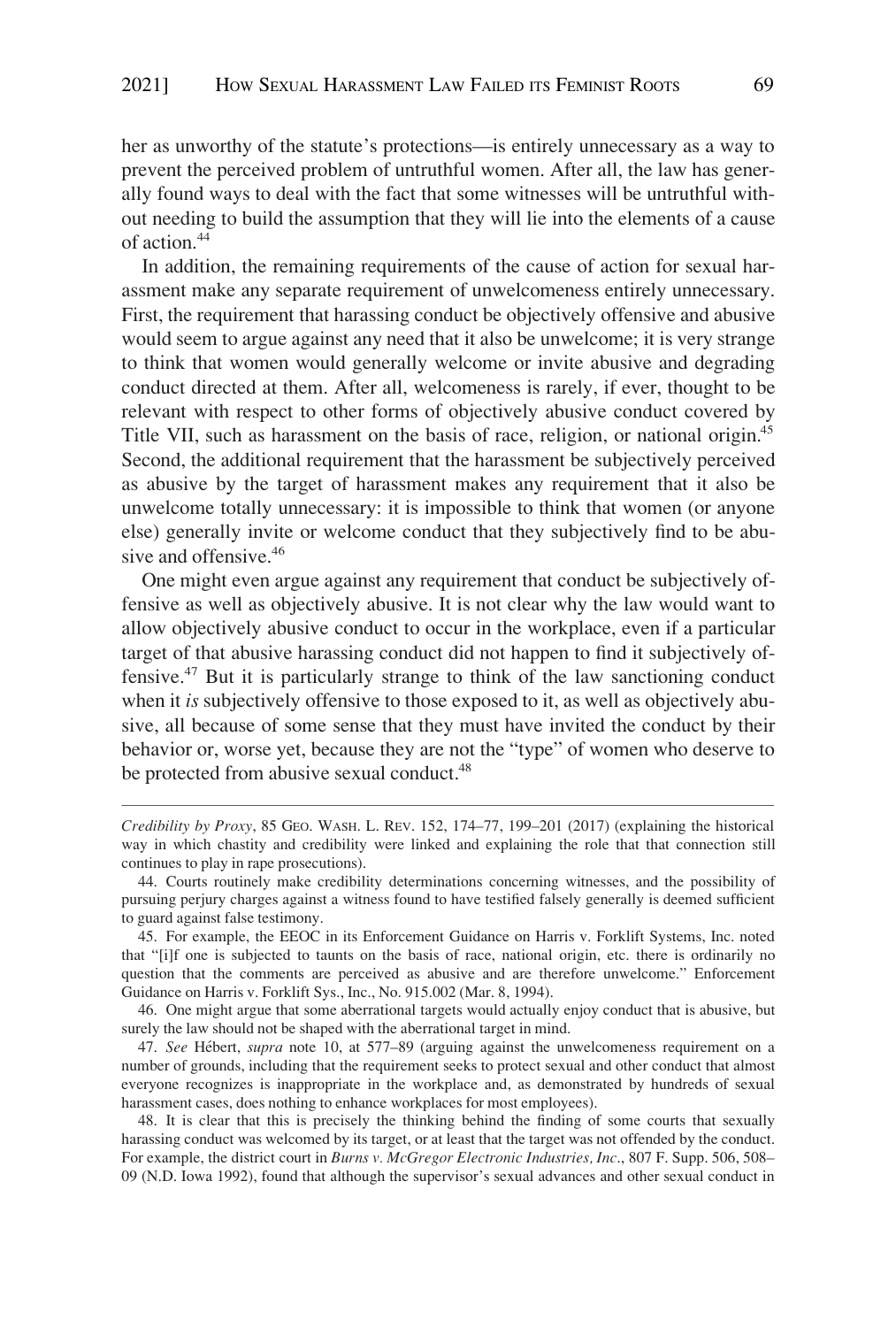her as unworthy of the statute's protections—is entirely unnecessary as a way to prevent the perceived problem of untruthful women. After all, the law has generally found ways to deal with the fact that some witnesses will be untruthful without needing to build the assumption that they will lie into the elements of a cause of action.[44]

In addition, the remaining requirements of the cause of action for sexual harassment make any separate requirement of unwelcomeness entirely unnecessary. First, the requirement that harassing conduct be objectively offensive and abusive would seem to argue against any need that it also be unwelcome; it is very strange to think that women would generally welcome or invite abusive and degrading conduct directed at them. After all, welcomeness is rarely, if ever, thought to be relevant with respect to other forms of objectively abusive conduct covered by Title VII, such as harassment on the basis of race, religion, or national origin.[45] Second, the additional requirement that the harassment be subjectively perceived as abusive by the target of harassment makes any requirement that it also be unwelcome totally unnecessary: it is impossible to think that women (or anyone else) generally invite or welcome conduct that they subjectively find to be abusive and offensive.[46]

One might even argue against any requirement that conduct be subjectively offensive as well as objectively abusive. It is not clear why the law would want to allow objectively abusive conduct to occur in the workplace, even if a particular target of that abusive harassing conduct did not happen to find it subjectively offensive.[47] But it is particularly strange to think of the law sanctioning conduct when it *is* subjectively offensive to those exposed to it, as well as objectively abusive, all because of some sense that they must have invited the conduct by their behavior or, worse yet, because they are not the "type" of women who deserve to be protected from abusive sexual conduct.[48]

---

*Credibility by Proxy*, 85 GEO. WASH. L. REV. 152, 174–77, 199–201 (2017) (explaining the historical way in which chastity and credibility were linked and explaining the role that that connection still continues to play in rape prosecutions).

44. Courts routinely make credibility determinations concerning witnesses, and the possibility of pursuing perjury charges against a witness found to have testified falsely generally is deemed sufficient to guard against false testimony.

45. For example, the EEOC in its Enforcement Guidance on Harris v. Forklift Systems, Inc. noted that "[i]f one is subjected to taunts on the basis of race, national origin, etc. there is ordinarily no question that the comments are perceived as abusive and are therefore unwelcome." Enforcement Guidance on Harris v. Forklift Sys., Inc., No. 915.002 (Mar. 8, 1994).

46. One might argue that some aberrational targets would actually enjoy conduct that is abusive, but surely the law should not be shaped with the aberrational target in mind.

47. *See* Hébert, *supra* note 10, at 577–89 (arguing against the unwelcomeness requirement on a number of grounds, including that the requirement seeks to protect sexual and other conduct that almost everyone recognizes is inappropriate in the workplace and, as demonstrated by hundreds of sexual harassment cases, does nothing to enhance workplaces for most employees).

48. It is clear that this is precisely the thinking behind the finding of some courts that sexually harassing conduct was welcomed by its target, or at least that the target was not offended by the conduct. For example, the district court in *Burns v. McGregor Electronic Industries, Inc.*, 807 F. Supp. 506, 508–09 (N.D. Iowa 1992), found that although the supervisor's sexual advances and other sexual conduct in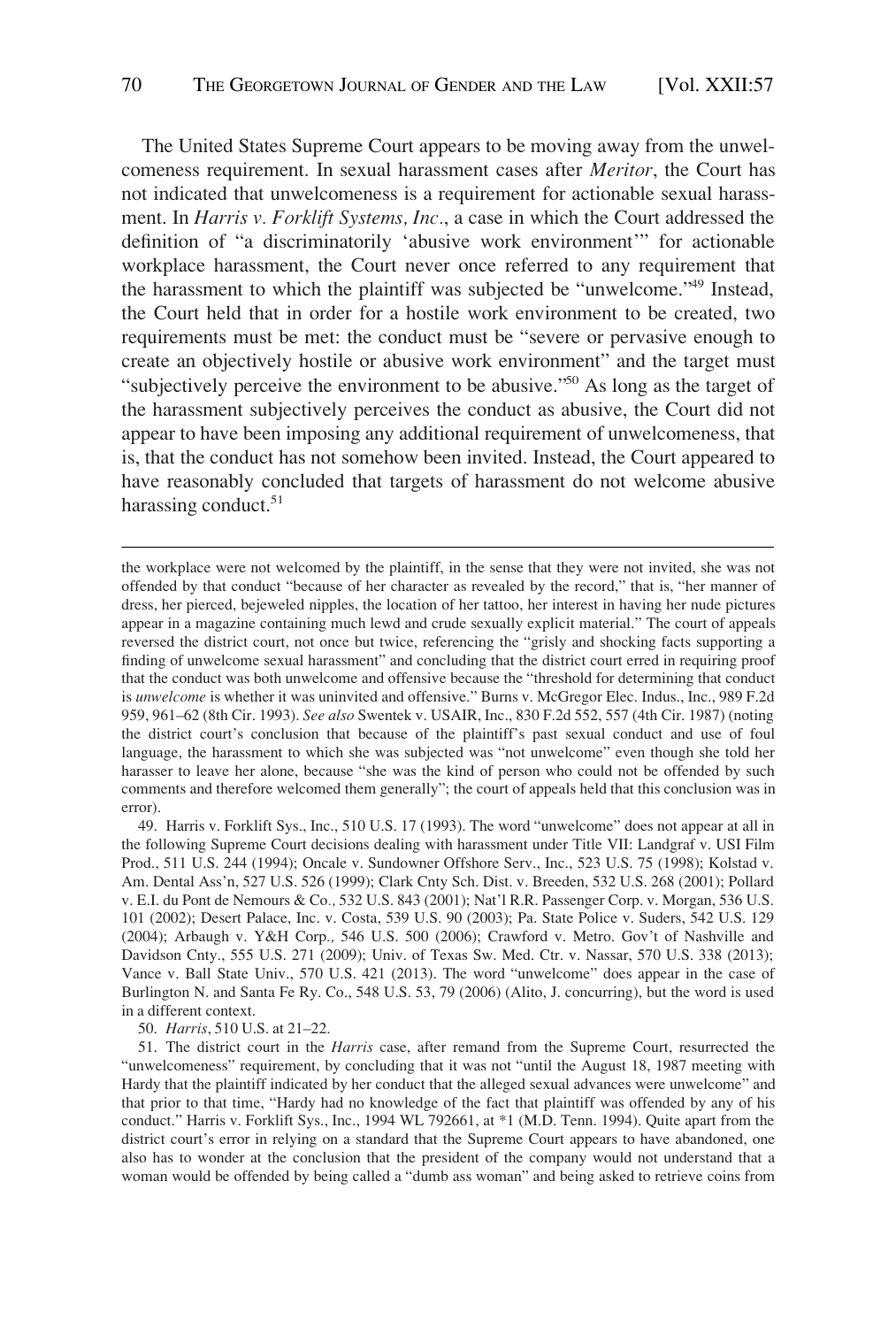The United States Supreme Court appears to be moving away from the unwelcomeness requirement. In sexual harassment cases after *Meritor*, the Court has not indicated that unwelcomeness is a requirement for actionable sexual harassment. In *Harris v. Forklift Systems, Inc*., a case in which the Court addressed the definition of "a discriminatorily 'abusive work environment'" for actionable workplace harassment, the Court never once referred to any requirement that the harassment to which the plaintiff was subjected be "unwelcome."[49] Instead, the Court held that in order for a hostile work environment to be created, two requirements must be met: the conduct must be "severe or pervasive enough to create an objectively hostile or abusive work environment" and the target must "subjectively perceive the environment to be abusive."[50] As long as the target of the harassment subjectively perceives the conduct as abusive, the Court did not appear to have been imposing any additional requirement of unwelcomeness, that is, that the conduct has not somehow been invited. Instead, the Court appeared to have reasonably concluded that targets of harassment do not welcome abusive harassing conduct.[51]

---

the workplace were not welcomed by the plaintiff, in the sense that they were not invited, she was not offended by that conduct "because of her character as revealed by the record," that is, "her manner of dress, her pierced, bejeweled nipples, the location of her tattoo, her interest in having her nude pictures appear in a magazine containing much lewd and crude sexually explicit material." The court of appeals reversed the district court, not once but twice, referencing the "grisly and shocking facts supporting a finding of unwelcome sexual harassment" and concluding that the district court erred in requiring proof that the conduct was both unwelcome and offensive because the "threshold for determining that conduct is *unwelcome* is whether it was uninvited and offensive." Burns v. McGregor Elec. Indus., Inc., 989 F.2d 959, 961–62 (8th Cir. 1993). *See also* Swentek v. USAIR, Inc., 830 F.2d 552, 557 (4th Cir. 1987) (noting the district court's conclusion that because of the plaintiff's past sexual conduct and use of foul language, the harassment to which she was subjected was "not unwelcome" even though she told her harasser to leave her alone, because "she was the kind of person who could not be offended by such comments and therefore welcomed them generally"; the court of appeals held that this conclusion was in error).

49. Harris v. Forklift Sys., Inc., 510 U.S. 17 (1993). The word "unwelcome" does not appear at all in the following Supreme Court decisions dealing with harassment under Title VII: Landgraf v. USI Film Prod., 511 U.S. 244 (1994); Oncale v. Sundowner Offshore Serv., Inc., 523 U.S. 75 (1998); Kolstad v. Am. Dental Ass'n, 527 U.S. 526 (1999); Clark Cnty Sch. Dist. v. Breeden, 532 U.S. 268 (2001); Pollard v. E.I. du Pont de Nemours & Co*.*, 532 U.S. 843 (2001); Nat'l R.R. Passenger Corp. v. Morgan, 536 U.S. 101 (2002); Desert Palace, Inc. v. Costa, 539 U.S. 90 (2003); Pa. State Police v. Suders, 542 U.S. 129 (2004); Arbaugh v. Y&H Corp*.*, 546 U.S. 500 (2006); Crawford v. Metro. Gov't of Nashville and Davidson Cnty., 555 U.S. 271 (2009); Univ. of Texas Sw. Med. Ctr. v. Nassar, 570 U.S. 338 (2013); Vance v. Ball State Univ., 570 U.S. 421 (2013). The word "unwelcome" does appear in the case of Burlington N. and Santa Fe Ry. Co., 548 U.S. 53, 79 (2006) (Alito, J. concurring), but the word is used in a different context.

50. *Harris*, 510 U.S. at 21–22.

51. The district court in the *Harris* case, after remand from the Supreme Court, resurrected the "unwelcomeness" requirement, by concluding that it was not "until the August 18, 1987 meeting with Hardy that the plaintiff indicated by her conduct that the alleged sexual advances were unwelcome" and that prior to that time, "Hardy had no knowledge of the fact that plaintiff was offended by any of his conduct." Harris v. Forklift Sys., Inc., 1994 WL 792661, at *1 (M.D. Tenn. 1994). Quite apart from the district court's error in relying on a standard that the Supreme Court appears to have abandoned, one also has to wonder at the conclusion that the president of the company would not understand that a woman would be offended by being called a "dumb ass woman" and being asked to retrieve coins from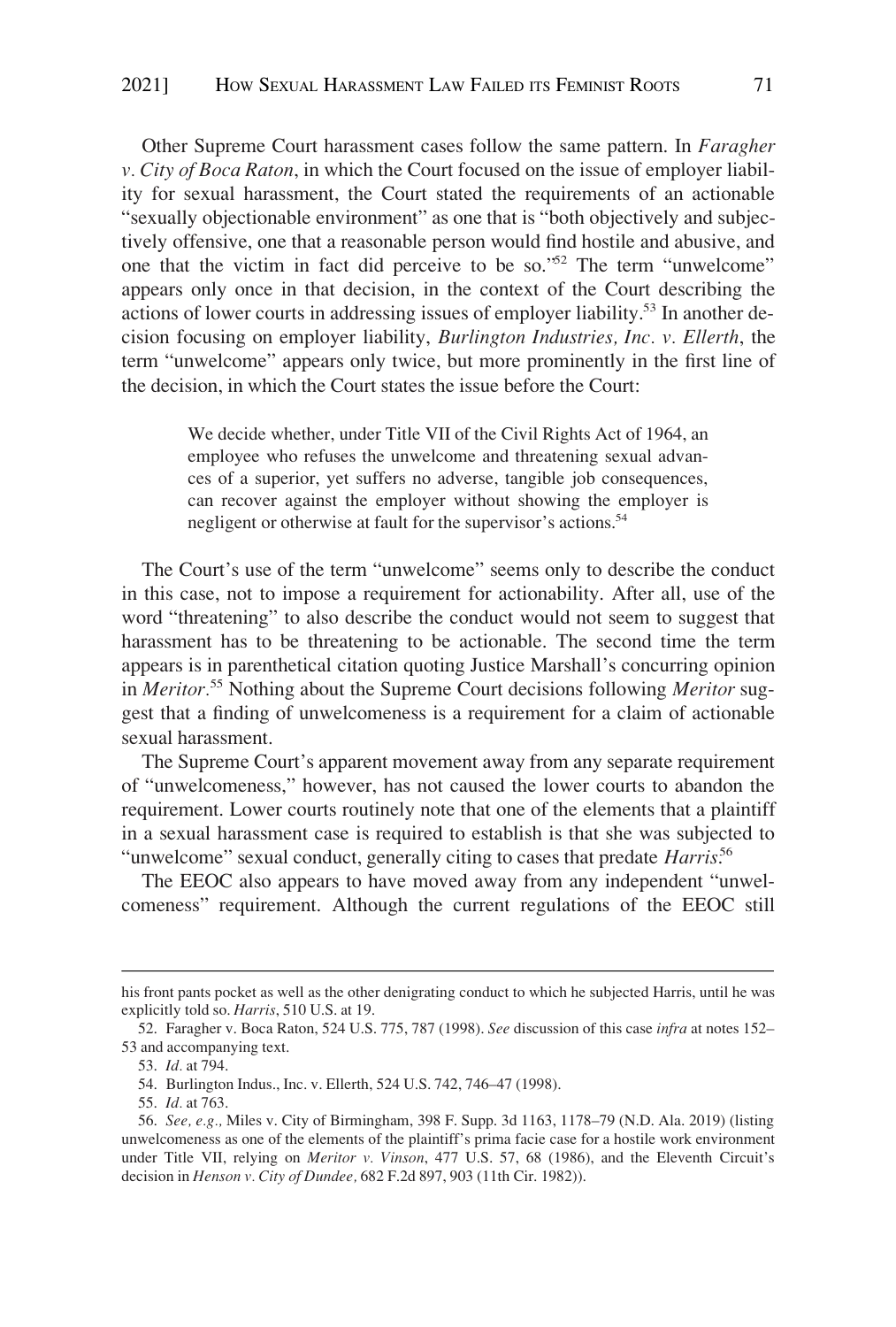Other Supreme Court harassment cases follow the same pattern. In *Faragher v. City of Boca Raton*, in which the Court focused on the issue of employer liability for sexual harassment, the Court stated the requirements of an actionable "sexually objectionable environment" as one that is "both objectively and subjectively offensive, one that a reasonable person would find hostile and abusive, and one that the victim in fact did perceive to be so."[52] The term "unwelcome" appears only once in that decision, in the context of the Court describing the actions of lower courts in addressing issues of employer liability.[53] In another decision focusing on employer liability, *Burlington Industries, Inc. v. Ellerth*, the term "unwelcome" appears only twice, but more prominently in the first line of the decision, in which the Court states the issue before the Court:

> We decide whether, under Title VII of the Civil Rights Act of 1964, an employee who refuses the unwelcome and threatening sexual advances of a superior, yet suffers no adverse, tangible job consequences, can recover against the employer without showing the employer is negligent or otherwise at fault for the supervisor's actions.[54]

The Court's use of the term "unwelcome" seems only to describe the conduct in this case, not to impose a requirement for actionability. After all, use of the word "threatening" to also describe the conduct would not seem to suggest that harassment has to be threatening to be actionable. The second time the term appears is in parenthetical citation quoting Justice Marshall's concurring opinion in *Meritor*.[55] Nothing about the Supreme Court decisions following *Meritor* suggest that a finding of unwelcomeness is a requirement for a claim of actionable sexual harassment.

The Supreme Court's apparent movement away from any separate requirement of "unwelcomeness," however, has not caused the lower courts to abandon the requirement. Lower courts routinely note that one of the elements that a plaintiff in a sexual harassment case is required to establish is that she was subjected to "unwelcome" sexual conduct, generally citing to cases that predate *Harris*.[56]

The EEOC also appears to have moved away from any independent "unwelcomeness" requirement. Although the current regulations of the EEOC still

---

his front pants pocket as well as the other denigrating conduct to which he subjected Harris, until he was explicitly told so. *Harris*, 510 U.S. at 19.

52. Faragher v. Boca Raton, 524 U.S. 775, 787 (1998). *See* discussion of this case *infra* at notes 152–53 and accompanying text.

53. *Id.* at 794.

54. Burlington Indus., Inc. v. Ellerth, 524 U.S. 742, 746–47 (1998).

55. *Id.* at 763.

56. *See, e.g.,* Miles v. City of Birmingham, 398 F. Supp. 3d 1163, 1178–79 (N.D. Ala. 2019) (listing unwelcomeness as one of the elements of the plaintiff's prima facie case for a hostile work environment under Title VII, relying on *Meritor v. Vinson*, 477 U.S. 57, 68 (1986), and the Eleventh Circuit's decision in *Henson v. City of Dundee,* 682 F.2d 897, 903 (11th Cir. 1982)).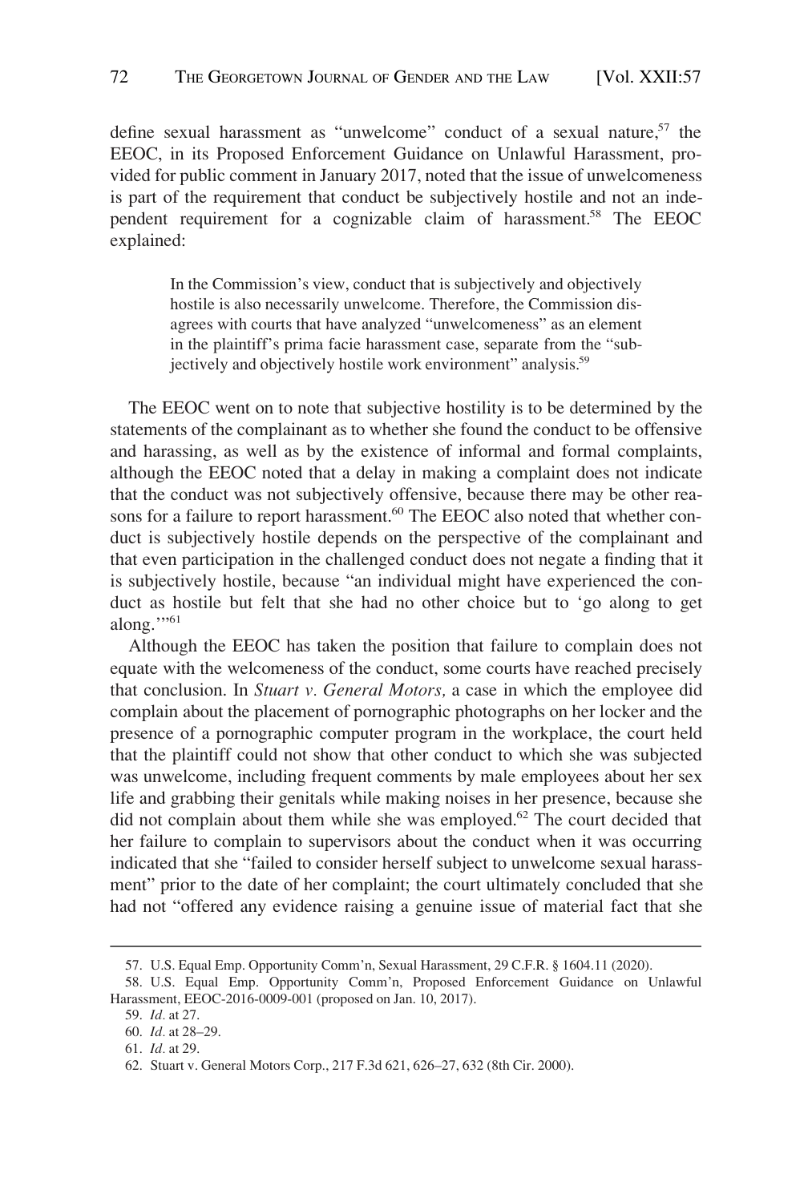define sexual harassment as "unwelcome" conduct of a sexual nature,[57] the EEOC, in its Proposed Enforcement Guidance on Unlawful Harassment, provided for public comment in January 2017, noted that the issue of unwelcomeness is part of the requirement that conduct be subjectively hostile and not an independent requirement for a cognizable claim of harassment.[58] The EEOC explained:

> In the Commission's view, conduct that is subjectively and objectively hostile is also necessarily unwelcome. Therefore, the Commission disagrees with courts that have analyzed "unwelcomeness" as an element in the plaintiff's prima facie harassment case, separate from the "subjectively and objectively hostile work environment" analysis.[59]

The EEOC went on to note that subjective hostility is to be determined by the statements of the complainant as to whether she found the conduct to be offensive and harassing, as well as by the existence of informal and formal complaints, although the EEOC noted that a delay in making a complaint does not indicate that the conduct was not subjectively offensive, because there may be other reasons for a failure to report harassment.[60] The EEOC also noted that whether conduct is subjectively hostile depends on the perspective of the complainant and that even participation in the challenged conduct does not negate a finding that it is subjectively hostile, because "an individual might have experienced the conduct as hostile but felt that she had no other choice but to 'go along to get along.'"[61]

Although the EEOC has taken the position that failure to complain does not equate with the welcomeness of the conduct, some courts have reached precisely that conclusion. In *Stuart v. General Motors,* a case in which the employee did complain about the placement of pornographic photographs on her locker and the presence of a pornographic computer program in the workplace, the court held that the plaintiff could not show that other conduct to which she was subjected was unwelcome, including frequent comments by male employees about her sex life and grabbing their genitals while making noises in her presence, because she did not complain about them while she was employed.[62] The court decided that her failure to complain to supervisors about the conduct when it was occurring indicated that she "failed to consider herself subject to unwelcome sexual harassment" prior to the date of her complaint; the court ultimately concluded that she had not "offered any evidence raising a genuine issue of material fact that she

---

57. U.S. Equal Emp. Opportunity Comm'n, Sexual Harassment, 29 C.F.R. § 1604.11 (2020).

58. U.S. Equal Emp. Opportunity Comm'n, Proposed Enforcement Guidance on Unlawful Harassment, EEOC-2016-0009-001 (proposed on Jan. 10, 2017).

59. *Id.* at 27.

60. *Id.* at 28–29.

61. *Id.* at 29.

62. Stuart v. General Motors Corp., 217 F.3d 621, 626–27, 632 (8th Cir. 2000).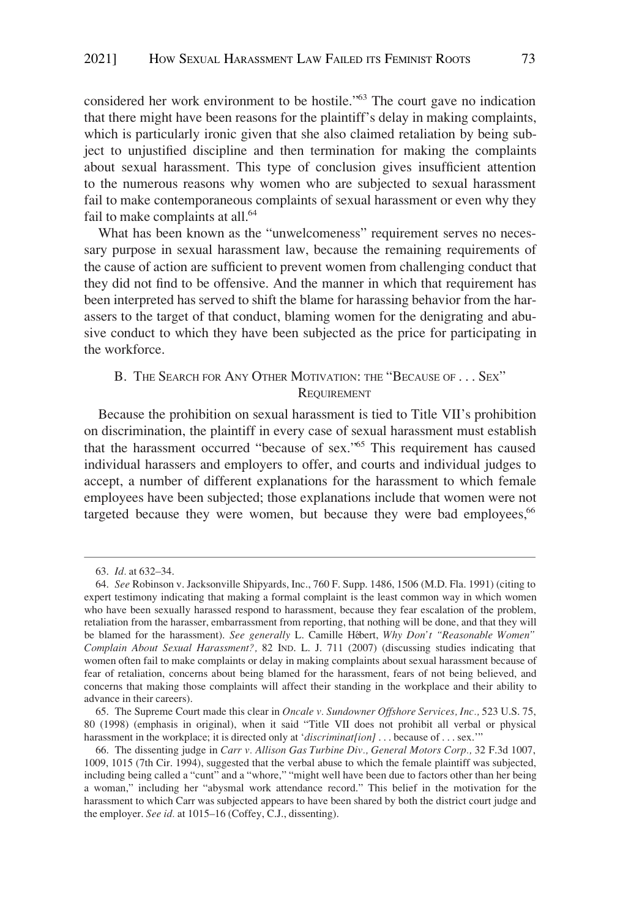considered her work environment to be hostile."[63] The court gave no indication that there might have been reasons for the plaintiff's delay in making complaints, which is particularly ironic given that she also claimed retaliation by being subject to unjustified discipline and then termination for making the complaints about sexual harassment. This type of conclusion gives insufficient attention to the numerous reasons why women who are subjected to sexual harassment fail to make contemporaneous complaints of sexual harassment or even why they fail to make complaints at all.[64]

What has been known as the "unwelcomeness" requirement serves no necessary purpose in sexual harassment law, because the remaining requirements of the cause of action are sufficient to prevent women from challenging conduct that they did not find to be offensive. And the manner in which that requirement has been interpreted has served to shift the blame for harassing behavior from the harassers to the target of that conduct, blaming women for the denigrating and abusive conduct to which they have been subjected as the price for participating in the workforce.

### B. The Search for Any Other Motivation: the "Because of . . . Sex" Requirement

Because the prohibition on sexual harassment is tied to Title VII's prohibition on discrimination, the plaintiff in every case of sexual harassment must establish that the harassment occurred "because of sex."[65] This requirement has caused individual harassers and employers to offer, and courts and individual judges to accept, a number of different explanations for the harassment to which female employees have been subjected; those explanations include that women were not targeted because they were women, but because they were bad employees,[66]

---

63. *Id.* at 632–34.

64. *See* Robinson v. Jacksonville Shipyards, Inc., 760 F. Supp. 1486, 1506 (M.D. Fla. 1991) (citing to expert testimony indicating that making a formal complaint is the least common way in which women who have been sexually harassed respond to harassment, because they fear escalation of the problem, retaliation from the harasser, embarrassment from reporting, that nothing will be done, and that they will be blamed for the harassment). *See generally* L. Camille Hébert, *Why Don't "Reasonable Women" Complain About Sexual Harassment?*, 82 Ind. L. J. 711 (2007) (discussing studies indicating that women often fail to make complaints or delay in making complaints about sexual harassment because of fear of retaliation, concerns about being blamed for the harassment, fears of not being believed, and concerns that making those complaints will affect their standing in the workplace and their ability to advance in their careers).

65. The Supreme Court made this clear in *Oncale v. Sundowner Offshore Services, Inc.*, 523 U.S. 75, 80 (1998) (emphasis in original), when it said "Title VII does not prohibit all verbal or physical harassment in the workplace; it is directed only at '*discriminat[ion]* . . . because of . . . sex.'"

66. The dissenting judge in *Carr v. Allison Gas Turbine Div., General Motors Corp.*, 32 F.3d 1007, 1009, 1015 (7th Cir. 1994), suggested that the verbal abuse to which the female plaintiff was subjected, including being called a "cunt" and a "whore," "might well have been due to factors other than her being a woman," including her "abysmal work attendance record." This belief in the motivation for the harassment to which Carr was subjected appears to have been shared by both the district court judge and the employer. *See id.* at 1015–16 (Coffey, C.J., dissenting).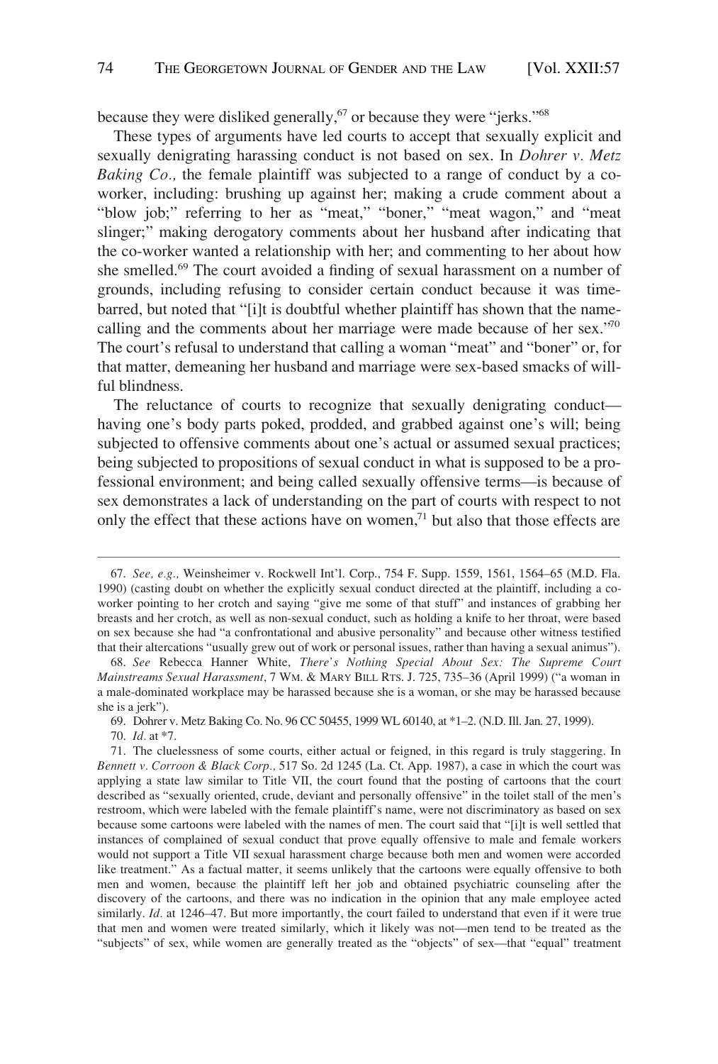because they were disliked generally,[67] or because they were "jerks."[68]

These types of arguments have led courts to accept that sexually explicit and sexually denigrating harassing conduct is not based on sex. In *Dohrer v. Metz Baking Co.,* the female plaintiff was subjected to a range of conduct by a co-worker, including: brushing up against her; making a crude comment about a "blow job;" referring to her as "meat," "boner," "meat wagon," and "meat slinger;" making derogatory comments about her husband after indicating that the co-worker wanted a relationship with her; and commenting to her about how she smelled.[69] The court avoided a finding of sexual harassment on a number of grounds, including refusing to consider certain conduct because it was time-barred, but noted that "[i]t is doubtful whether plaintiff has shown that the name-calling and the comments about her marriage were made because of her sex."[70] The court's refusal to understand that calling a woman "meat" and "boner" or, for that matter, demeaning her husband and marriage were sex-based smacks of willful blindness.

The reluctance of courts to recognize that sexually denigrating conduct—having one's body parts poked, prodded, and grabbed against one's will; being subjected to offensive comments about one's actual or assumed sexual practices; being subjected to propositions of sexual conduct in what is supposed to be a professional environment; and being called sexually offensive terms—is because of sex demonstrates a lack of understanding on the part of courts with respect to not only the effect that these actions have on women,[71] but also that those effects are

---

67. *See, e.g.,* Weinsheimer v. Rockwell Int'l. Corp., 754 F. Supp. 1559, 1561, 1564–65 (M.D. Fla. 1990) (casting doubt on whether the explicitly sexual conduct directed at the plaintiff, including a co-worker pointing to her crotch and saying "give me some of that stuff" and instances of grabbing her breasts and her crotch, as well as non-sexual conduct, such as holding a knife to her throat, were based on sex because she had "a confrontational and abusive personality" and because other witness testified that their altercations "usually grew out of work or personal issues, rather than having a sexual animus").

68. *See* Rebecca Hanner White, *There's Nothing Special About Sex: The Supreme Court Mainstreams Sexual Harassment*, 7 WM. & MARY BILL RTS. J. 725, 735–36 (April 1999) ("a woman in a male-dominated workplace may be harassed because she is a woman, or she may be harassed because she is a jerk").

69. Dohrer v. Metz Baking Co. No. 96 CC 50455, 1999 WL 60140, at *1–2. (N.D. Ill. Jan. 27, 1999).

70. *Id.* at *7.

71. The cluelessness of some courts, either actual or feigned, in this regard is truly staggering. In *Bennett v. Corroon & Black Corp.,* 517 So. 2d 1245 (La. Ct. App. 1987), a case in which the court was applying a state law similar to Title VII, the court found that the posting of cartoons that the court described as "sexually oriented, crude, deviant and personally offensive" in the toilet stall of the men's restroom, which were labeled with the female plaintiff's name, were not discriminatory as based on sex because some cartoons were labeled with the names of men. The court said that "[i]t is well settled that instances of complained of sexual conduct that prove equally offensive to male and female workers would not support a Title VII sexual harassment charge because both men and women were accorded like treatment." As a factual matter, it seems unlikely that the cartoons were equally offensive to both men and women, because the plaintiff left her job and obtained psychiatric counseling after the discovery of the cartoons, and there was no indication in the opinion that any male employee acted similarly. *Id.* at 1246–47. But more importantly, the court failed to understand that even if it were true that men and women were treated similarly, which it likely was not—men tend to be treated as the "subjects" of sex, while women are generally treated as the "objects" of sex—that "equal" treatment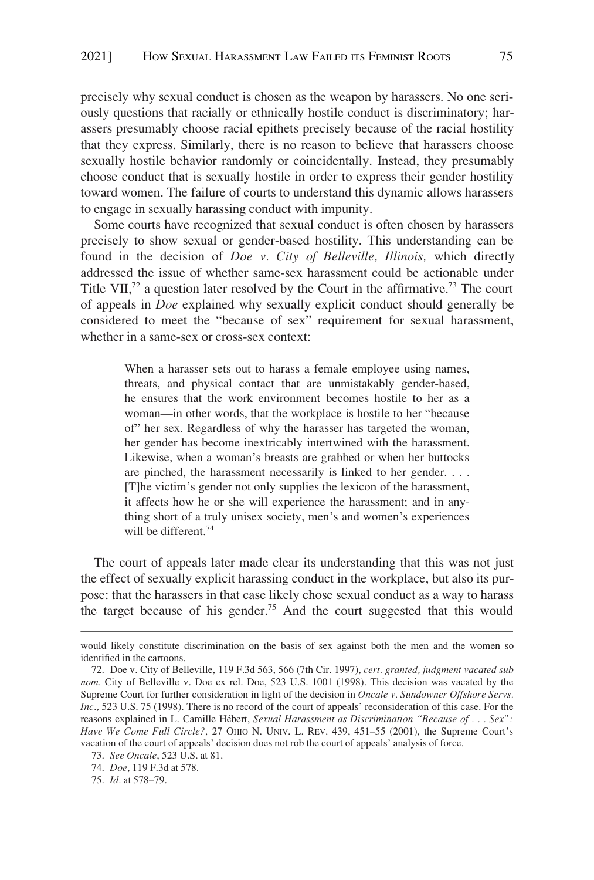precisely why sexual conduct is chosen as the weapon by harassers. No one seriously questions that racially or ethnically hostile conduct is discriminatory; harassers presumably choose racial epithets precisely because of the racial hostility that they express. Similarly, there is no reason to believe that harassers choose sexually hostile behavior randomly or coincidentally. Instead, they presumably choose conduct that is sexually hostile in order to express their gender hostility toward women. The failure of courts to understand this dynamic allows harassers to engage in sexually harassing conduct with impunity.

Some courts have recognized that sexual conduct is often chosen by harassers precisely to show sexual or gender-based hostility. This understanding can be found in the decision of *Doe v. City of Belleville, Illinois,* which directly addressed the issue of whether same-sex harassment could be actionable under Title VII,[72] a question later resolved by the Court in the affirmative.[73] The court of appeals in *Doe* explained why sexually explicit conduct should generally be considered to meet the "because of sex" requirement for sexual harassment, whether in a same-sex or cross-sex context:

> When a harasser sets out to harass a female employee using names, threats, and physical contact that are unmistakably gender-based, he ensures that the work environment becomes hostile to her as a woman—in other words, that the workplace is hostile to her "because of" her sex. Regardless of why the harasser has targeted the woman, her gender has become inextricably intertwined with the harassment. Likewise, when a woman's breasts are grabbed or when her buttocks are pinched, the harassment necessarily is linked to her gender. . . . [T]he victim's gender not only supplies the lexicon of the harassment, it affects how he or she will experience the harassment; and in anything short of a truly unisex society, men's and women's experiences will be different.[74]

The court of appeals later made clear its understanding that this was not just the effect of sexually explicit harassing conduct in the workplace, but also its purpose: that the harassers in that case likely chose sexual conduct as a way to harass the target because of his gender.[75] And the court suggested that this would

---

would likely constitute discrimination on the basis of sex against both the men and the women so identified in the cartoons.

72. Doe v. City of Belleville, 119 F.3d 563, 566 (7th Cir. 1997), *cert. granted, judgment vacated sub nom.* City of Belleville v. Doe ex rel. Doe, 523 U.S. 1001 (1998). This decision was vacated by the Supreme Court for further consideration in light of the decision in *Oncale v. Sundowner Offshore Servs. Inc.,* 523 U.S. 75 (1998). There is no record of the court of appeals' reconsideration of this case. For the reasons explained in L. Camille Hébert, *Sexual Harassment as Discrimination "Because of . . . Sex": Have We Come Full Circle?,* 27 OHIO N. UNIV. L. REV. 439, 451–55 (2001), the Supreme Court's vacation of the court of appeals' decision does not rob the court of appeals' analysis of force.

73. *See Oncale*, 523 U.S. at 81.

74. *Doe*, 119 F.3d at 578.

75. *Id.* at 578–79.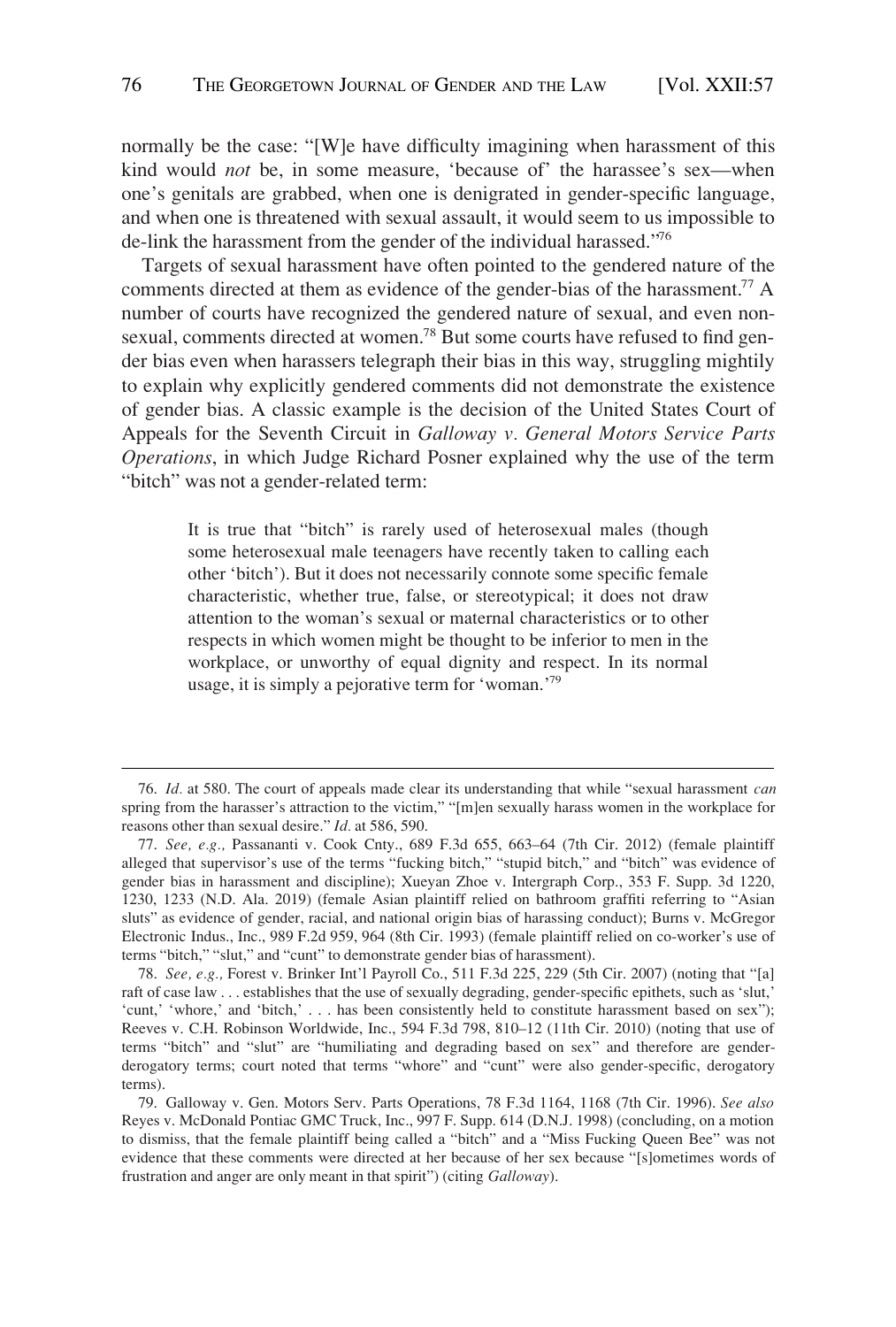normally be the case: "[W]e have difficulty imagining when harassment of this kind would *not* be, in some measure, 'because of' the harassee's sex—when one's genitals are grabbed, when one is denigrated in gender-specific language, and when one is threatened with sexual assault, it would seem to us impossible to de-link the harassment from the gender of the individual harassed."[76]

Targets of sexual harassment have often pointed to the gendered nature of the comments directed at them as evidence of the gender-bias of the harassment.[77] A number of courts have recognized the gendered nature of sexual, and even non-sexual, comments directed at women.[78] But some courts have refused to find gender bias even when harassers telegraph their bias in this way, struggling mightily to explain why explicitly gendered comments did not demonstrate the existence of gender bias. A classic example is the decision of the United States Court of Appeals for the Seventh Circuit in *Galloway v. General Motors Service Parts Operations*, in which Judge Richard Posner explained why the use of the term "bitch" was not a gender-related term:

> It is true that "bitch" is rarely used of heterosexual males (though some heterosexual male teenagers have recently taken to calling each other 'bitch'). But it does not necessarily connote some specific female characteristic, whether true, false, or stereotypical; it does not draw attention to the woman's sexual or maternal characteristics or to other respects in which women might be thought to be inferior to men in the workplace, or unworthy of equal dignity and respect. In its normal usage, it is simply a pejorative term for 'woman.'[79]

---

76. *Id.* at 580. The court of appeals made clear its understanding that while "sexual harassment *can* spring from the harasser's attraction to the victim," "[m]en sexually harass women in the workplace for reasons other than sexual desire." *Id.* at 586, 590.

77. *See, e.g.,* Passananti v. Cook Cnty., 689 F.3d 655, 663–64 (7th Cir. 2012) (female plaintiff alleged that supervisor's use of the terms "fucking bitch," "stupid bitch," and "bitch" was evidence of gender bias in harassment and discipline); Xueyan Zhoe v. Intergraph Corp., 353 F. Supp. 3d 1220, 1230, 1233 (N.D. Ala. 2019) (female Asian plaintiff relied on bathroom graffiti referring to "Asian sluts" as evidence of gender, racial, and national origin bias of harassing conduct); Burns v. McGregor Electronic Indus., Inc., 989 F.2d 959, 964 (8th Cir. 1993) (female plaintiff relied on co-worker's use of terms "bitch," "slut," and "cunt" to demonstrate gender bias of harassment).

78. *See, e.g.,* Forest v. Brinker Int'l Payroll Co., 511 F.3d 225, 229 (5th Cir. 2007) (noting that "[a] raft of case law . . . establishes that the use of sexually degrading, gender-specific epithets, such as 'slut,' 'cunt,' 'whore,' and 'bitch,' . . . has been consistently held to constitute harassment based on sex"); Reeves v. C.H. Robinson Worldwide, Inc., 594 F.3d 798, 810–12 (11th Cir. 2010) (noting that use of terms "bitch" and "slut" are "humiliating and degrading based on sex" and therefore are gender-derogatory terms; court noted that terms "whore" and "cunt" were also gender-specific, derogatory terms).

79. Galloway v. Gen. Motors Serv. Parts Operations, 78 F.3d 1164, 1168 (7th Cir. 1996). *See also* Reyes v. McDonald Pontiac GMC Truck, Inc., 997 F. Supp. 614 (D.N.J. 1998) (concluding, on a motion to dismiss, that the female plaintiff being called a "bitch" and a "Miss Fucking Queen Bee" was not evidence that these comments were directed at her because of her sex because "[s]ometimes words of frustration and anger are only meant in that spirit") (citing *Galloway*).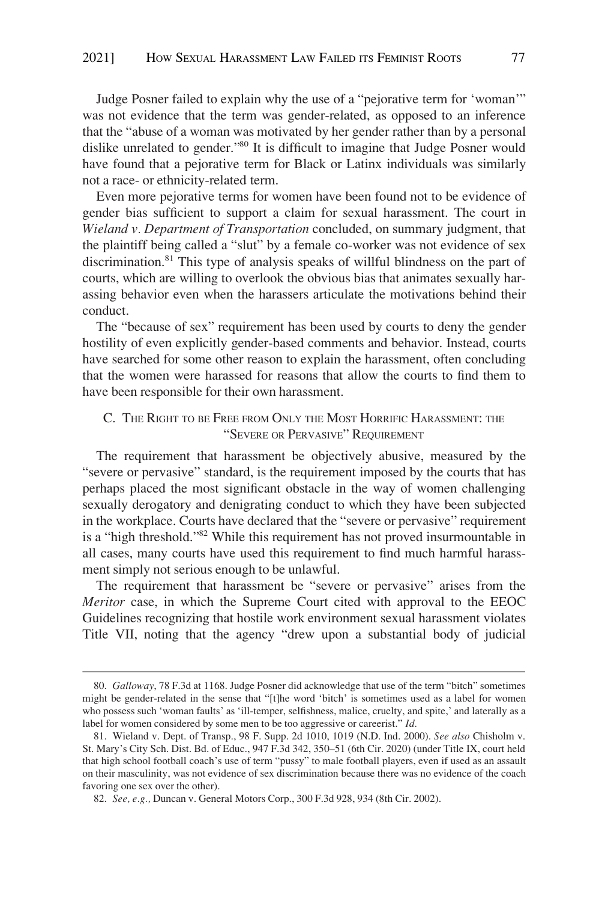Judge Posner failed to explain why the use of a "pejorative term for 'woman'" was not evidence that the term was gender-related, as opposed to an inference that the "abuse of a woman was motivated by her gender rather than by a personal dislike unrelated to gender."[80] It is difficult to imagine that Judge Posner would have found that a pejorative term for Black or Latinx individuals was similarly not a race- or ethnicity-related term.

Even more pejorative terms for women have been found not to be evidence of gender bias sufficient to support a claim for sexual harassment. The court in *Wieland v. Department of Transportation* concluded, on summary judgment, that the plaintiff being called a "slut" by a female co-worker was not evidence of sex discrimination.[81] This type of analysis speaks of willful blindness on the part of courts, which are willing to overlook the obvious bias that animates sexually harassing behavior even when the harassers articulate the motivations behind their conduct.

The "because of sex" requirement has been used by courts to deny the gender hostility of even explicitly gender-based comments and behavior. Instead, courts have searched for some other reason to explain the harassment, often concluding that the women were harassed for reasons that allow the courts to find them to have been responsible for their own harassment.

### C. The Right to be Free from Only the Most Horrific Harassment: the "Severe or Pervasive" Requirement

The requirement that harassment be objectively abusive, measured by the "severe or pervasive" standard, is the requirement imposed by the courts that has perhaps placed the most significant obstacle in the way of women challenging sexually derogatory and denigrating conduct to which they have been subjected in the workplace. Courts have declared that the "severe or pervasive" requirement is a "high threshold."[82] While this requirement has not proved insurmountable in all cases, many courts have used this requirement to find much harmful harassment simply not serious enough to be unlawful.

The requirement that harassment be "severe or pervasive" arises from the *Meritor* case, in which the Supreme Court cited with approval to the EEOC Guidelines recognizing that hostile work environment sexual harassment violates Title VII, noting that the agency "drew upon a substantial body of judicial

---

80. *Galloway*, 78 F.3d at 1168. Judge Posner did acknowledge that use of the term "bitch" sometimes might be gender-related in the sense that "[t]he word 'bitch' is sometimes used as a label for women who possess such 'woman faults' as 'ill-temper, selfishness, malice, cruelty, and spite,' and laterally as a label for women considered by some men to be too aggressive or careerist." *Id.*

81. Wieland v. Dept. of Transp., 98 F. Supp. 2d 1010, 1019 (N.D. Ind. 2000). *See also* Chisholm v. St. Mary's City Sch. Dist. Bd. of Educ., 947 F.3d 342, 350–51 (6th Cir. 2020) (under Title IX, court held that high school football coach's use of term "pussy" to male football players, even if used as an assault on their masculinity, was not evidence of sex discrimination because there was no evidence of the coach favoring one sex over the other).

82. *See, e.g.,* Duncan v. General Motors Corp., 300 F.3d 928, 934 (8th Cir. 2002).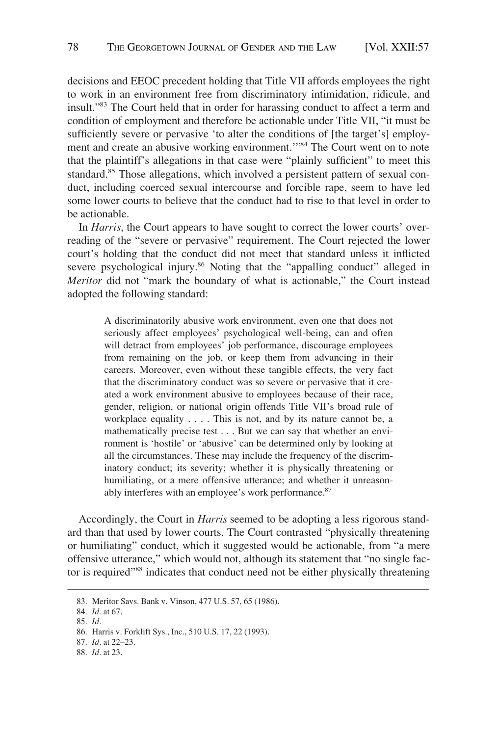decisions and EEOC precedent holding that Title VII affords employees the right to work in an environment free from discriminatory intimidation, ridicule, and insult."[83] The Court held that in order for harassing conduct to affect a term and condition of employment and therefore be actionable under Title VII, "it must be sufficiently severe or pervasive 'to alter the conditions of [the target's] employment and create an abusive working environment.'"[84] The Court went on to note that the plaintiff's allegations in that case were "plainly sufficient" to meet this standard.[85] Those allegations, which involved a persistent pattern of sexual conduct, including coerced sexual intercourse and forcible rape, seem to have led some lower courts to believe that the conduct had to rise to that level in order to be actionable.

In *Harris*, the Court appears to have sought to correct the lower courts' over-reading of the "severe or pervasive" requirement. The Court rejected the lower court's holding that the conduct did not meet that standard unless it inflicted severe psychological injury.[86] Noting that the "appalling conduct" alleged in *Meritor* did not "mark the boundary of what is actionable," the Court instead adopted the following standard:

> A discriminatorily abusive work environment, even one that does not seriously affect employees' psychological well-being, can and often will detract from employees' job performance, discourage employees from remaining on the job, or keep them from advancing in their careers. Moreover, even without these tangible effects, the very fact that the discriminatory conduct was so severe or pervasive that it created a work environment abusive to employees because of their race, gender, religion, or national origin offends Title VII's broad rule of workplace equality . . . . This is not, and by its nature cannot be, a mathematically precise test . . . But we can say that whether an environment is 'hostile' or 'abusive' can be determined only by looking at all the circumstances. These may include the frequency of the discriminatory conduct; its severity; whether it is physically threatening or humiliating, or a mere offensive utterance; and whether it unreasonably interferes with an employee's work performance.[87]

Accordingly, the Court in *Harris* seemed to be adopting a less rigorous standard than that used by lower courts. The Court contrasted "physically threatening or humiliating" conduct, which it suggested would be actionable, from "a mere offensive utterance," which would not, although its statement that "no single factor is required"[88] indicates that conduct need not be either physically threatening

83. Meritor Savs. Bank v. Vinson, 477 U.S. 57, 65 (1986).

84. *Id.* at 67.

85. *Id.*

86. Harris v. Forklift Sys., Inc., 510 U.S. 17, 22 (1993).

87. *Id.* at 22–23.

88. *Id.* at 23.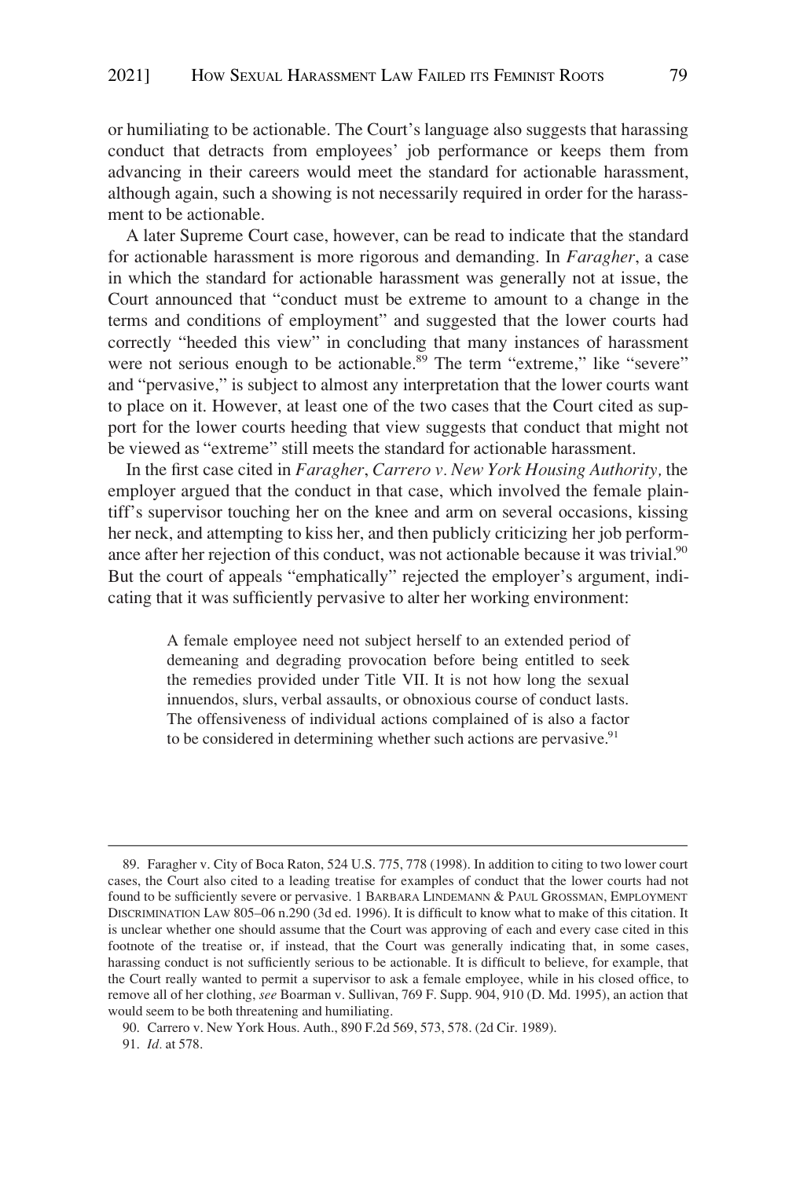or humiliating to be actionable. The Court's language also suggests that harassing conduct that detracts from employees' job performance or keeps them from advancing in their careers would meet the standard for actionable harassment, although again, such a showing is not necessarily required in order for the harassment to be actionable.

A later Supreme Court case, however, can be read to indicate that the standard for actionable harassment is more rigorous and demanding. In *Faragher*, a case in which the standard for actionable harassment was generally not at issue, the Court announced that "conduct must be extreme to amount to a change in the terms and conditions of employment" and suggested that the lower courts had correctly "heeded this view" in concluding that many instances of harassment were not serious enough to be actionable.[89] The term "extreme," like "severe" and "pervasive," is subject to almost any interpretation that the lower courts want to place on it. However, at least one of the two cases that the Court cited as support for the lower courts heeding that view suggests that conduct that might not be viewed as "extreme" still meets the standard for actionable harassment.

In the first case cited in *Faragher*, *Carrero v. New York Housing Authority,* the employer argued that the conduct in that case, which involved the female plaintiff's supervisor touching her on the knee and arm on several occasions, kissing her neck, and attempting to kiss her, and then publicly criticizing her job performance after her rejection of this conduct, was not actionable because it was trivial.[90] But the court of appeals "emphatically" rejected the employer's argument, indicating that it was sufficiently pervasive to alter her working environment:

> A female employee need not subject herself to an extended period of demeaning and degrading provocation before being entitled to seek the remedies provided under Title VII. It is not how long the sexual innuendos, slurs, verbal assaults, or obnoxious course of conduct lasts. The offensiveness of individual actions complained of is also a factor to be considered in determining whether such actions are pervasive.[91]

---

89. Faragher v. City of Boca Raton, 524 U.S. 775, 778 (1998). In addition to citing to two lower court cases, the Court also cited to a leading treatise for examples of conduct that the lower courts had not found to be sufficiently severe or pervasive. 1 BARBARA LINDEMANN & PAUL GROSSMAN, EMPLOYMENT DISCRIMINATION LAW 805–06 n.290 (3d ed. 1996). It is difficult to know what to make of this citation. It is unclear whether one should assume that the Court was approving of each and every case cited in this footnote of the treatise or, if instead, that the Court was generally indicating that, in some cases, harassing conduct is not sufficiently serious to be actionable. It is difficult to believe, for example, that the Court really wanted to permit a supervisor to ask a female employee, while in his closed office, to remove all of her clothing, *see* Boarman v. Sullivan, 769 F. Supp. 904, 910 (D. Md. 1995), an action that would seem to be both threatening and humiliating.

90. Carrero v. New York Hous. Auth., 890 F.2d 569, 573, 578. (2d Cir. 1989).

91. *Id.* at 578.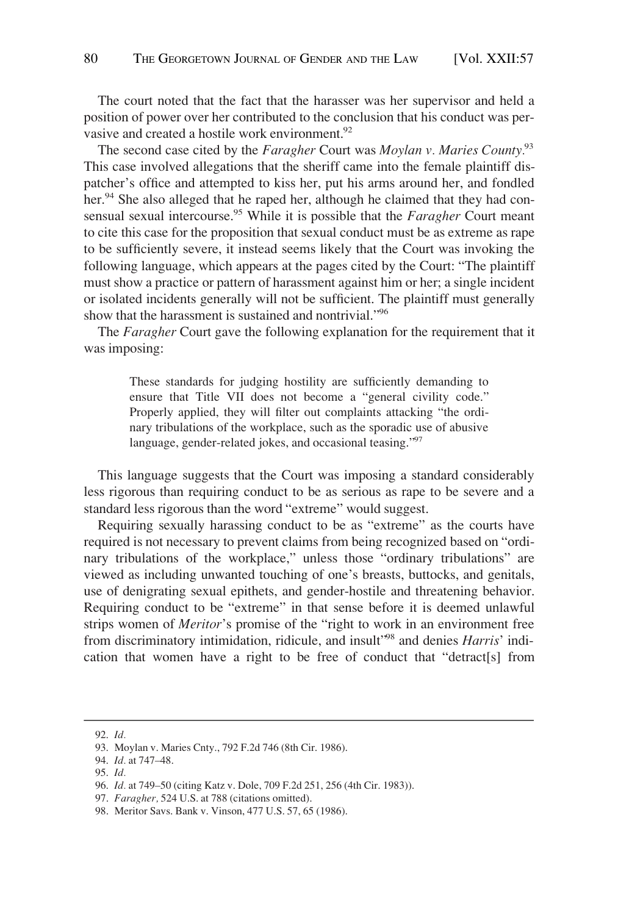The court noted that the fact that the harasser was her supervisor and held a position of power over her contributed to the conclusion that his conduct was pervasive and created a hostile work environment.[92]

The second case cited by the *Faragher* Court was *Moylan v. Maries County*.[93] This case involved allegations that the sheriff came into the female plaintiff dispatcher's office and attempted to kiss her, put his arms around her, and fondled her.[94] She also alleged that he raped her, although he claimed that they had consensual sexual intercourse.[95] While it is possible that the *Faragher* Court meant to cite this case for the proposition that sexual conduct must be as extreme as rape to be sufficiently severe, it instead seems likely that the Court was invoking the following language, which appears at the pages cited by the Court: "The plaintiff must show a practice or pattern of harassment against him or her; a single incident or isolated incidents generally will not be sufficient. The plaintiff must generally show that the harassment is sustained and nontrivial."[96]

The *Faragher* Court gave the following explanation for the requirement that it was imposing:

> These standards for judging hostility are sufficiently demanding to ensure that Title VII does not become a "general civility code." Properly applied, they will filter out complaints attacking "the ordinary tribulations of the workplace, such as the sporadic use of abusive language, gender-related jokes, and occasional teasing."[97]

This language suggests that the Court was imposing a standard considerably less rigorous than requiring conduct to be as serious as rape to be severe and a standard less rigorous than the word "extreme" would suggest.

Requiring sexually harassing conduct to be as "extreme" as the courts have required is not necessary to prevent claims from being recognized based on "ordinary tribulations of the workplace," unless those "ordinary tribulations" are viewed as including unwanted touching of one's breasts, buttocks, and genitals, use of denigrating sexual epithets, and gender-hostile and threatening behavior. Requiring conduct to be "extreme" in that sense before it is deemed unlawful strips women of *Meritor*'s promise of the "right to work in an environment free from discriminatory intimidation, ridicule, and insult"[98] and denies *Harris*' indication that women have a right to be free of conduct that "detract[s] from

---

92. *Id.*

93. Moylan v. Maries Cnty., 792 F.2d 746 (8th Cir. 1986).

94. *Id.* at 747–48.

95. *Id.*

96. *Id.* at 749–50 (citing Katz v. Dole, 709 F.2d 251, 256 (4th Cir. 1983)).

97. *Faragher*, 524 U.S. at 788 (citations omitted).

98. Meritor Savs. Bank v. Vinson, 477 U.S. 57, 65 (1986).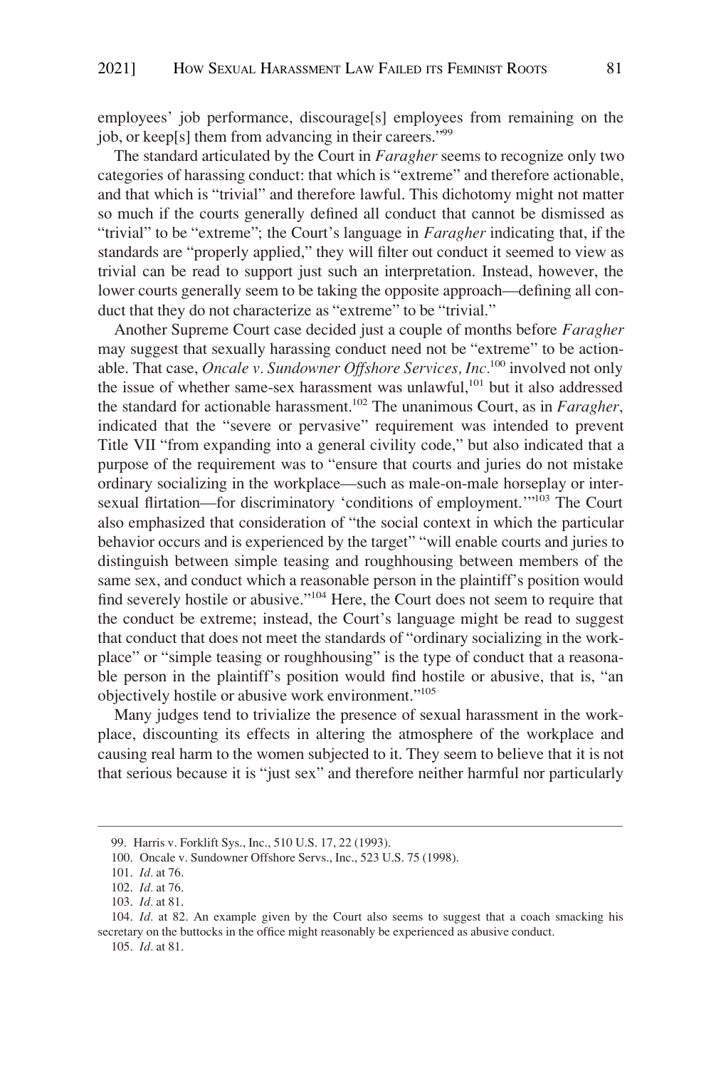employees' job performance, discourage[s] employees from remaining on the job, or keep[s] them from advancing in their careers."[99]

The standard articulated by the Court in *Faragher* seems to recognize only two categories of harassing conduct: that which is "extreme" and therefore actionable, and that which is "trivial" and therefore lawful. This dichotomy might not matter so much if the courts generally defined all conduct that cannot be dismissed as "trivial" to be "extreme"; the Court's language in *Faragher* indicating that, if the standards are "properly applied," they will filter out conduct it seemed to view as trivial can be read to support just such an interpretation. Instead, however, the lower courts generally seem to be taking the opposite approach—defining all conduct that they do not characterize as "extreme" to be "trivial."

Another Supreme Court case decided just a couple of months before *Faragher* may suggest that sexually harassing conduct need not be "extreme" to be actionable. That case, *Oncale v. Sundowner Offshore Services, Inc.*[100] involved not only the issue of whether same-sex harassment was unlawful,[101] but it also addressed the standard for actionable harassment.[102] The unanimous Court, as in *Faragher*, indicated that the "severe or pervasive" requirement was intended to prevent Title VII "from expanding into a general civility code," but also indicated that a purpose of the requirement was to "ensure that courts and juries do not mistake ordinary socializing in the workplace—such as male-on-male horseplay or intersexual flirtation—for discriminatory 'conditions of employment.'"[103] The Court also emphasized that consideration of "the social context in which the particular behavior occurs and is experienced by the target" "will enable courts and juries to distinguish between simple teasing and roughhousing between members of the same sex, and conduct which a reasonable person in the plaintiff's position would find severely hostile or abusive."[104] Here, the Court does not seem to require that the conduct be extreme; instead, the Court's language might be read to suggest that conduct that does not meet the standards of "ordinary socializing in the workplace" or "simple teasing or roughhousing" is the type of conduct that a reasonable person in the plaintiff's position would find hostile or abusive, that is, "an objectively hostile or abusive work environment."[105]

Many judges tend to trivialize the presence of sexual harassment in the workplace, discounting its effects in altering the atmosphere of the workplace and causing real harm to the women subjected to it. They seem to believe that it is not that serious because it is "just sex" and therefore neither harmful nor particularly

---

99. Harris v. Forklift Sys., Inc., 510 U.S. 17, 22 (1993).

100. Oncale v. Sundowner Offshore Servs., Inc., 523 U.S. 75 (1998).

101. *Id.* at 76.

102. *Id.* at 76.

103. *Id.* at 81.

104. *Id.* at 82. An example given by the Court also seems to suggest that a coach smacking his secretary on the buttocks in the office might reasonably be experienced as abusive conduct.

105. *Id.* at 81.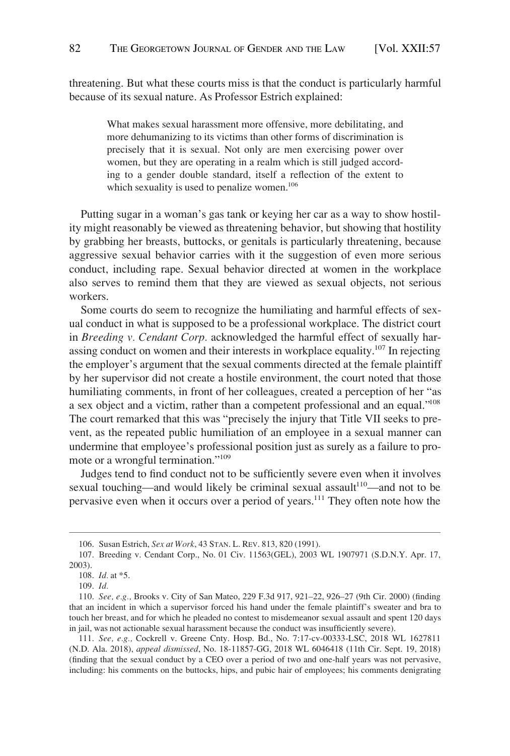threatening. But what these courts miss is that the conduct is particularly harmful because of its sexual nature. As Professor Estrich explained:

> What makes sexual harassment more offensive, more debilitating, and more dehumanizing to its victims than other forms of discrimination is precisely that it is sexual. Not only are men exercising power over women, but they are operating in a realm which is still judged according to a gender double standard, itself a reflection of the extent to which sexuality is used to penalize women.[106]

Putting sugar in a woman's gas tank or keying her car as a way to show hostility might reasonably be viewed as threatening behavior, but showing that hostility by grabbing her breasts, buttocks, or genitals is particularly threatening, because aggressive sexual behavior carries with it the suggestion of even more serious conduct, including rape. Sexual behavior directed at women in the workplace also serves to remind them that they are viewed as sexual objects, not serious workers.

Some courts do seem to recognize the humiliating and harmful effects of sexual conduct in what is supposed to be a professional workplace. The district court in *Breeding v. Cendant Corp.* acknowledged the harmful effect of sexually harassing conduct on women and their interests in workplace equality.[107] In rejecting the employer's argument that the sexual comments directed at the female plaintiff by her supervisor did not create a hostile environment, the court noted that those humiliating comments, in front of her colleagues, created a perception of her "as a sex object and a victim, rather than a competent professional and an equal."[108] The court remarked that this was "precisely the injury that Title VII seeks to prevent, as the repeated public humiliation of an employee in a sexual manner can undermine that employee's professional position just as surely as a failure to promote or a wrongful termination."[109]

Judges tend to find conduct not to be sufficiently severe even when it involves sexual touching—and would likely be criminal sexual assault[110]—and not to be pervasive even when it occurs over a period of years.[111] They often note how the

---

106. Susan Estrich, *Sex at Work*, 43 STAN. L. REV. 813, 820 (1991).

107. Breeding v. Cendant Corp., No. 01 Civ. 11563(GEL), 2003 WL 1907971 (S.D.N.Y. Apr. 17, 2003).

108. *Id.* at *5.

109. *Id.*

110. *See, e.g.,* Brooks v. City of San Mateo, 229 F.3d 917, 921–22, 926–27 (9th Cir. 2000) (finding that an incident in which a supervisor forced his hand under the female plaintiff's sweater and bra to touch her breast, and for which he pleaded no contest to misdemeanor sexual assault and spent 120 days in jail, was not actionable sexual harassment because the conduct was insufficiently severe).

111. *See, e.g.,* Cockrell v. Greene Cnty. Hosp. Bd., No. 7:17-cv-00333-LSC, 2018 WL 1627811 (N.D. Ala. 2018), *appeal dismissed*, No. 18-11857-GG, 2018 WL 6046418 (11th Cir. Sept. 19, 2018) (finding that the sexual conduct by a CEO over a period of two and one-half years was not pervasive, including: his comments on the buttocks, hips, and pubic hair of employees; his comments denigrating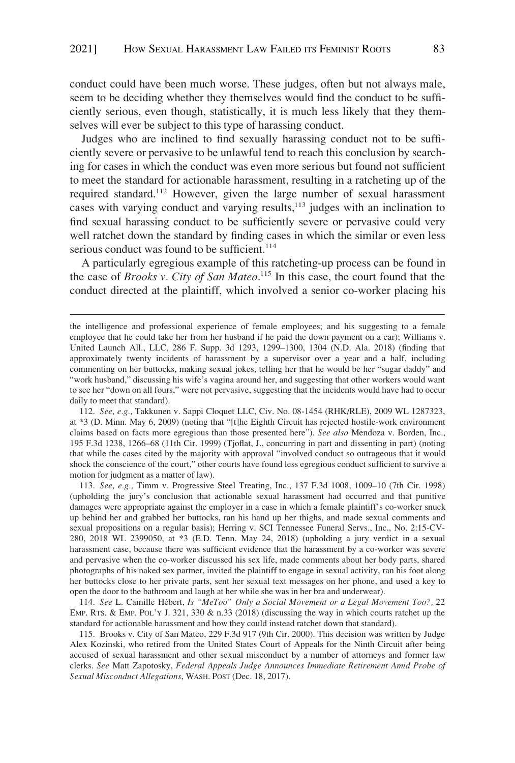conduct could have been much worse. These judges, often but not always male, seem to be deciding whether they themselves would find the conduct to be sufficiently serious, even though, statistically, it is much less likely that they themselves will ever be subject to this type of harassing conduct.

Judges who are inclined to find sexually harassing conduct not to be sufficiently severe or pervasive to be unlawful tend to reach this conclusion by searching for cases in which the conduct was even more serious but found not sufficient to meet the standard for actionable harassment, resulting in a ratcheting up of the required standard.[112] However, given the large number of sexual harassment cases with varying conduct and varying results,[113] judges with an inclination to find sexual harassing conduct to be sufficiently severe or pervasive could very well ratchet down the standard by finding cases in which the similar or even less serious conduct was found to be sufficient.[114]

A particularly egregious example of this ratcheting-up process can be found in the case of *Brooks v. City of San Mateo*.[115] In this case, the court found that the conduct directed at the plaintiff, which involved a senior co-worker placing his

---

the intelligence and professional experience of female employees; and his suggesting to a female employee that he could take her from her husband if he paid the down payment on a car); Williams v. United Launch All., LLC, 286 F. Supp. 3d 1293, 1299–1300, 1304 (N.D. Ala. 2018) (finding that approximately twenty incidents of harassment by a supervisor over a year and a half, including commenting on her buttocks, making sexual jokes, telling her that he would be her "sugar daddy" and "work husband," discussing his wife's vagina around her, and suggesting that other workers would want to see her "down on all fours," were not pervasive, suggesting that the incidents would have had to occur daily to meet that standard).

112. *See, e.g.,* Takkunen v. Sappi Cloquet LLC, Civ. No. 08-1454 (RHK/RLE), 2009 WL 1287323, at *3 (D. Minn. May 6, 2009) (noting that "[t]he Eighth Circuit has rejected hostile-work environment claims based on facts more egregious than those presented here"). *See also* Mendoza v. Borden, Inc., 195 F.3d 1238, 1266–68 (11th Cir. 1999) (Tjoflat, J., concurring in part and dissenting in part) (noting that while the cases cited by the majority with approval "involved conduct so outrageous that it would shock the conscience of the court," other courts have found less egregious conduct sufficient to survive a motion for judgment as a matter of law).

113. *See, e.g.,* Timm v. Progressive Steel Treating, Inc., 137 F.3d 1008, 1009–10 (7th Cir. 1998) (upholding the jury's conclusion that actionable sexual harassment had occurred and that punitive damages were appropriate against the employer in a case in which a female plaintiff's co-worker snuck up behind her and grabbed her buttocks, ran his hand up her thighs, and made sexual comments and sexual propositions on a regular basis); Herring v. SCI Tennessee Funeral Servs., Inc., No. 2:15-CV-280, 2018 WL 2399050, at *3 (E.D. Tenn. May 24, 2018) (upholding a jury verdict in a sexual harassment case, because there was sufficient evidence that the harassment by a co-worker was severe and pervasive when the co-worker discussed his sex life, made comments about her body parts, shared photographs of his naked sex partner, invited the plaintiff to engage in sexual activity, ran his foot along her buttocks close to her private parts, sent her sexual text messages on her phone, and used a key to open the door to the bathroom and laugh at her while she was in her bra and underwear).

114. *See* L. Camille Hébert, *Is "MeToo" Only a Social Movement or a Legal Movement Too?,* 22 EMP. RTS. & EMP. POL'Y J. 321, 330 & n.33 (2018) (discussing the way in which courts ratchet up the standard for actionable harassment and how they could instead ratchet down that standard).

115. Brooks v. City of San Mateo, 229 F.3d 917 (9th Cir. 2000). This decision was written by Judge Alex Kozinski, who retired from the United States Court of Appeals for the Ninth Circuit after being accused of sexual harassment and other sexual misconduct by a number of attorneys and former law clerks. *See* Matt Zapotosky, *Federal Appeals Judge Announces Immediate Retirement Amid Probe of Sexual Misconduct Allegations*, WASH. POST (Dec. 18, 2017).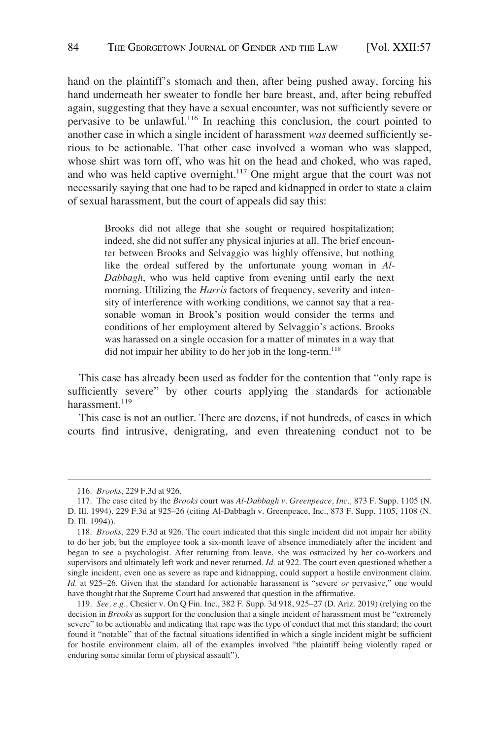hand on the plaintiff's stomach and then, after being pushed away, forcing his hand underneath her sweater to fondle her bare breast, and, after being rebuffed again, suggesting that they have a sexual encounter, was not sufficiently severe or pervasive to be unlawful.[116] In reaching this conclusion, the court pointed to another case in which a single incident of harassment *was* deemed sufficiently serious to be actionable. That other case involved a woman who was slapped, whose shirt was torn off, who was hit on the head and choked, who was raped, and who was held captive overnight.[117] One might argue that the court was not necessarily saying that one had to be raped and kidnapped in order to state a claim of sexual harassment, but the court of appeals did say this:

> Brooks did not allege that she sought or required hospitalization; indeed, she did not suffer any physical injuries at all. The brief encounter between Brooks and Selvaggio was highly offensive, but nothing like the ordeal suffered by the unfortunate young woman in *Al-Dabbagh*, who was held captive from evening until early the next morning. Utilizing the *Harris* factors of frequency, severity and intensity of interference with working conditions, we cannot say that a reasonable woman in Brook's position would consider the terms and conditions of her employment altered by Selvaggio's actions. Brooks was harassed on a single occasion for a matter of minutes in a way that did not impair her ability to do her job in the long-term.[118]

This case has already been used as fodder for the contention that "only rape is sufficiently severe" by other courts applying the standards for actionable harassment.[119]

This case is not an outlier. There are dozens, if not hundreds, of cases in which courts find intrusive, denigrating, and even threatening conduct not to be

---

116. *Brooks*, 229 F.3d at 926.

117. The case cited by the *Brooks* court was *Al-Dabbagh v. Greenpeace, Inc.*, 873 F. Supp. 1105 (N. D. Ill. 1994). 229 F.3d at 925–26 (citing Al-Dabbagh v. Greenpeace, Inc., 873 F. Supp. 1105, 1108 (N. D. Ill. 1994)).

118. *Brooks,* 229 F.3d at 926. The court indicated that this single incident did not impair her ability to do her job, but the employee took a six-month leave of absence immediately after the incident and began to see a psychologist. After returning from leave, she was ostracized by her co-workers and supervisors and ultimately left work and never returned. *Id.* at 922. The court even questioned whether a single incident, even one as severe as rape and kidnapping, could support a hostile environment claim. *Id.* at 925–26. Given that the standard for actionable harassment is "severe *or* pervasive," one would have thought that the Supreme Court had answered that question in the affirmative.

119. *See, e.g.,* Chesier v. On Q Fin. Inc., 382 F. Supp. 3d 918, 925–27 (D. Ariz. 2019) (relying on the decision in *Brooks* as support for the conclusion that a single incident of harassment must be "extremely severe" to be actionable and indicating that rape was the type of conduct that met this standard; the court found it "notable" that of the factual situations identified in which a single incident might be sufficient for hostile environment claim, all of the examples involved "the plaintiff being violently raped or enduring some similar form of physical assault").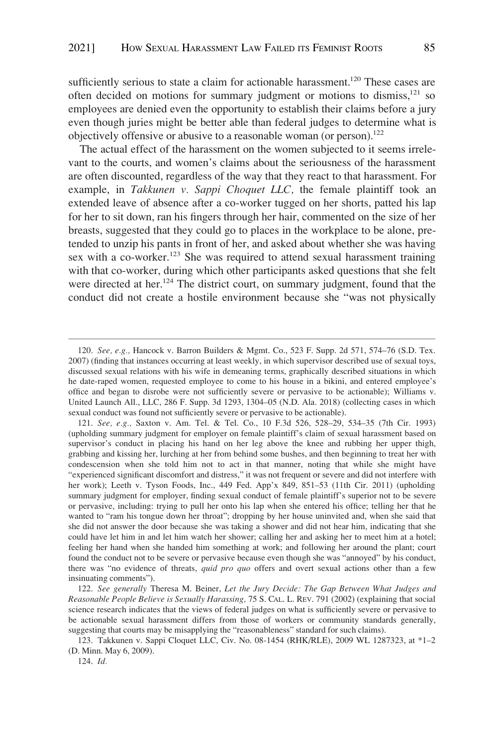sufficiently serious to state a claim for actionable harassment.[120] These cases are often decided on motions for summary judgment or motions to dismiss,[121] so employees are denied even the opportunity to establish their claims before a jury even though juries might be better able than federal judges to determine what is objectively offensive or abusive to a reasonable woman (or person).[122]

The actual effect of the harassment on the women subjected to it seems irrelevant to the courts, and women's claims about the seriousness of the harassment are often discounted, regardless of the way that they react to that harassment. For example, in *Takkunen v. Sappi Choquet LLC,* the female plaintiff took an extended leave of absence after a co-worker tugged on her shorts, patted his lap for her to sit down, ran his fingers through her hair, commented on the size of her breasts, suggested that they could go to places in the workplace to be alone, pretended to unzip his pants in front of her, and asked about whether she was having sex with a co-worker.[123] She was required to attend sexual harassment training with that co-worker, during which other participants asked questions that she felt were directed at her.[124] The district court, on summary judgment, found that the conduct did not create a hostile environment because she "was not physically

---

120. *See, e.g.,* Hancock v. Barron Builders & Mgmt. Co., 523 F. Supp. 2d 571, 574–76 (S.D. Tex. 2007) (finding that instances occurring at least weekly, in which supervisor described use of sexual toys, discussed sexual relations with his wife in demeaning terms, graphically described situations in which he date-raped women, requested employee to come to his house in a bikini, and entered employee's office and began to disrobe were not sufficiently severe or pervasive to be actionable); Williams v. United Launch All., LLC, 286 F. Supp. 3d 1293, 1304–05 (N.D. Ala. 2018) (collecting cases in which sexual conduct was found not sufficiently severe or pervasive to be actionable).

121. *See, e.g.,* Saxton v. Am. Tel. & Tel. Co., 10 F.3d 526, 528–29, 534–35 (7th Cir. 1993) (upholding summary judgment for employer on female plaintiff's claim of sexual harassment based on supervisor's conduct in placing his hand on her leg above the knee and rubbing her upper thigh, grabbing and kissing her, lurching at her from behind some bushes, and then beginning to treat her with condescension when she told him not to act in that manner, noting that while she might have "experienced significant discomfort and distress," it was not frequent or severe and did not interfere with her work); Leeth v. Tyson Foods, Inc., 449 Fed. App'x 849, 851–53 (11th Cir. 2011) (upholding summary judgment for employer, finding sexual conduct of female plaintiff's superior not to be severe or pervasive, including: trying to pull her onto his lap when she entered his office; telling her that he wanted to "ram his tongue down her throat"; dropping by her house uninvited and, when she said that she did not answer the door because she was taking a shower and did not hear him, indicating that she could have let him in and let him watch her shower; calling her and asking her to meet him at a hotel; feeling her hand when she handed him something at work; and following her around the plant; court found the conduct not to be severe or pervasive because even though she was "annoyed" by his conduct, there was "no evidence of threats, *quid pro quo* offers and overt sexual actions other than a few insinuating comments").

122. *See generally* Theresa M. Beiner, *Let the Jury Decide: The Gap Between What Judges and Reasonable People Believe is Sexually Harassing,* 75 S. CAL. L. REV. 791 (2002) (explaining that social science research indicates that the views of federal judges on what is sufficiently severe or pervasive to be actionable sexual harassment differs from those of workers or community standards generally, suggesting that courts may be misapplying the "reasonableness" standard for such claims).

123. Takkunen v. Sappi Cloquet LLC, Civ. No. 08-1454 (RHK/RLE), 2009 WL 1287323, at *1–2 (D. Minn. May 6, 2009).

124. *Id.*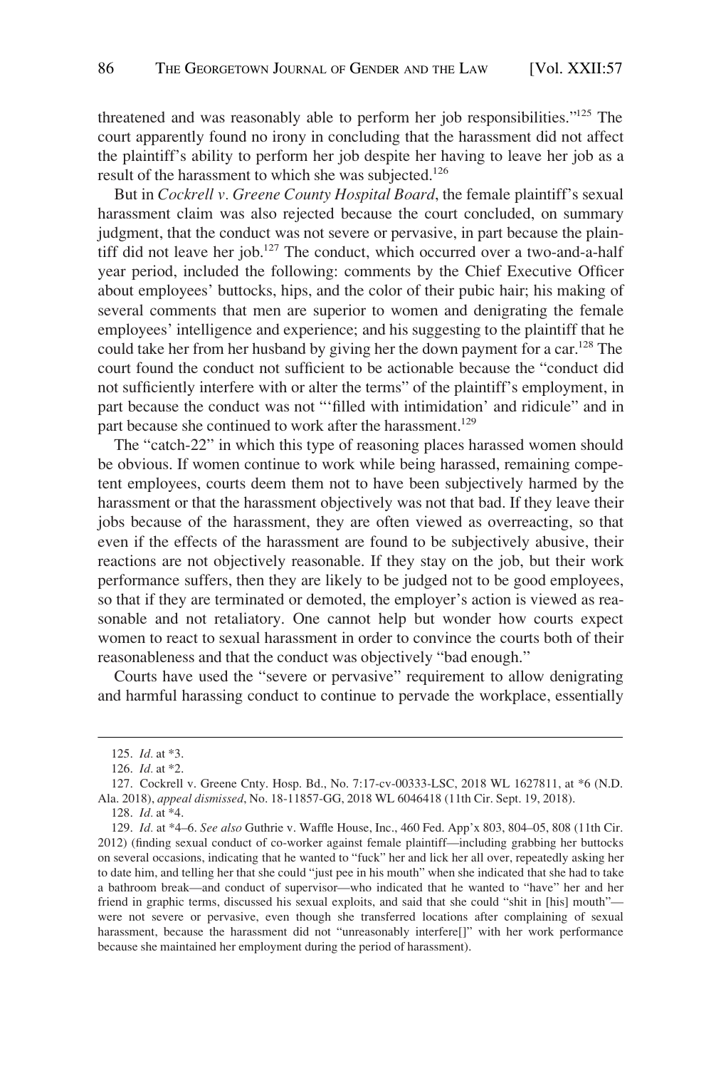threatened and was reasonably able to perform her job responsibilities."[125] The court apparently found no irony in concluding that the harassment did not affect the plaintiff's ability to perform her job despite her having to leave her job as a result of the harassment to which she was subjected.[126]

But in *Cockrell v. Greene County Hospital Board*, the female plaintiff's sexual harassment claim was also rejected because the court concluded, on summary judgment, that the conduct was not severe or pervasive, in part because the plaintiff did not leave her job.[127] The conduct, which occurred over a two-and-a-half year period, included the following: comments by the Chief Executive Officer about employees' buttocks, hips, and the color of their pubic hair; his making of several comments that men are superior to women and denigrating the female employees' intelligence and experience; and his suggesting to the plaintiff that he could take her from her husband by giving her the down payment for a car.[128] The court found the conduct not sufficient to be actionable because the "conduct did not sufficiently interfere with or alter the terms" of the plaintiff's employment, in part because the conduct was not "'filled with intimidation' and ridicule" and in part because she continued to work after the harassment.[129]

The "catch-22" in which this type of reasoning places harassed women should be obvious. If women continue to work while being harassed, remaining competent employees, courts deem them not to have been subjectively harmed by the harassment or that the harassment objectively was not that bad. If they leave their jobs because of the harassment, they are often viewed as overreacting, so that even if the effects of the harassment are found to be subjectively abusive, their reactions are not objectively reasonable. If they stay on the job, but their work performance suffers, then they are likely to be judged not to be good employees, so that if they are terminated or demoted, the employer's action is viewed as reasonable and not retaliatory. One cannot help but wonder how courts expect women to react to sexual harassment in order to convince the courts both of their reasonableness and that the conduct was objectively "bad enough."

Courts have used the "severe or pervasive" requirement to allow denigrating and harmful harassing conduct to continue to pervade the workplace, essentially

---

125. *Id.* at *3.

126. *Id.* at *2.

127. Cockrell v. Greene Cnty. Hosp. Bd., No. 7:17-cv-00333-LSC, 2018 WL 1627811, at *6 (N.D. Ala. 2018), *appeal dismissed*, No. 18-11857-GG, 2018 WL 6046418 (11th Cir. Sept. 19, 2018).

128. *Id.* at *4.

129. *Id.* at *4–6. *See also* Guthrie v. Waffle House, Inc., 460 Fed. App'x 803, 804–05, 808 (11th Cir. 2012) (finding sexual conduct of co-worker against female plaintiff—including grabbing her buttocks on several occasions, indicating that he wanted to "fuck" her and lick her all over, repeatedly asking her to date him, and telling her that she could "just pee in his mouth" when she indicated that she had to take a bathroom break—and conduct of supervisor—who indicated that he wanted to "have" her and her friend in graphic terms, discussed his sexual exploits, and said that she could "shit in [his] mouth"—were not severe or pervasive, even though she transferred locations after complaining of sexual harassment, because the harassment did not "unreasonably interfere[]" with her work performance because she maintained her employment during the period of harassment).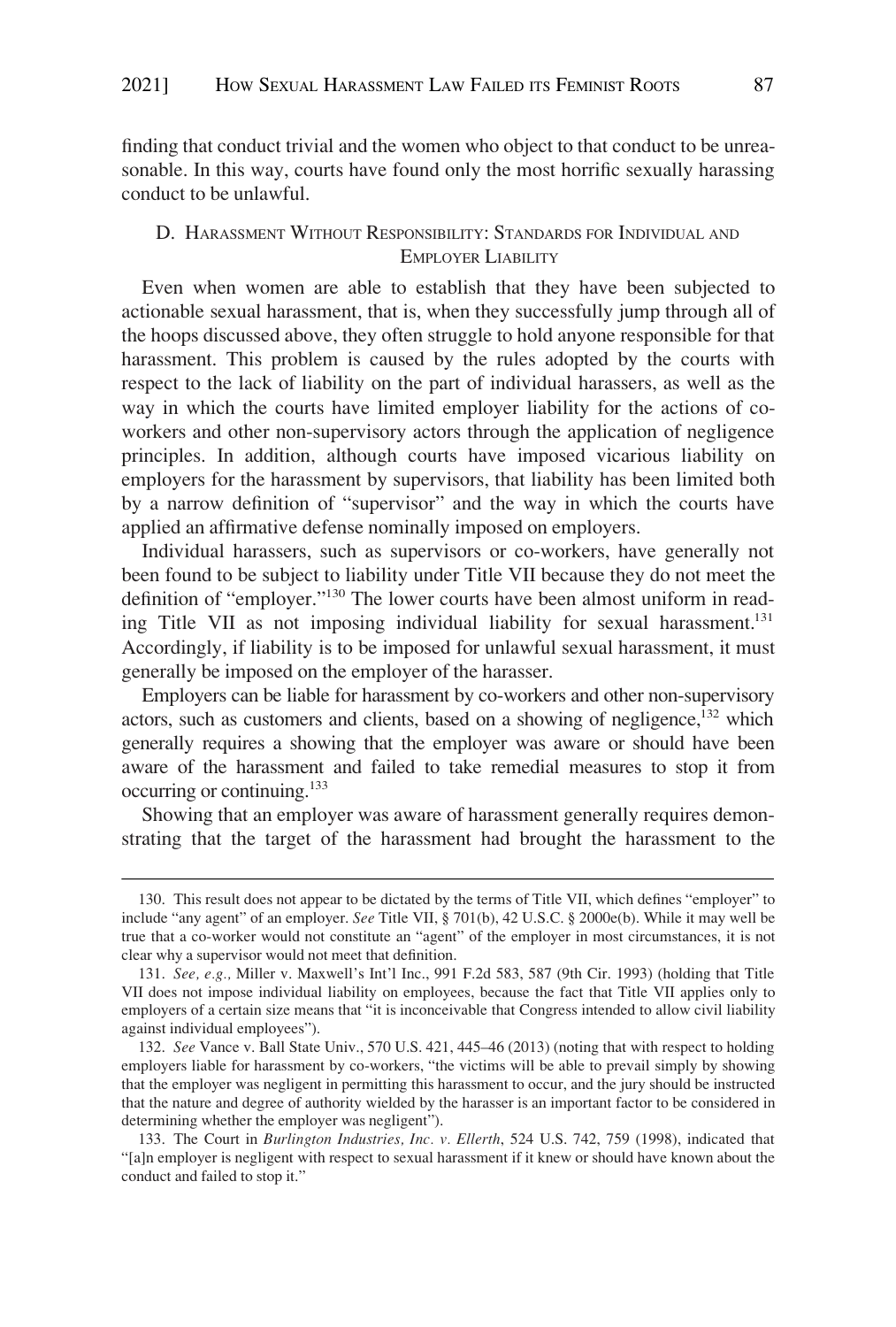finding that conduct trivial and the women who object to that conduct to be unreasonable. In this way, courts have found only the most horrific sexually harassing conduct to be unlawful.

### D. Harassment Without Responsibility: Standards for Individual and Employer Liability

Even when women are able to establish that they have been subjected to actionable sexual harassment, that is, when they successfully jump through all of the hoops discussed above, they often struggle to hold anyone responsible for that harassment. This problem is caused by the rules adopted by the courts with respect to the lack of liability on the part of individual harassers, as well as the way in which the courts have limited employer liability for the actions of co-workers and other non-supervisory actors through the application of negligence principles. In addition, although courts have imposed vicarious liability on employers for the harassment by supervisors, that liability has been limited both by a narrow definition of "supervisor" and the way in which the courts have applied an affirmative defense nominally imposed on employers.

Individual harassers, such as supervisors or co-workers, have generally not been found to be subject to liability under Title VII because they do not meet the definition of "employer."[130] The lower courts have been almost uniform in reading Title VII as not imposing individual liability for sexual harassment.[131] Accordingly, if liability is to be imposed for unlawful sexual harassment, it must generally be imposed on the employer of the harasser.

Employers can be liable for harassment by co-workers and other non-supervisory actors, such as customers and clients, based on a showing of negligence,[132] which generally requires a showing that the employer was aware or should have been aware of the harassment and failed to take remedial measures to stop it from occurring or continuing.[133]

Showing that an employer was aware of harassment generally requires demonstrating that the target of the harassment had brought the harassment to the

---

130. This result does not appear to be dictated by the terms of Title VII, which defines "employer" to include "any agent" of an employer. *See* Title VII, § 701(b), 42 U.S.C. § 2000e(b). While it may well be true that a co-worker would not constitute an "agent" of the employer in most circumstances, it is not clear why a supervisor would not meet that definition.

131. *See, e.g.,* Miller v. Maxwell's Int'l Inc., 991 F.2d 583, 587 (9th Cir. 1993) (holding that Title VII does not impose individual liability on employees, because the fact that Title VII applies only to employers of a certain size means that "it is inconceivable that Congress intended to allow civil liability against individual employees").

132. *See* Vance v. Ball State Univ., 570 U.S. 421, 445–46 (2013) (noting that with respect to holding employers liable for harassment by co-workers, "the victims will be able to prevail simply by showing that the employer was negligent in permitting this harassment to occur, and the jury should be instructed that the nature and degree of authority wielded by the harasser is an important factor to be considered in determining whether the employer was negligent").

133. The Court in *Burlington Industries, Inc. v. Ellerth*, 524 U.S. 742, 759 (1998), indicated that "[a]n employer is negligent with respect to sexual harassment if it knew or should have known about the conduct and failed to stop it."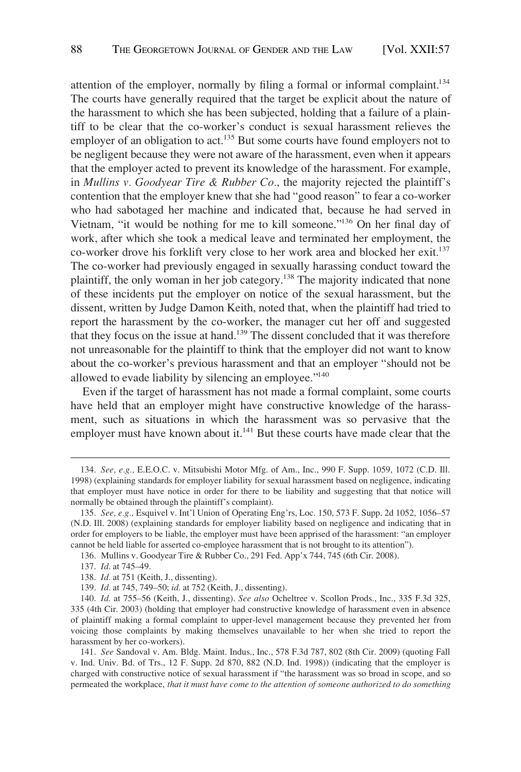attention of the employer, normally by filing a formal or informal complaint.[134] The courts have generally required that the target be explicit about the nature of the harassment to which she has been subjected, holding that a failure of a plaintiff to be clear that the co-worker's conduct is sexual harassment relieves the employer of an obligation to act.[135] But some courts have found employers not to be negligent because they were not aware of the harassment, even when it appears that the employer acted to prevent its knowledge of the harassment. For example, in *Mullins v. Goodyear Tire & Rubber Co.*, the majority rejected the plaintiff's contention that the employer knew that she had "good reason" to fear a co-worker who had sabotaged her machine and indicated that, because he had served in Vietnam, "it would be nothing for me to kill someone."[136] On her final day of work, after which she took a medical leave and terminated her employment, the co-worker drove his forklift very close to her work area and blocked her exit.[137] The co-worker had previously engaged in sexually harassing conduct toward the plaintiff, the only woman in her job category.[138] The majority indicated that none of these incidents put the employer on notice of the sexual harassment, but the dissent, written by Judge Damon Keith, noted that, when the plaintiff had tried to report the harassment by the co-worker, the manager cut her off and suggested that they focus on the issue at hand.[139] The dissent concluded that it was therefore not unreasonable for the plaintiff to think that the employer did not want to know about the co-worker's previous harassment and that an employer "should not be allowed to evade liability by silencing an employee."[140]

Even if the target of harassment has not made a formal complaint, some courts have held that an employer might have constructive knowledge of the harassment, such as situations in which the harassment was so pervasive that the employer must have known about it.[141] But these courts have made clear that the

---

134. *See, e.g.,* E.E.O.C. v. Mitsubishi Motor Mfg. of Am., Inc., 990 F. Supp. 1059, 1072 (C.D. Ill. 1998) (explaining standards for employer liability for sexual harassment based on negligence, indicating that employer must have notice in order for there to be liability and suggesting that that notice will normally be obtained through the plaintiff's complaint).

135. *See, e.g.,* Esquivel v. Int'l Union of Operating Eng'rs, Loc. 150, 573 F. Supp. 2d 1052, 1056–57 (N.D. Ill. 2008) (explaining standards for employer liability based on negligence and indicating that in order for employers to be liable, the employer must have been apprised of the harassment: "an employer cannot be held liable for asserted co-employee harassment that is not brought to its attention").

136. Mullins v. Goodyear Tire & Rubber Co., 291 Fed. App'x 744, 745 (6th Cir. 2008).

137. *Id.* at 745–49.

138. *Id.* at 751 (Keith, J., dissenting).

139. *Id.* at 745, 749–50; *id.* at 752 (Keith, J., dissenting).

140. *Id.* at 755–56 (Keith, J., dissenting). *See also* Ocheltree v. Scollon Prods., Inc., 335 F.3d 325, 335 (4th Cir. 2003) (holding that employer had constructive knowledge of harassment even in absence of plaintiff making a formal complaint to upper-level management because they prevented her from voicing those complaints by making themselves unavailable to her when she tried to report the harassment by her co-workers).

141. *See* Sandoval v. Am. Bldg. Maint. Indus., Inc., 578 F.3d 787, 802 (8th Cir. 2009) (quoting Fall v. Ind. Univ. Bd. of Trs., 12 F. Supp. 2d 870, 882 (N.D. Ind. 1998)) (indicating that the employer is charged with constructive notice of sexual harassment if "the harassment was so broad in scope, and so permeated the workplace, *that it must have come to the attention of someone authorized to do something*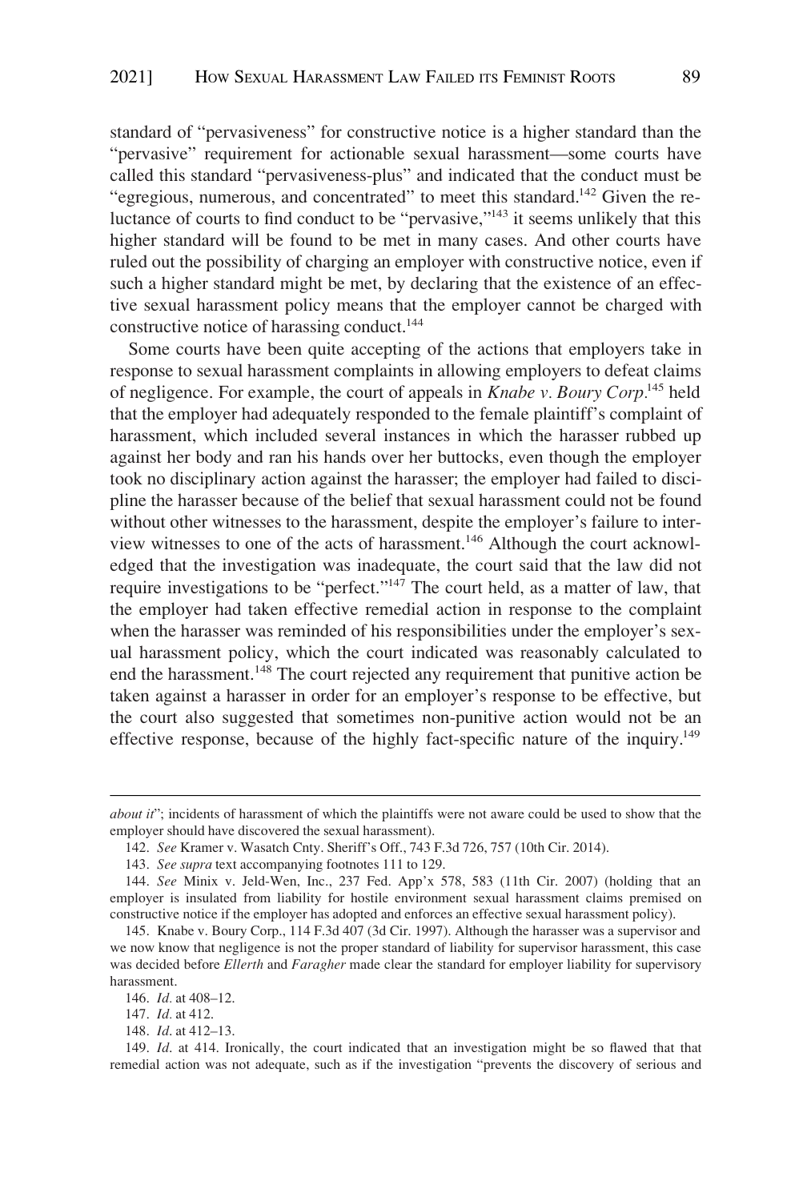standard of "pervasiveness" for constructive notice is a higher standard than the "pervasive" requirement for actionable sexual harassment—some courts have called this standard "pervasiveness-plus" and indicated that the conduct must be "egregious, numerous, and concentrated" to meet this standard.[142] Given the reluctance of courts to find conduct to be "pervasive,"[143] it seems unlikely that this higher standard will be found to be met in many cases. And other courts have ruled out the possibility of charging an employer with constructive notice, even if such a higher standard might be met, by declaring that the existence of an effective sexual harassment policy means that the employer cannot be charged with constructive notice of harassing conduct.[144]

Some courts have been quite accepting of the actions that employers take in response to sexual harassment complaints in allowing employers to defeat claims of negligence. For example, the court of appeals in *Knabe v. Boury Corp*.[145] held that the employer had adequately responded to the female plaintiff's complaint of harassment, which included several instances in which the harasser rubbed up against her body and ran his hands over her buttocks, even though the employer took no disciplinary action against the harasser; the employer had failed to discipline the harasser because of the belief that sexual harassment could not be found without other witnesses to the harassment, despite the employer's failure to interview witnesses to one of the acts of harassment.[146] Although the court acknowledged that the investigation was inadequate, the court said that the law did not require investigations to be "perfect."[147] The court held, as a matter of law, that the employer had taken effective remedial action in response to the complaint when the harasser was reminded of his responsibilities under the employer's sexual harassment policy, which the court indicated was reasonably calculated to end the harassment.[148] The court rejected any requirement that punitive action be taken against a harasser in order for an employer's response to be effective, but the court also suggested that sometimes non-punitive action would not be an effective response, because of the highly fact-specific nature of the inquiry.[149]

---

*about it*"; incidents of harassment of which the plaintiffs were not aware could be used to show that the employer should have discovered the sexual harassment).

142. *See* Kramer v. Wasatch Cnty. Sheriff's Off., 743 F.3d 726, 757 (10th Cir. 2014).

143. *See supra* text accompanying footnotes 111 to 129.

144. *See* Minix v. Jeld-Wen, Inc., 237 Fed. App'x 578, 583 (11th Cir. 2007) (holding that an employer is insulated from liability for hostile environment sexual harassment claims premised on constructive notice if the employer has adopted and enforces an effective sexual harassment policy).

145. Knabe v. Boury Corp., 114 F.3d 407 (3d Cir. 1997). Although the harasser was a supervisor and we now know that negligence is not the proper standard of liability for supervisor harassment, this case was decided before *Ellerth* and *Faragher* made clear the standard for employer liability for supervisory harassment.

146. *Id.* at 408–12.

147. *Id.* at 412.

148. *Id.* at 412–13.

149. *Id.* at 414. Ironically, the court indicated that an investigation might be so flawed that that remedial action was not adequate, such as if the investigation "prevents the discovery of serious and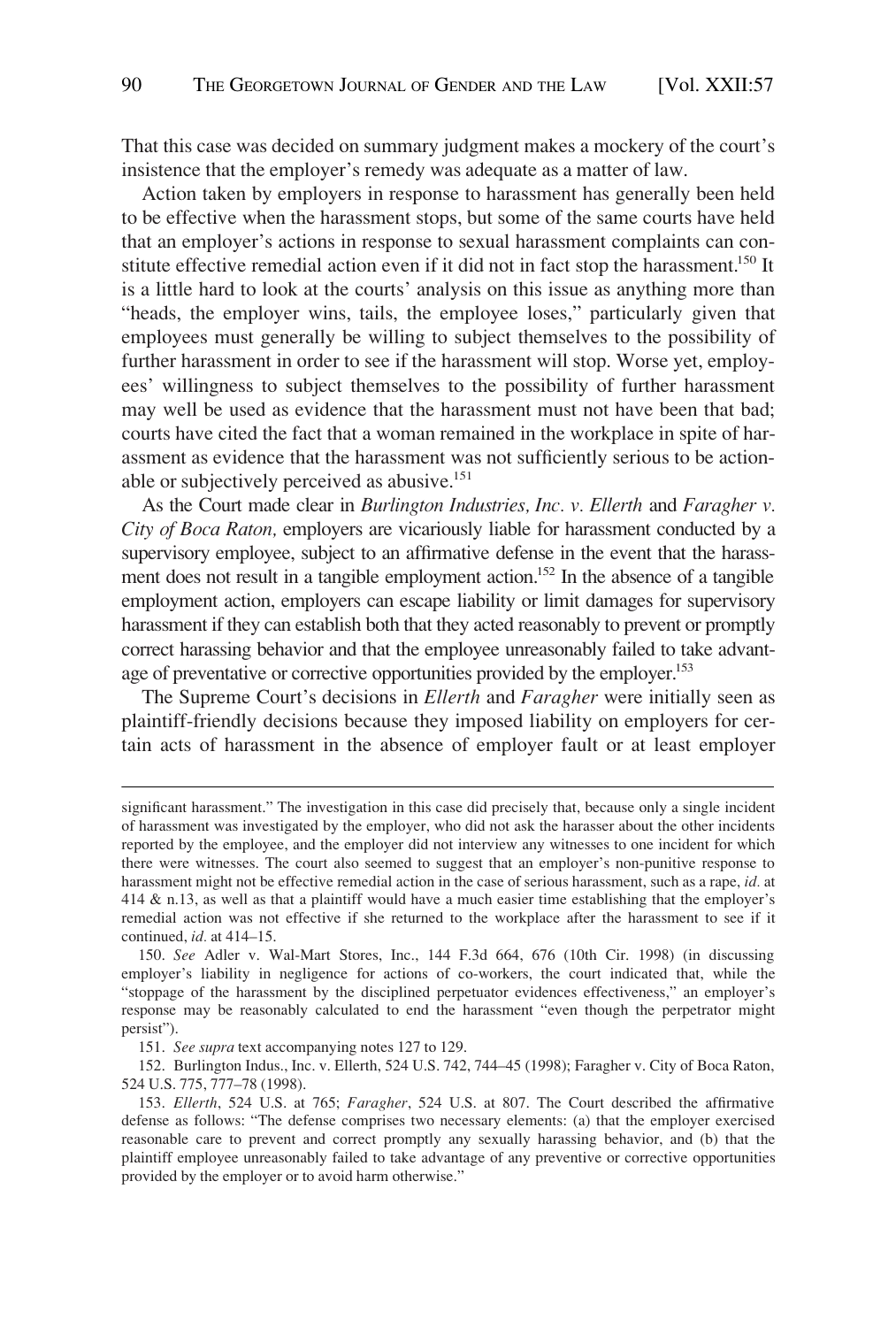That this case was decided on summary judgment makes a mockery of the court's insistence that the employer's remedy was adequate as a matter of law.

Action taken by employers in response to harassment has generally been held to be effective when the harassment stops, but some of the same courts have held that an employer's actions in response to sexual harassment complaints can constitute effective remedial action even if it did not in fact stop the harassment.[150] It is a little hard to look at the courts' analysis on this issue as anything more than "heads, the employer wins, tails, the employee loses," particularly given that employees must generally be willing to subject themselves to the possibility of further harassment in order to see if the harassment will stop. Worse yet, employees' willingness to subject themselves to the possibility of further harassment may well be used as evidence that the harassment must not have been that bad; courts have cited the fact that a woman remained in the workplace in spite of harassment as evidence that the harassment was not sufficiently serious to be actionable or subjectively perceived as abusive.[151]

As the Court made clear in *Burlington Industries, Inc. v. Ellerth* and *Faragher v. City of Boca Raton,* employers are vicariously liable for harassment conducted by a supervisory employee, subject to an affirmative defense in the event that the harassment does not result in a tangible employment action.[152] In the absence of a tangible employment action, employers can escape liability or limit damages for supervisory harassment if they can establish both that they acted reasonably to prevent or promptly correct harassing behavior and that the employee unreasonably failed to take advantage of preventative or corrective opportunities provided by the employer.[153]

The Supreme Court's decisions in *Ellerth* and *Faragher* were initially seen as plaintiff-friendly decisions because they imposed liability on employers for certain acts of harassment in the absence of employer fault or at least employer

---

significant harassment." The investigation in this case did precisely that, because only a single incident of harassment was investigated by the employer, who did not ask the harasser about the other incidents reported by the employee, and the employer did not interview any witnesses to one incident for which there were witnesses. The court also seemed to suggest that an employer's non-punitive response to harassment might not be effective remedial action in the case of serious harassment, such as a rape, *id.* at 414 & n.13, as well as that a plaintiff would have a much easier time establishing that the employer's remedial action was not effective if she returned to the workplace after the harassment to see if it continued, *id.* at 414–15.

150. *See* Adler v. Wal-Mart Stores, Inc., 144 F.3d 664, 676 (10th Cir. 1998) (in discussing employer's liability in negligence for actions of co-workers, the court indicated that, while the "stoppage of the harassment by the disciplined perpetuator evidences effectiveness," an employer's response may be reasonably calculated to end the harassment "even though the perpetrator might persist").

151. *See supra* text accompanying notes 127 to 129.

152. Burlington Indus., Inc. v. Ellerth, 524 U.S. 742, 744–45 (1998); Faragher v. City of Boca Raton, 524 U.S. 775, 777–78 (1998).

153. *Ellerth*, 524 U.S. at 765; *Faragher*, 524 U.S. at 807. The Court described the affirmative defense as follows: "The defense comprises two necessary elements: (a) that the employer exercised reasonable care to prevent and correct promptly any sexually harassing behavior, and (b) that the plaintiff employee unreasonably failed to take advantage of any preventive or corrective opportunities provided by the employer or to avoid harm otherwise."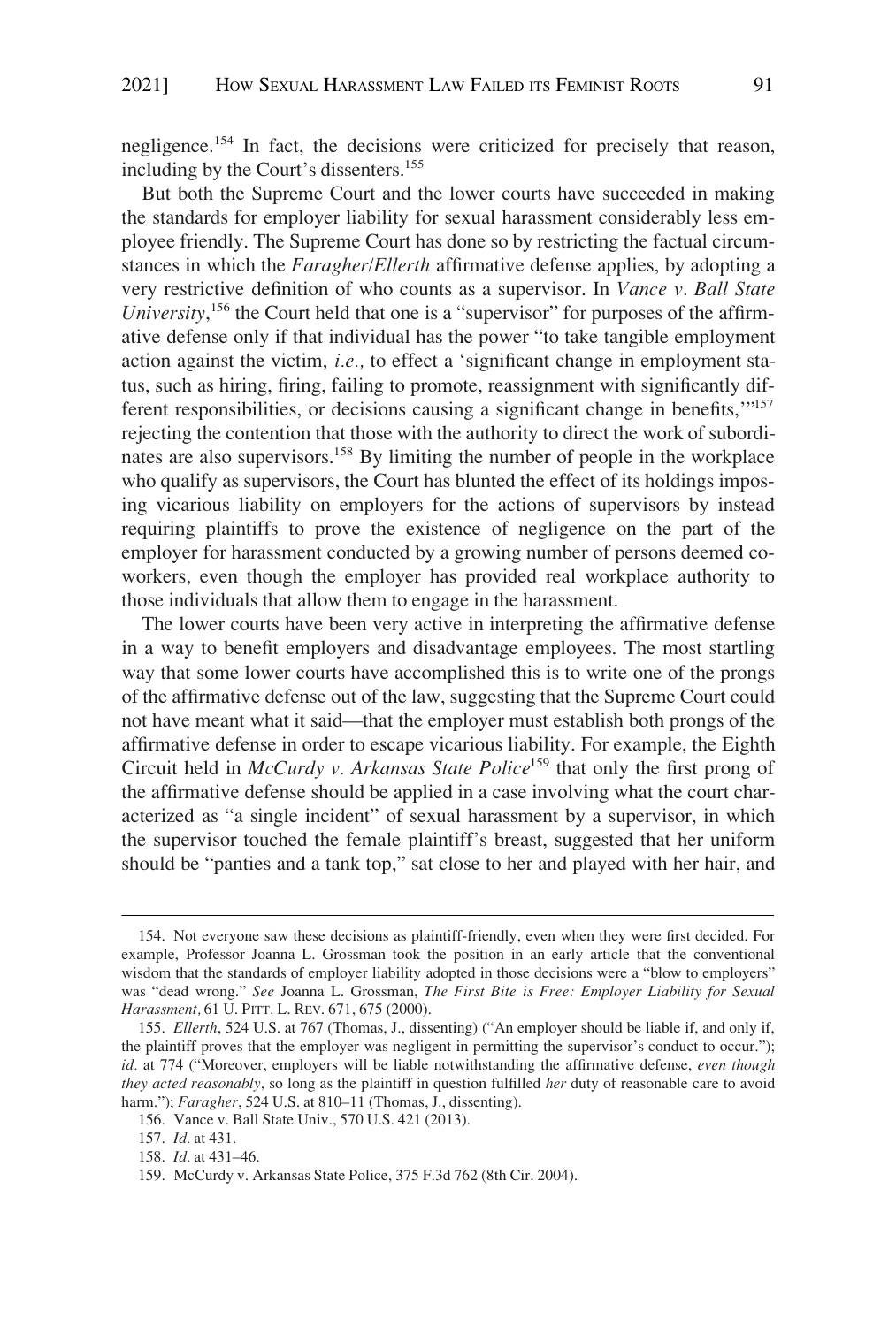negligence.[154] In fact, the decisions were criticized for precisely that reason, including by the Court's dissenters.[155]

But both the Supreme Court and the lower courts have succeeded in making the standards for employer liability for sexual harassment considerably less employee friendly. The Supreme Court has done so by restricting the factual circumstances in which the *Faragher*/*Ellerth* affirmative defense applies, by adopting a very restrictive definition of who counts as a supervisor. In *Vance v. Ball State University*,[156] the Court held that one is a "supervisor" for purposes of the affirmative defense only if that individual has the power "to take tangible employment action against the victim, *i.e.,* to effect a 'significant change in employment status, such as hiring, firing, failing to promote, reassignment with significantly different responsibilities, or decisions causing a significant change in benefits,'"[157] rejecting the contention that those with the authority to direct the work of subordinates are also supervisors.[158] By limiting the number of people in the workplace who qualify as supervisors, the Court has blunted the effect of its holdings imposing vicarious liability on employers for the actions of supervisors by instead requiring plaintiffs to prove the existence of negligence on the part of the employer for harassment conducted by a growing number of persons deemed co-workers, even though the employer has provided real workplace authority to those individuals that allow them to engage in the harassment.

The lower courts have been very active in interpreting the affirmative defense in a way to benefit employers and disadvantage employees. The most startling way that some lower courts have accomplished this is to write one of the prongs of the affirmative defense out of the law, suggesting that the Supreme Court could not have meant what it said—that the employer must establish both prongs of the affirmative defense in order to escape vicarious liability. For example, the Eighth Circuit held in *McCurdy v. Arkansas State Police*[159] that only the first prong of the affirmative defense should be applied in a case involving what the court characterized as "a single incident" of sexual harassment by a supervisor, in which the supervisor touched the female plaintiff's breast, suggested that her uniform should be "panties and a tank top," sat close to her and played with her hair, and

---

154. Not everyone saw these decisions as plaintiff-friendly, even when they were first decided. For example, Professor Joanna L. Grossman took the position in an early article that the conventional wisdom that the standards of employer liability adopted in those decisions were a "blow to employers" was "dead wrong." *See* Joanna L. Grossman, *The First Bite is Free: Employer Liability for Sexual Harassment,* 61 U. PITT. L. REV. 671, 675 (2000).

155. *Ellerth*, 524 U.S. at 767 (Thomas, J., dissenting) ("An employer should be liable if, and only if, the plaintiff proves that the employer was negligent in permitting the supervisor's conduct to occur."); *id.* at 774 ("Moreover, employers will be liable notwithstanding the affirmative defense, *even though they acted reasonably*, so long as the plaintiff in question fulfilled *her* duty of reasonable care to avoid harm."); *Faragher*, 524 U.S. at 810–11 (Thomas, J., dissenting).

156. Vance v. Ball State Univ., 570 U.S. 421 (2013).

157. *Id.* at 431.

158. *Id.* at 431–46.

159. McCurdy v. Arkansas State Police, 375 F.3d 762 (8th Cir. 2004).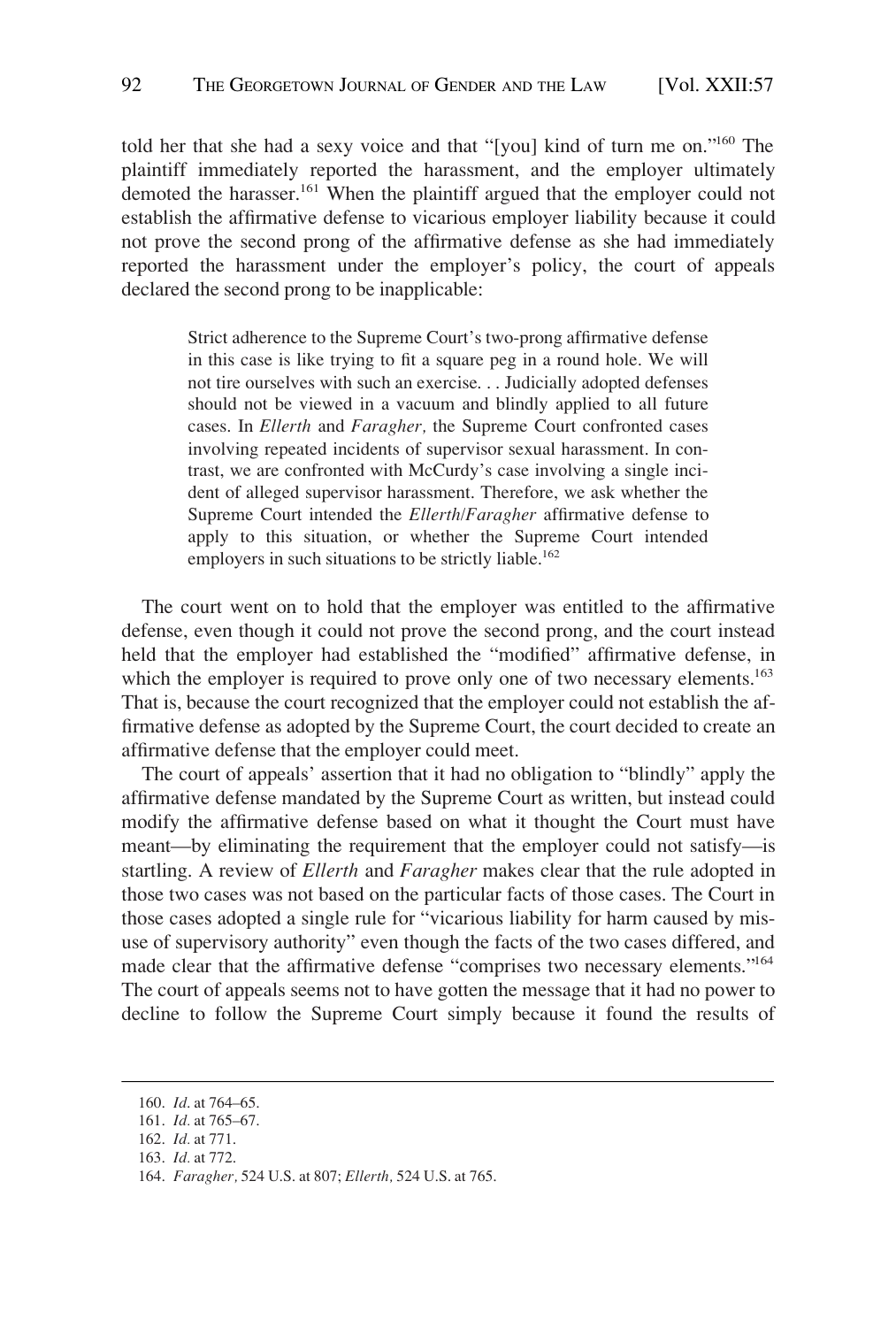told her that she had a sexy voice and that "[you] kind of turn me on."[160] The plaintiff immediately reported the harassment, and the employer ultimately demoted the harasser.[161] When the plaintiff argued that the employer could not establish the affirmative defense to vicarious employer liability because it could not prove the second prong of the affirmative defense as she had immediately reported the harassment under the employer's policy, the court of appeals declared the second prong to be inapplicable:

> Strict adherence to the Supreme Court's two-prong affirmative defense in this case is like trying to fit a square peg in a round hole. We will not tire ourselves with such an exercise. . . Judicially adopted defenses should not be viewed in a vacuum and blindly applied to all future cases. In *Ellerth* and *Faragher,* the Supreme Court confronted cases involving repeated incidents of supervisor sexual harassment. In contrast, we are confronted with McCurdy's case involving a single incident of alleged supervisor harassment. Therefore, we ask whether the Supreme Court intended the *Ellerth*/*Faragher* affirmative defense to apply to this situation, or whether the Supreme Court intended employers in such situations to be strictly liable.[162]

The court went on to hold that the employer was entitled to the affirmative defense, even though it could not prove the second prong, and the court instead held that the employer had established the "modified" affirmative defense, in which the employer is required to prove only one of two necessary elements.[163] That is, because the court recognized that the employer could not establish the affirmative defense as adopted by the Supreme Court, the court decided to create an affirmative defense that the employer could meet.

The court of appeals' assertion that it had no obligation to "blindly" apply the affirmative defense mandated by the Supreme Court as written, but instead could modify the affirmative defense based on what it thought the Court must have meant—by eliminating the requirement that the employer could not satisfy—is startling. A review of *Ellerth* and *Faragher* makes clear that the rule adopted in those two cases was not based on the particular facts of those cases. The Court in those cases adopted a single rule for "vicarious liability for harm caused by misuse of supervisory authority" even though the facts of the two cases differed, and made clear that the affirmative defense "comprises two necessary elements."[164] The court of appeals seems not to have gotten the message that it had no power to decline to follow the Supreme Court simply because it found the results of

---

160. *Id*. at 764–65.
161. *Id*. at 765–67.
162. *Id.* at 771.
163. *Id.* at 772.
164. *Faragher,* 524 U.S. at 807; *Ellerth,* 524 U.S. at 765.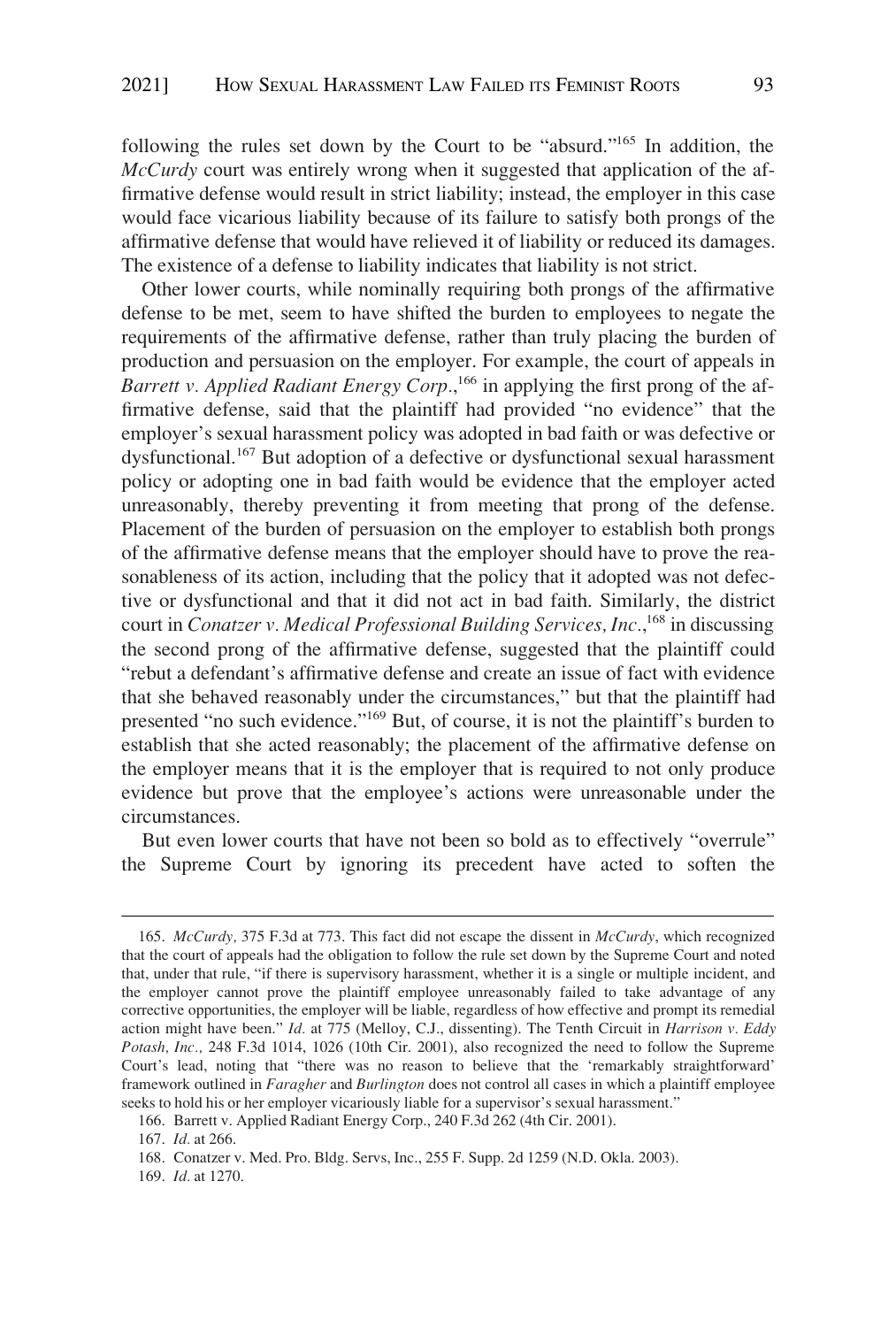following the rules set down by the Court to be "absurd."[165] In addition, the *McCurdy* court was entirely wrong when it suggested that application of the affirmative defense would result in strict liability; instead, the employer in this case would face vicarious liability because of its failure to satisfy both prongs of the affirmative defense that would have relieved it of liability or reduced its damages. The existence of a defense to liability indicates that liability is not strict.

Other lower courts, while nominally requiring both prongs of the affirmative defense to be met, seem to have shifted the burden to employees to negate the requirements of the affirmative defense, rather than truly placing the burden of production and persuasion on the employer. For example, the court of appeals in *Barrett v. Applied Radiant Energy Corp.*,[166] in applying the first prong of the affirmative defense, said that the plaintiff had provided "no evidence" that the employer's sexual harassment policy was adopted in bad faith or was defective or dysfunctional.[167] But adoption of a defective or dysfunctional sexual harassment policy or adopting one in bad faith would be evidence that the employer acted unreasonably, thereby preventing it from meeting that prong of the defense. Placement of the burden of persuasion on the employer to establish both prongs of the affirmative defense means that the employer should have to prove the reasonableness of its action, including that the policy that it adopted was not defective or dysfunctional and that it did not act in bad faith. Similarly, the district court in *Conatzer v. Medical Professional Building Services, Inc.*,[168] in discussing the second prong of the affirmative defense, suggested that the plaintiff could "rebut a defendant's affirmative defense and create an issue of fact with evidence that she behaved reasonably under the circumstances," but that the plaintiff had presented "no such evidence."[169] But, of course, it is not the plaintiff's burden to establish that she acted reasonably; the placement of the affirmative defense on the employer means that it is the employer that is required to not only produce evidence but prove that the employee's actions were unreasonable under the circumstances.

But even lower courts that have not been so bold as to effectively "overrule" the Supreme Court by ignoring its precedent have acted to soften the

---

165. *McCurdy*, 375 F.3d at 773. This fact did not escape the dissent in *McCurdy*, which recognized that the court of appeals had the obligation to follow the rule set down by the Supreme Court and noted that, under that rule, "if there is supervisory harassment, whether it is a single or multiple incident, and the employer cannot prove the plaintiff employee unreasonably failed to take advantage of any corrective opportunities, the employer will be liable, regardless of how effective and prompt its remedial action might have been." *Id.* at 775 (Melloy, C.J., dissenting). The Tenth Circuit in *Harrison v. Eddy Potash, Inc.*, 248 F.3d 1014, 1026 (10th Cir. 2001), also recognized the need to follow the Supreme Court's lead, noting that "there was no reason to believe that the 'remarkably straightforward' framework outlined in *Faragher* and *Burlington* does not control all cases in which a plaintiff employee seeks to hold his or her employer vicariously liable for a supervisor's sexual harassment."

166. Barrett v. Applied Radiant Energy Corp., 240 F.3d 262 (4th Cir. 2001).

167. *Id.* at 266.

168. Conatzer v. Med. Pro. Bldg. Servs, Inc., 255 F. Supp. 2d 1259 (N.D. Okla. 2003).

169. *Id.* at 1270.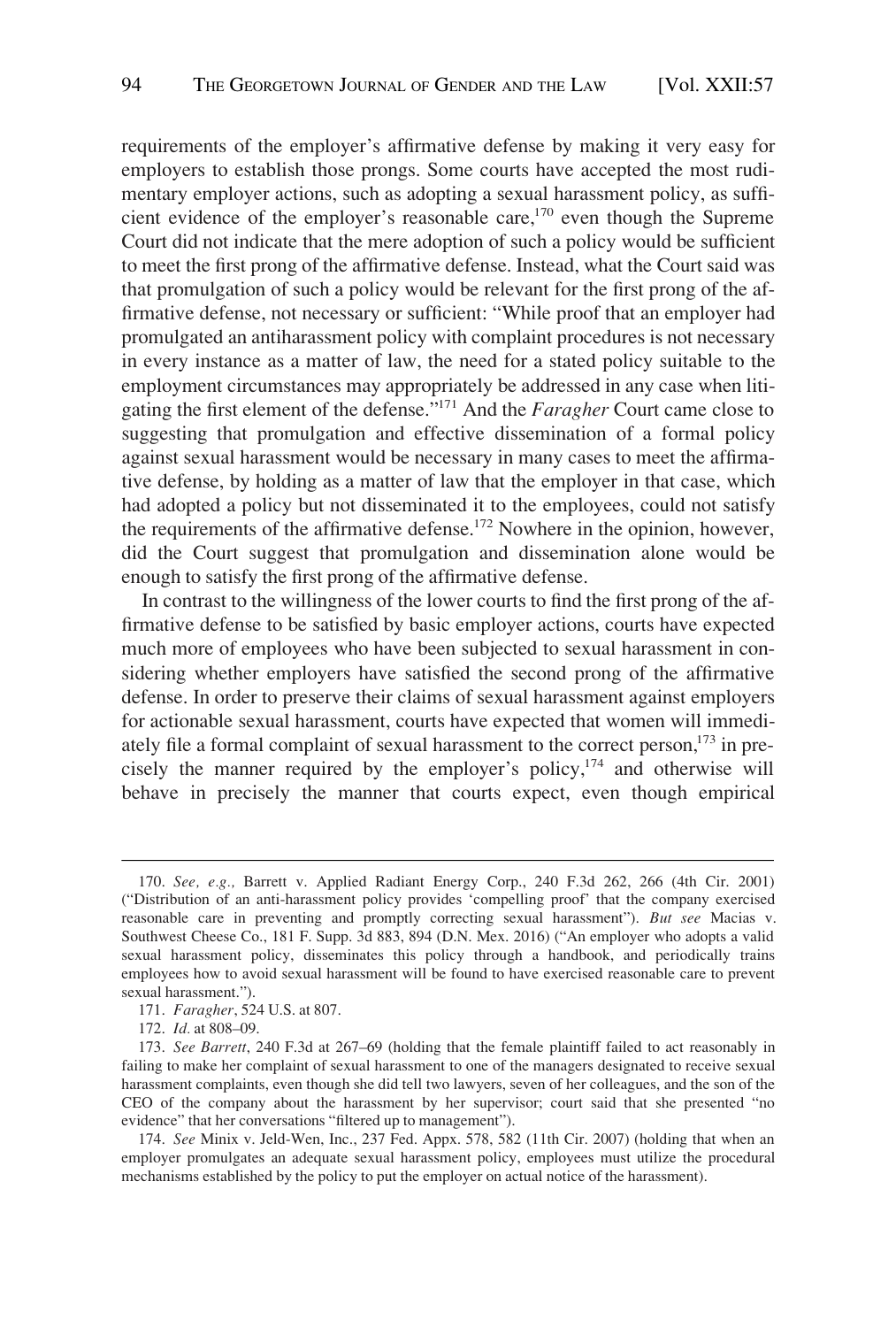requirements of the employer's affirmative defense by making it very easy for employers to establish those prongs. Some courts have accepted the most rudimentary employer actions, such as adopting a sexual harassment policy, as sufficient evidence of the employer's reasonable care,[170] even though the Supreme Court did not indicate that the mere adoption of such a policy would be sufficient to meet the first prong of the affirmative defense. Instead, what the Court said was that promulgation of such a policy would be relevant for the first prong of the affirmative defense, not necessary or sufficient: "While proof that an employer had promulgated an antiharassment policy with complaint procedures is not necessary in every instance as a matter of law, the need for a stated policy suitable to the employment circumstances may appropriately be addressed in any case when litigating the first element of the defense."[171] And the *Faragher* Court came close to suggesting that promulgation and effective dissemination of a formal policy against sexual harassment would be necessary in many cases to meet the affirmative defense, by holding as a matter of law that the employer in that case, which had adopted a policy but not disseminated it to the employees, could not satisfy the requirements of the affirmative defense.[172] Nowhere in the opinion, however, did the Court suggest that promulgation and dissemination alone would be enough to satisfy the first prong of the affirmative defense.

In contrast to the willingness of the lower courts to find the first prong of the affirmative defense to be satisfied by basic employer actions, courts have expected much more of employees who have been subjected to sexual harassment in considering whether employers have satisfied the second prong of the affirmative defense. In order to preserve their claims of sexual harassment against employers for actionable sexual harassment, courts have expected that women will immediately file a formal complaint of sexual harassment to the correct person,[173] in precisely the manner required by the employer's policy,[174] and otherwise will behave in precisely the manner that courts expect, even though empirical

---

170. *See, e.g.,* Barrett v. Applied Radiant Energy Corp., 240 F.3d 262, 266 (4th Cir. 2001) ("Distribution of an anti-harassment policy provides 'compelling proof' that the company exercised reasonable care in preventing and promptly correcting sexual harassment"). *But see* Macias v. Southwest Cheese Co., 181 F. Supp. 3d 883, 894 (D.N. Mex. 2016) ("An employer who adopts a valid sexual harassment policy, disseminates this policy through a handbook, and periodically trains employees how to avoid sexual harassment will be found to have exercised reasonable care to prevent sexual harassment.").

171. *Faragher*, 524 U.S. at 807.

172. *Id.* at 808–09.

173. *See Barrett*, 240 F.3d at 267–69 (holding that the female plaintiff failed to act reasonably in failing to make her complaint of sexual harassment to one of the managers designated to receive sexual harassment complaints, even though she did tell two lawyers, seven of her colleagues, and the son of the CEO of the company about the harassment by her supervisor; court said that she presented "no evidence" that her conversations "filtered up to management").

174. *See* Minix v. Jeld-Wen, Inc., 237 Fed. Appx. 578, 582 (11th Cir. 2007) (holding that when an employer promulgates an adequate sexual harassment policy, employees must utilize the procedural mechanisms established by the policy to put the employer on actual notice of the harassment).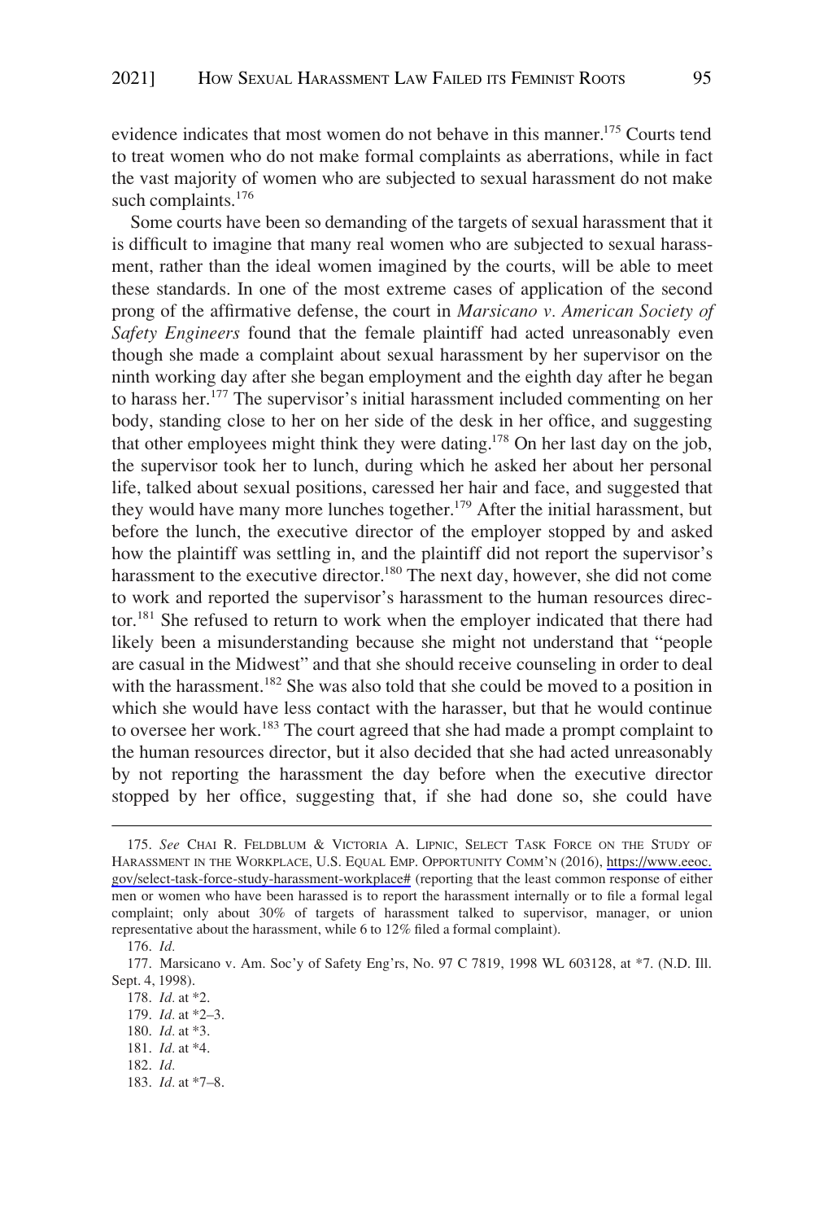evidence indicates that most women do not behave in this manner.[175] Courts tend to treat women who do not make formal complaints as aberrations, while in fact the vast majority of women who are subjected to sexual harassment do not make such complaints.[176]

Some courts have been so demanding of the targets of sexual harassment that it is difficult to imagine that many real women who are subjected to sexual harassment, rather than the ideal women imagined by the courts, will be able to meet these standards. In one of the most extreme cases of application of the second prong of the affirmative defense, the court in *Marsicano v. American Society of Safety Engineers* found that the female plaintiff had acted unreasonably even though she made a complaint about sexual harassment by her supervisor on the ninth working day after she began employment and the eighth day after he began to harass her.[177] The supervisor's initial harassment included commenting on her body, standing close to her on her side of the desk in her office, and suggesting that other employees might think they were dating.[178] On her last day on the job, the supervisor took her to lunch, during which he asked her about her personal life, talked about sexual positions, caressed her hair and face, and suggested that they would have many more lunches together.[179] After the initial harassment, but before the lunch, the executive director of the employer stopped by and asked how the plaintiff was settling in, and the plaintiff did not report the supervisor's harassment to the executive director.[180] The next day, however, she did not come to work and reported the supervisor's harassment to the human resources director.[181] She refused to return to work when the employer indicated that there had likely been a misunderstanding because she might not understand that "people are casual in the Midwest" and that she should receive counseling in order to deal with the harassment.[182] She was also told that she could be moved to a position in which she would have less contact with the harasser, but that he would continue to oversee her work.[183] The court agreed that she had made a prompt complaint to the human resources director, but it also decided that she had acted unreasonably by not reporting the harassment the day before when the executive director stopped by her office, suggesting that, if she had done so, she could have

---

175. *See* CHAI R. FELDBLUM & VICTORIA A. LIPNIC, SELECT TASK FORCE ON THE STUDY OF HARASSMENT IN THE WORKPLACE, U.S. EQUAL EMP. OPPORTUNITY COMM'N (2016), https://www.eeoc.gov/select-task-force-study-harassment-workplace# (reporting that the least common response of either men or women who have been harassed is to report the harassment internally or to file a formal legal complaint; only about 30% of targets of harassment talked to supervisor, manager, or union representative about the harassment, while 6 to 12% filed a formal complaint).

176. *Id.*

177. Marsicano v. Am. Soc'y of Safety Eng'rs, No. 97 C 7819, 1998 WL 603128, at *7. (N.D. Ill. Sept. 4, 1998).

178. *Id.* at *2.

179. *Id.* at *2–3.

180. *Id.* at *3.

181. *Id.* at *4.

182. *Id.*

183. *Id.* at *7–8.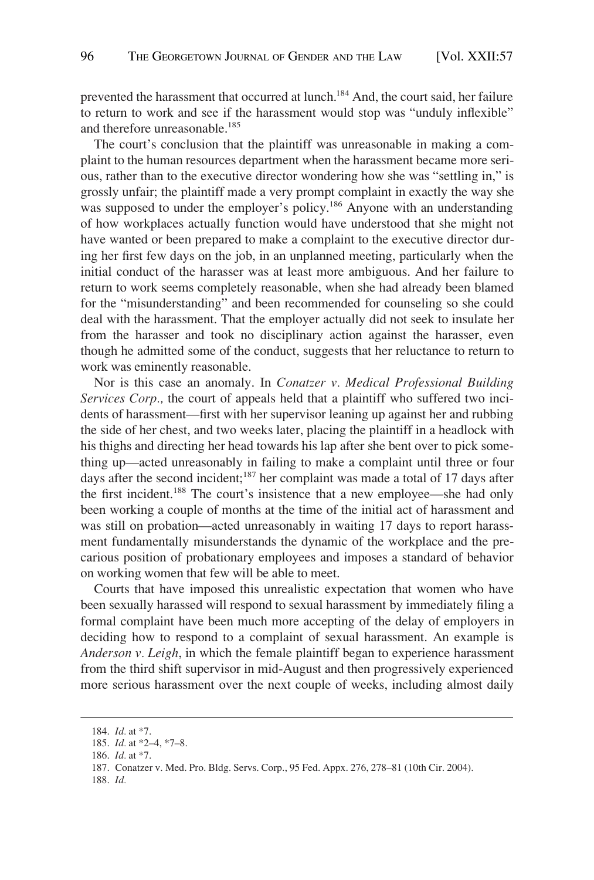prevented the harassment that occurred at lunch.[184] And, the court said, her failure to return to work and see if the harassment would stop was "unduly inflexible" and therefore unreasonable.[185]

The court's conclusion that the plaintiff was unreasonable in making a complaint to the human resources department when the harassment became more serious, rather than to the executive director wondering how she was "settling in," is grossly unfair; the plaintiff made a very prompt complaint in exactly the way she was supposed to under the employer's policy.[186] Anyone with an understanding of how workplaces actually function would have understood that she might not have wanted or been prepared to make a complaint to the executive director during her first few days on the job, in an unplanned meeting, particularly when the initial conduct of the harasser was at least more ambiguous. And her failure to return to work seems completely reasonable, when she had already been blamed for the "misunderstanding" and been recommended for counseling so she could deal with the harassment. That the employer actually did not seek to insulate her from the harasser and took no disciplinary action against the harasser, even though he admitted some of the conduct, suggests that her reluctance to return to work was eminently reasonable.

Nor is this case an anomaly. In *Conatzer v. Medical Professional Building Services Corp.,* the court of appeals held that a plaintiff who suffered two incidents of harassment—first with her supervisor leaning up against her and rubbing the side of her chest, and two weeks later, placing the plaintiff in a headlock with his thighs and directing her head towards his lap after she bent over to pick something up—acted unreasonably in failing to make a complaint until three or four days after the second incident;[187] her complaint was made a total of 17 days after the first incident.[188] The court's insistence that a new employee—she had only been working a couple of months at the time of the initial act of harassment and was still on probation—acted unreasonably in waiting 17 days to report harassment fundamentally misunderstands the dynamic of the workplace and the precarious position of probationary employees and imposes a standard of behavior on working women that few will be able to meet.

Courts that have imposed this unrealistic expectation that women who have been sexually harassed will respond to sexual harassment by immediately filing a formal complaint have been much more accepting of the delay of employers in deciding how to respond to a complaint of sexual harassment. An example is *Anderson v. Leigh*, in which the female plaintiff began to experience harassment from the third shift supervisor in mid-August and then progressively experienced more serious harassment over the next couple of weeks, including almost daily

184. *Id.* at *7.

185. *Id.* at *2–4, *7–8.

186. *Id.* at *7.

187. Conatzer v. Med. Pro. Bldg. Servs. Corp., 95 Fed. Appx. 276, 278–81 (10th Cir. 2004).

188. *Id.*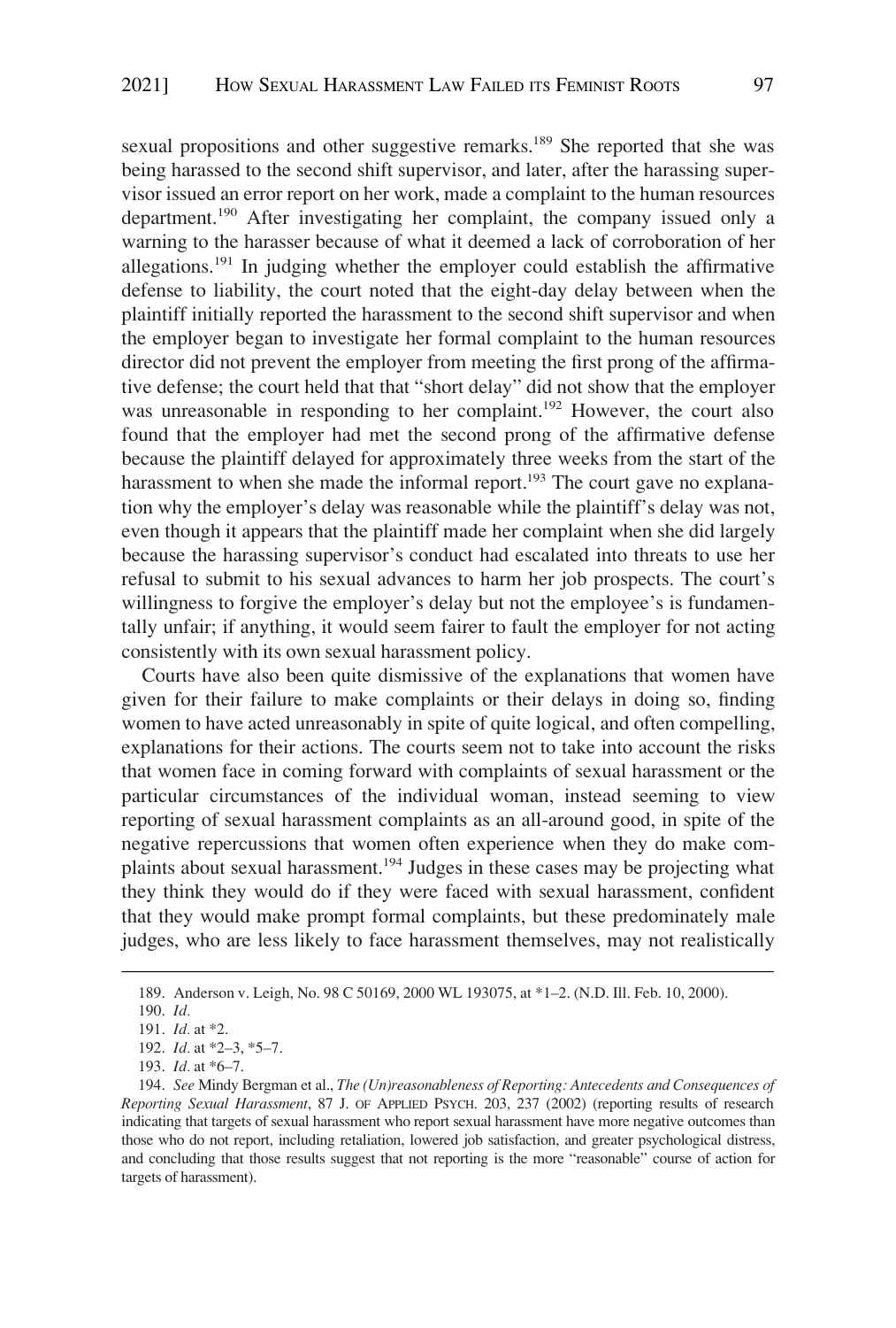sexual propositions and other suggestive remarks.[189] She reported that she was being harassed to the second shift supervisor, and later, after the harassing supervisor issued an error report on her work, made a complaint to the human resources department.[190] After investigating her complaint, the company issued only a warning to the harasser because of what it deemed a lack of corroboration of her allegations.[191] In judging whether the employer could establish the affirmative defense to liability, the court noted that the eight-day delay between when the plaintiff initially reported the harassment to the second shift supervisor and when the employer began to investigate her formal complaint to the human resources director did not prevent the employer from meeting the first prong of the affirmative defense; the court held that that "short delay" did not show that the employer was unreasonable in responding to her complaint.[192] However, the court also found that the employer had met the second prong of the affirmative defense because the plaintiff delayed for approximately three weeks from the start of the harassment to when she made the informal report.[193] The court gave no explanation why the employer's delay was reasonable while the plaintiff's delay was not, even though it appears that the plaintiff made her complaint when she did largely because the harassing supervisor's conduct had escalated into threats to use her refusal to submit to his sexual advances to harm her job prospects. The court's willingness to forgive the employer's delay but not the employee's is fundamentally unfair; if anything, it would seem fairer to fault the employer for not acting consistently with its own sexual harassment policy.

Courts have also been quite dismissive of the explanations that women have given for their failure to make complaints or their delays in doing so, finding women to have acted unreasonably in spite of quite logical, and often compelling, explanations for their actions. The courts seem not to take into account the risks that women face in coming forward with complaints of sexual harassment or the particular circumstances of the individual woman, instead seeming to view reporting of sexual harassment complaints as an all-around good, in spite of the negative repercussions that women often experience when they do make complaints about sexual harassment.[194] Judges in these cases may be projecting what they think they would do if they were faced with sexual harassment, confident that they would make prompt formal complaints, but these predominately male judges, who are less likely to face harassment themselves, may not realistically

---

189. Anderson v. Leigh, No. 98 C 50169, 2000 WL 193075, at *1–2. (N.D. Ill. Feb. 10, 2000).

190. *Id.*

191. *Id.* at *2.

192. *Id.* at *2–3, *5–7.

193. *Id.* at *6–7.

194. *See* Mindy Bergman et al., *The (Un)reasonableness of Reporting: Antecedents and Consequences of Reporting Sexual Harassment*, 87 J. OF APPLIED PSYCH. 203, 237 (2002) (reporting results of research indicating that targets of sexual harassment who report sexual harassment have more negative outcomes than those who do not report, including retaliation, lowered job satisfaction, and greater psychological distress, and concluding that those results suggest that not reporting is the more "reasonable" course of action for targets of harassment).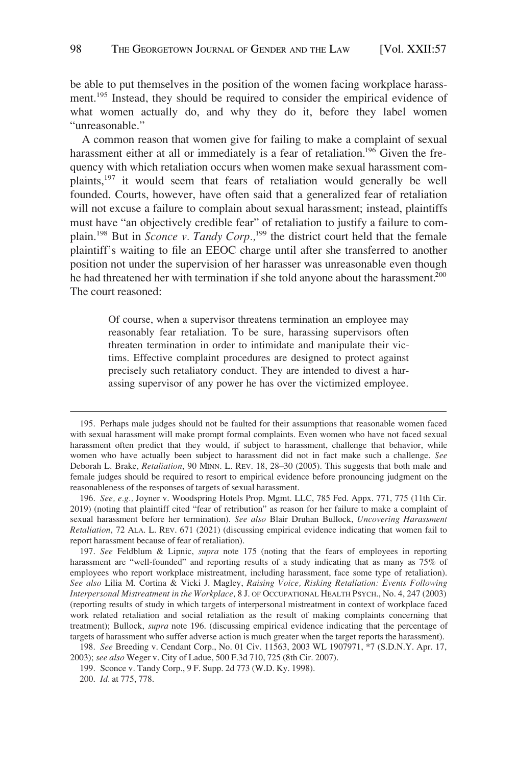be able to put themselves in the position of the women facing workplace harassment.[195] Instead, they should be required to consider the empirical evidence of what women actually do, and why they do it, before they label women "unreasonable."

A common reason that women give for failing to make a complaint of sexual harassment either at all or immediately is a fear of retaliation.[196] Given the frequency with which retaliation occurs when women make sexual harassment complaints,[197] it would seem that fears of retaliation would generally be well founded. Courts, however, have often said that a generalized fear of retaliation will not excuse a failure to complain about sexual harassment; instead, plaintiffs must have "an objectively credible fear" of retaliation to justify a failure to complain.[198] But in *Sconce v. Tandy Corp.*,[199] the district court held that the female plaintiff's waiting to file an EEOC charge until after she transferred to another position not under the supervision of her harasser was unreasonable even though he had threatened her with termination if she told anyone about the harassment.[200] The court reasoned:

> Of course, when a supervisor threatens termination an employee may reasonably fear retaliation. To be sure, harassing supervisors often threaten termination in order to intimidate and manipulate their victims. Effective complaint procedures are designed to protect against precisely such retaliatory conduct. They are intended to divest a harassing supervisor of any power he has over the victimized employee.

---

195. Perhaps male judges should not be faulted for their assumptions that reasonable women faced with sexual harassment will make prompt formal complaints. Even women who have not faced sexual harassment often predict that they would, if subject to harassment, challenge that behavior, while women who have actually been subject to harassment did not in fact make such a challenge. *See* Deborah L. Brake, *Retaliation*, 90 MINN. L. REV. 18, 28–30 (2005). This suggests that both male and female judges should be required to resort to empirical evidence before pronouncing judgment on the reasonableness of the responses of targets of sexual harassment.

196. *See, e.g.,* Joyner v. Woodspring Hotels Prop. Mgmt. LLC, 785 Fed. Appx. 771, 775 (11th Cir. 2019) (noting that plaintiff cited "fear of retribution" as reason for her failure to make a complaint of sexual harassment before her termination). *See also* Blair Druhan Bullock, *Uncovering Harassment Retaliation*, 72 ALA. L. REV. 671 (2021) (discussing empirical evidence indicating that women fail to report harassment because of fear of retaliation).

197. *See* Feldblum & Lipnic, *supra* note 175 (noting that the fears of employees in reporting harassment are "well-founded" and reporting results of a study indicating that as many as 75% of employees who report workplace mistreatment, including harassment, face some type of retaliation). *See also* Lilia M. Cortina & Vicki J. Magley, *Raising Voice, Risking Retaliation: Events Following Interpersonal Mistreatment in the Workplace,* 8 J. OF OCCUPATIONAL HEALTH PSYCH., No. 4, 247 (2003) (reporting results of study in which targets of interpersonal mistreatment in context of workplace faced work related retaliation and social retaliation as the result of making complaints concerning that treatment); Bullock, *supra* note 196. (discussing empirical evidence indicating that the percentage of targets of harassment who suffer adverse action is much greater when the target reports the harassment).

198. *See* Breeding v. Cendant Corp., No. 01 Civ. 11563, 2003 WL 1907971, *7 (S.D.N.Y. Apr. 17, 2003); *see also* Weger v. City of Ladue, 500 F.3d 710, 725 (8th Cir. 2007).

199. Sconce v. Tandy Corp., 9 F. Supp. 2d 773 (W.D. Ky. 1998).

200. *Id.* at 775, 778.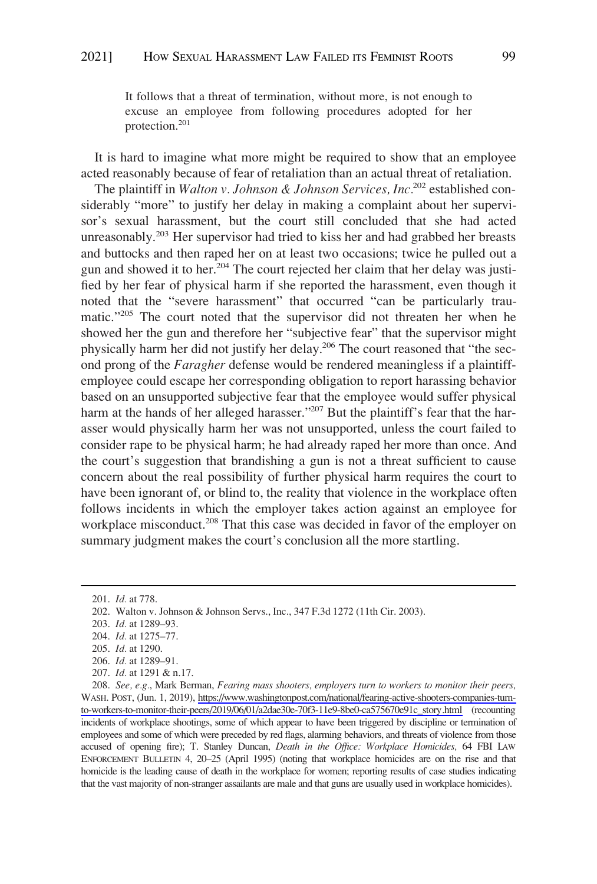> It follows that a threat of termination, without more, is not enough to excuse an employee from following procedures adopted for her protection.[201]

It is hard to imagine what more might be required to show that an employee acted reasonably because of fear of retaliation than an actual threat of retaliation.

The plaintiff in *Walton v. Johnson & Johnson Services, Inc.*[202] established considerably "more" to justify her delay in making a complaint about her supervisor's sexual harassment, but the court still concluded that she had acted unreasonably.[203] Her supervisor had tried to kiss her and had grabbed her breasts and buttocks and then raped her on at least two occasions; twice he pulled out a gun and showed it to her.[204] The court rejected her claim that her delay was justified by her fear of physical harm if she reported the harassment, even though it noted that the "severe harassment" that occurred "can be particularly traumatic."[205] The court noted that the supervisor did not threaten her when he showed her the gun and therefore her "subjective fear" that the supervisor might physically harm her did not justify her delay.[206] The court reasoned that "the second prong of the *Faragher* defense would be rendered meaningless if a plaintiff-employee could escape her corresponding obligation to report harassing behavior based on an unsupported subjective fear that the employee would suffer physical harm at the hands of her alleged harasser."[207] But the plaintiff's fear that the harasser would physically harm her was not unsupported, unless the court failed to consider rape to be physical harm; he had already raped her more than once. And the court's suggestion that brandishing a gun is not a threat sufficient to cause concern about the real possibility of further physical harm requires the court to have been ignorant of, or blind to, the reality that violence in the workplace often follows incidents in which the employer takes action against an employee for workplace misconduct.[208] That this case was decided in favor of the employer on summary judgment makes the court's conclusion all the more startling.

---

201. *Id.* at 778.

202. Walton v. Johnson & Johnson Servs., Inc., 347 F.3d 1272 (11th Cir. 2003).

203. *Id.* at 1289–93.

204. *Id.* at 1275–77.

205. *Id.* at 1290.

206. *Id.* at 1289–91.

207. *Id.* at 1291 & n.17.

208. *See, e.g.*, Mark Berman, *Fearing mass shooters, employers turn to workers to monitor their peers,* WASH. POST, (Jun. 1, 2019), https://www.washingtonpost.com/national/fearing-active-shooters-companies-turn-to-workers-to-monitor-their-peers/2019/06/01/a2dae30e-70f3-11e9-8be0-ca575670e91c_story.html (recounting incidents of workplace shootings, some of which appear to have been triggered by discipline or termination of employees and some of which were preceded by red flags, alarming behaviors, and threats of violence from those accused of opening fire); T. Stanley Duncan, *Death in the Office: Workplace Homicides,* 64 FBI LAW ENFORCEMENT BULLETIN 4, 20–25 (April 1995) (noting that workplace homicides are on the rise and that homicide is the leading cause of death in the workplace for women; reporting results of case studies indicating that the vast majority of non-stranger assailants are male and that guns are usually used in workplace homicides).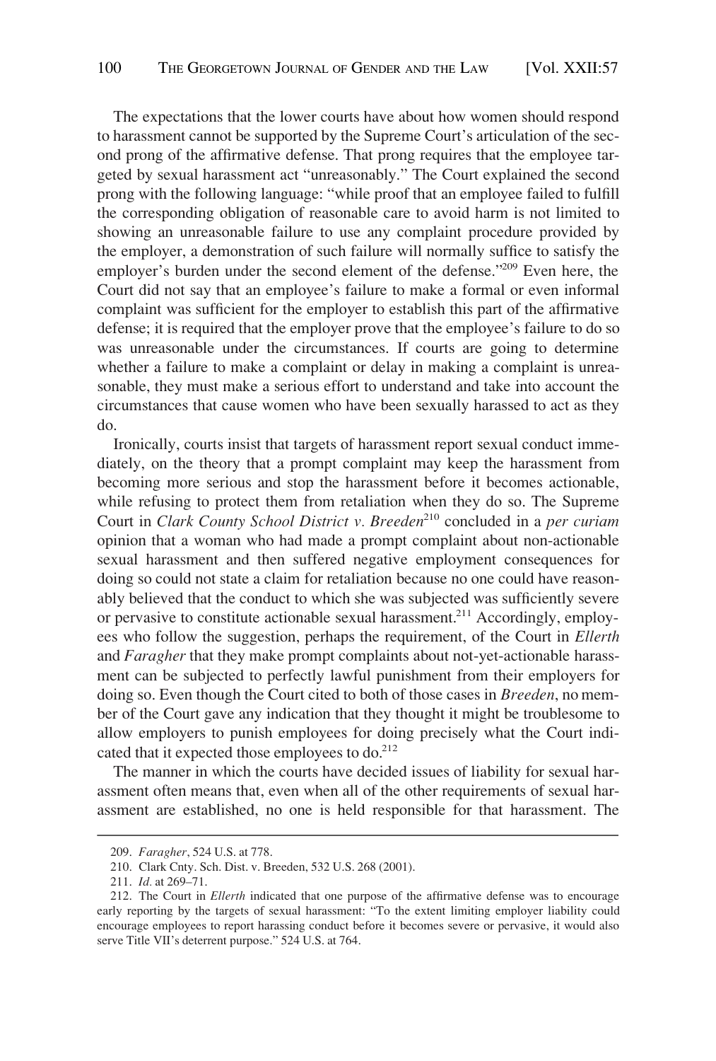The expectations that the lower courts have about how women should respond to harassment cannot be supported by the Supreme Court's articulation of the second prong of the affirmative defense. That prong requires that the employee targeted by sexual harassment act "unreasonably." The Court explained the second prong with the following language: "while proof that an employee failed to fulfill the corresponding obligation of reasonable care to avoid harm is not limited to showing an unreasonable failure to use any complaint procedure provided by the employer, a demonstration of such failure will normally suffice to satisfy the employer's burden under the second element of the defense."[209] Even here, the Court did not say that an employee's failure to make a formal or even informal complaint was sufficient for the employer to establish this part of the affirmative defense; it is required that the employer prove that the employee's failure to do so was unreasonable under the circumstances. If courts are going to determine whether a failure to make a complaint or delay in making a complaint is unreasonable, they must make a serious effort to understand and take into account the circumstances that cause women who have been sexually harassed to act as they do.

Ironically, courts insist that targets of harassment report sexual conduct immediately, on the theory that a prompt complaint may keep the harassment from becoming more serious and stop the harassment before it becomes actionable, while refusing to protect them from retaliation when they do so. The Supreme Court in *Clark County School District v. Breeden*[210] concluded in a *per curiam* opinion that a woman who had made a prompt complaint about non-actionable sexual harassment and then suffered negative employment consequences for doing so could not state a claim for retaliation because no one could have reasonably believed that the conduct to which she was subjected was sufficiently severe or pervasive to constitute actionable sexual harassment.[211] Accordingly, employees who follow the suggestion, perhaps the requirement, of the Court in *Ellerth* and *Faragher* that they make prompt complaints about not-yet-actionable harassment can be subjected to perfectly lawful punishment from their employers for doing so. Even though the Court cited to both of those cases in *Breeden*, no member of the Court gave any indication that they thought it might be troublesome to allow employers to punish employees for doing precisely what the Court indicated that it expected those employees to do.[212]

The manner in which the courts have decided issues of liability for sexual harassment often means that, even when all of the other requirements of sexual harassment are established, no one is held responsible for that harassment. The

---

209. *Faragher*, 524 U.S. at 778.

210. Clark Cnty. Sch. Dist. v. Breeden, 532 U.S. 268 (2001).

211. *Id.* at 269–71.

212. The Court in *Ellerth* indicated that one purpose of the affirmative defense was to encourage early reporting by the targets of sexual harassment: "To the extent limiting employer liability could encourage employees to report harassing conduct before it becomes severe or pervasive, it would also serve Title VII's deterrent purpose." 524 U.S. at 764.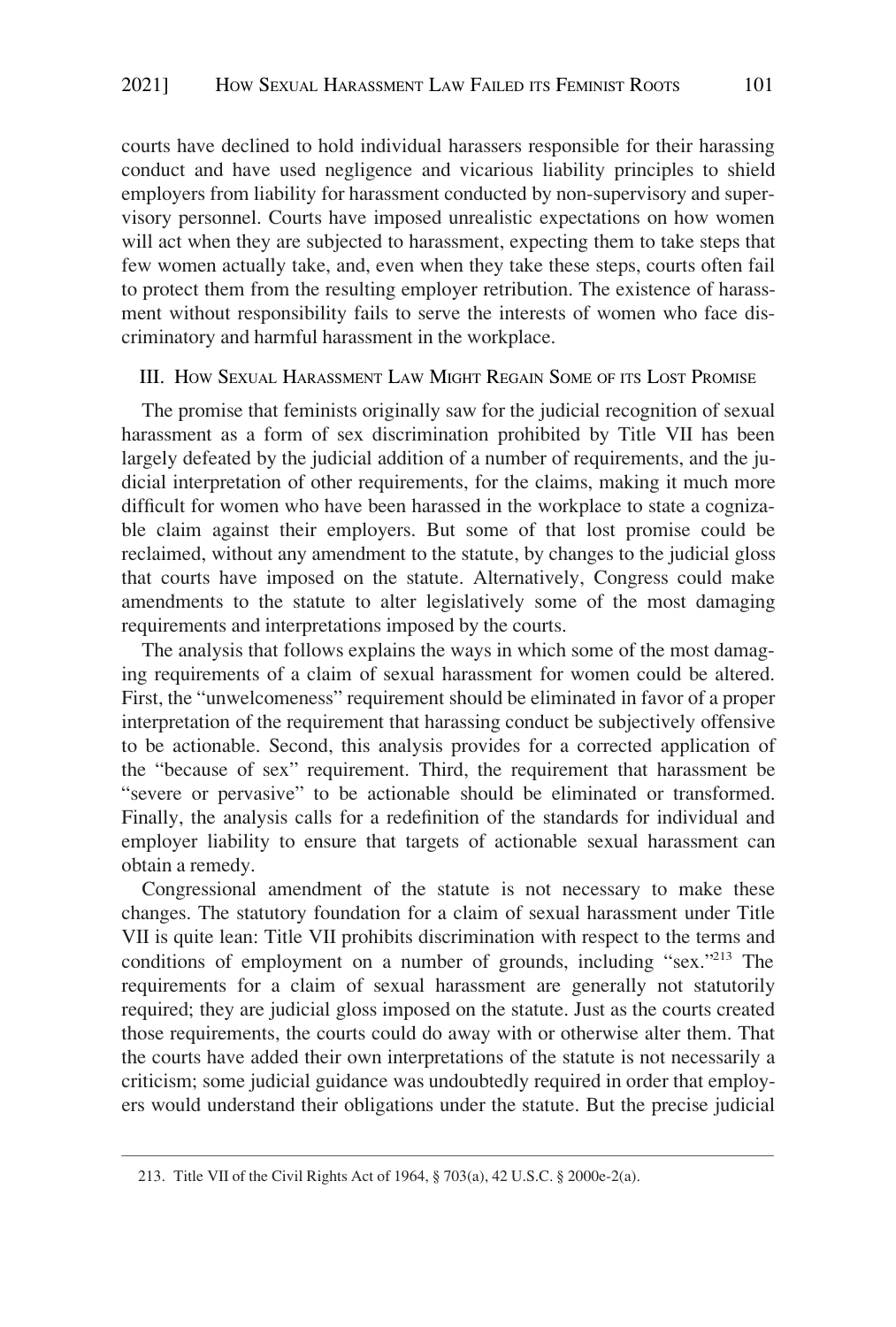courts have declined to hold individual harassers responsible for their harassing conduct and have used negligence and vicarious liability principles to shield employers from liability for harassment conducted by non-supervisory and supervisory personnel. Courts have imposed unrealistic expectations on how women will act when they are subjected to harassment, expecting them to take steps that few women actually take, and, even when they take these steps, courts often fail to protect them from the resulting employer retribution. The existence of harassment without responsibility fails to serve the interests of women who face discriminatory and harmful harassment in the workplace.

## III. How Sexual Harassment Law Might Regain Some of its Lost Promise

The promise that feminists originally saw for the judicial recognition of sexual harassment as a form of sex discrimination prohibited by Title VII has been largely defeated by the judicial addition of a number of requirements, and the judicial interpretation of other requirements, for the claims, making it much more difficult for women who have been harassed in the workplace to state a cognizable claim against their employers. But some of that lost promise could be reclaimed, without any amendment to the statute, by changes to the judicial gloss that courts have imposed on the statute. Alternatively, Congress could make amendments to the statute to alter legislatively some of the most damaging requirements and interpretations imposed by the courts.

The analysis that follows explains the ways in which some of the most damaging requirements of a claim of sexual harassment for women could be altered. First, the "unwelcomeness" requirement should be eliminated in favor of a proper interpretation of the requirement that harassing conduct be subjectively offensive to be actionable. Second, this analysis provides for a corrected application of the "because of sex" requirement. Third, the requirement that harassment be "severe or pervasive" to be actionable should be eliminated or transformed. Finally, the analysis calls for a redefinition of the standards for individual and employer liability to ensure that targets of actionable sexual harassment can obtain a remedy.

Congressional amendment of the statute is not necessary to make these changes. The statutory foundation for a claim of sexual harassment under Title VII is quite lean: Title VII prohibits discrimination with respect to the terms and conditions of employment on a number of grounds, including "sex."[213] The requirements for a claim of sexual harassment are generally not statutorily required; they are judicial gloss imposed on the statute. Just as the courts created those requirements, the courts could do away with or otherwise alter them. That the courts have added their own interpretations of the statute is not necessarily a criticism; some judicial guidance was undoubtedly required in order that employers would understand their obligations under the statute. But the precise judicial

---

213. Title VII of the Civil Rights Act of 1964, § 703(a), 42 U.S.C. § 2000e-2(a).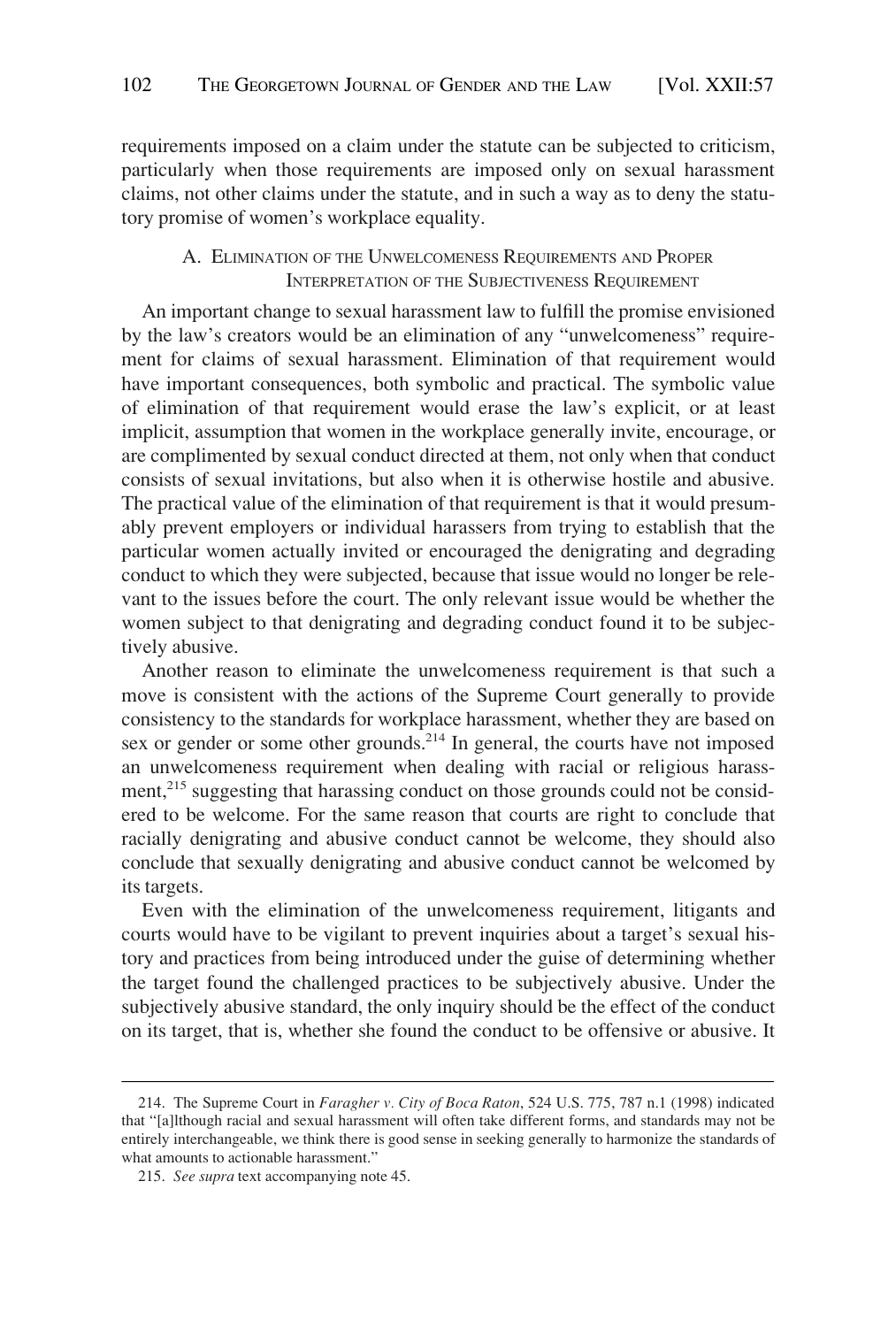requirements imposed on a claim under the statute can be subjected to criticism, particularly when those requirements are imposed only on sexual harassment claims, not other claims under the statute, and in such a way as to deny the statutory promise of women's workplace equality.

### A. Elimination of the Unwelcomeness Requirements and Proper Interpretation of the Subjectiveness Requirement

An important change to sexual harassment law to fulfill the promise envisioned by the law's creators would be an elimination of any "unwelcomeness" requirement for claims of sexual harassment. Elimination of that requirement would have important consequences, both symbolic and practical. The symbolic value of elimination of that requirement would erase the law's explicit, or at least implicit, assumption that women in the workplace generally invite, encourage, or are complimented by sexual conduct directed at them, not only when that conduct consists of sexual invitations, but also when it is otherwise hostile and abusive. The practical value of the elimination of that requirement is that it would presumably prevent employers or individual harassers from trying to establish that the particular women actually invited or encouraged the denigrating and degrading conduct to which they were subjected, because that issue would no longer be relevant to the issues before the court. The only relevant issue would be whether the women subject to that denigrating and degrading conduct found it to be subjectively abusive.

Another reason to eliminate the unwelcomeness requirement is that such a move is consistent with the actions of the Supreme Court generally to provide consistency to the standards for workplace harassment, whether they are based on sex or gender or some other grounds.[214] In general, the courts have not imposed an unwelcomeness requirement when dealing with racial or religious harassment,[215] suggesting that harassing conduct on those grounds could not be considered to be welcome. For the same reason that courts are right to conclude that racially denigrating and abusive conduct cannot be welcome, they should also conclude that sexually denigrating and abusive conduct cannot be welcomed by its targets.

Even with the elimination of the unwelcomeness requirement, litigants and courts would have to be vigilant to prevent inquiries about a target's sexual history and practices from being introduced under the guise of determining whether the target found the challenged practices to be subjectively abusive. Under the subjectively abusive standard, the only inquiry should be the effect of the conduct on its target, that is, whether she found the conduct to be offensive or abusive. It

---

214. The Supreme Court in *Faragher v. City of Boca Raton*, 524 U.S. 775, 787 n.1 (1998) indicated that "[a]lthough racial and sexual harassment will often take different forms, and standards may not be entirely interchangeable, we think there is good sense in seeking generally to harmonize the standards of what amounts to actionable harassment."

215. *See supra* text accompanying note 45.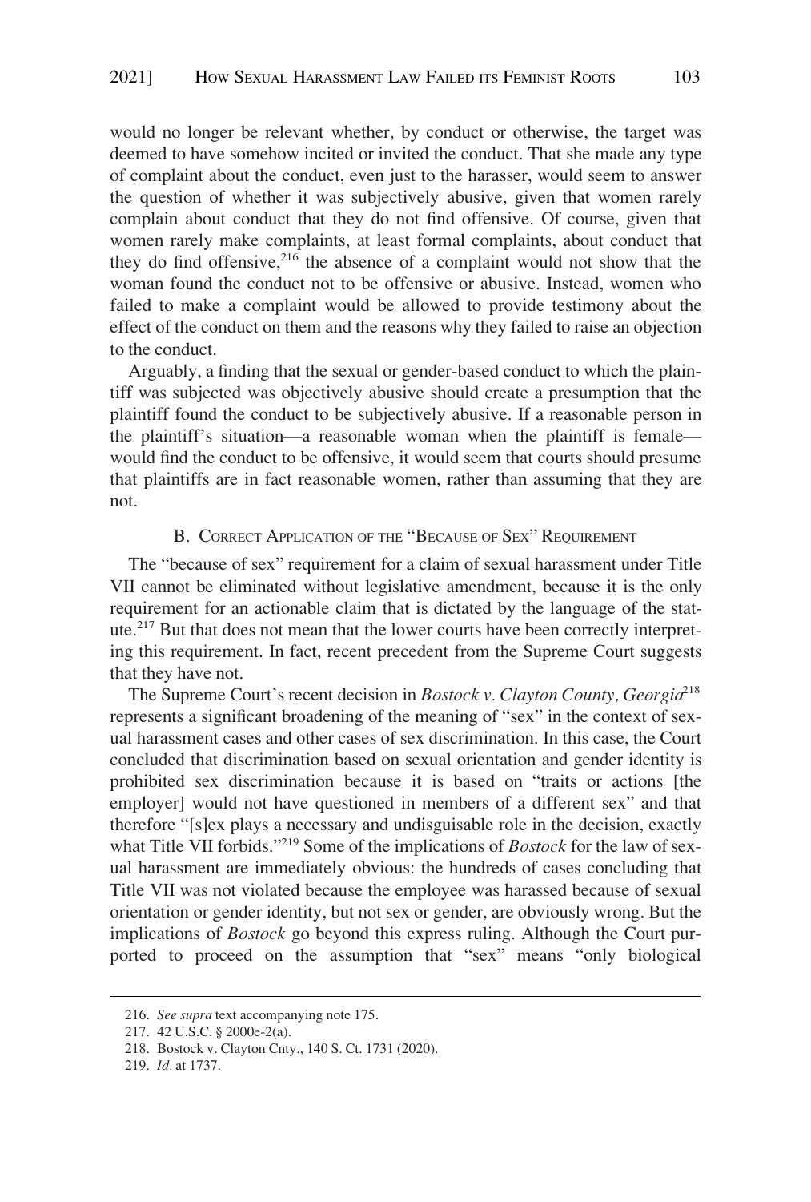would no longer be relevant whether, by conduct or otherwise, the target was deemed to have somehow incited or invited the conduct. That she made any type of complaint about the conduct, even just to the harasser, would seem to answer the question of whether it was subjectively abusive, given that women rarely complain about conduct that they do not find offensive. Of course, given that women rarely make complaints, at least formal complaints, about conduct that they do find offensive,[216] the absence of a complaint would not show that the woman found the conduct not to be offensive or abusive. Instead, women who failed to make a complaint would be allowed to provide testimony about the effect of the conduct on them and the reasons why they failed to raise an objection to the conduct.

Arguably, a finding that the sexual or gender-based conduct to which the plaintiff was subjected was objectively abusive should create a presumption that the plaintiff found the conduct to be subjectively abusive. If a reasonable person in the plaintiff's situation—a reasonable woman when the plaintiff is female—would find the conduct to be offensive, it would seem that courts should presume that plaintiffs are in fact reasonable women, rather than assuming that they are not.

### B. Correct Application of the "Because of Sex" Requirement

The "because of sex" requirement for a claim of sexual harassment under Title VII cannot be eliminated without legislative amendment, because it is the only requirement for an actionable claim that is dictated by the language of the statute.[217] But that does not mean that the lower courts have been correctly interpreting this requirement. In fact, recent precedent from the Supreme Court suggests that they have not.

The Supreme Court's recent decision in *Bostock v. Clayton County, Georgia*[218] represents a significant broadening of the meaning of "sex" in the context of sexual harassment cases and other cases of sex discrimination. In this case, the Court concluded that discrimination based on sexual orientation and gender identity is prohibited sex discrimination because it is based on "traits or actions [the employer] would not have questioned in members of a different sex" and that therefore "[s]ex plays a necessary and undisguisable role in the decision, exactly what Title VII forbids."[219] Some of the implications of *Bostock* for the law of sexual harassment are immediately obvious: the hundreds of cases concluding that Title VII was not violated because the employee was harassed because of sexual orientation or gender identity, but not sex or gender, are obviously wrong. But the implications of *Bostock* go beyond this express ruling. Although the Court purported to proceed on the assumption that "sex" means "only biological

---

216. *See supra* text accompanying note 175.

217. 42 U.S.C. § 2000e-2(a).

218. Bostock v. Clayton Cnty., 140 S. Ct. 1731 (2020).

219. *Id.* at 1737.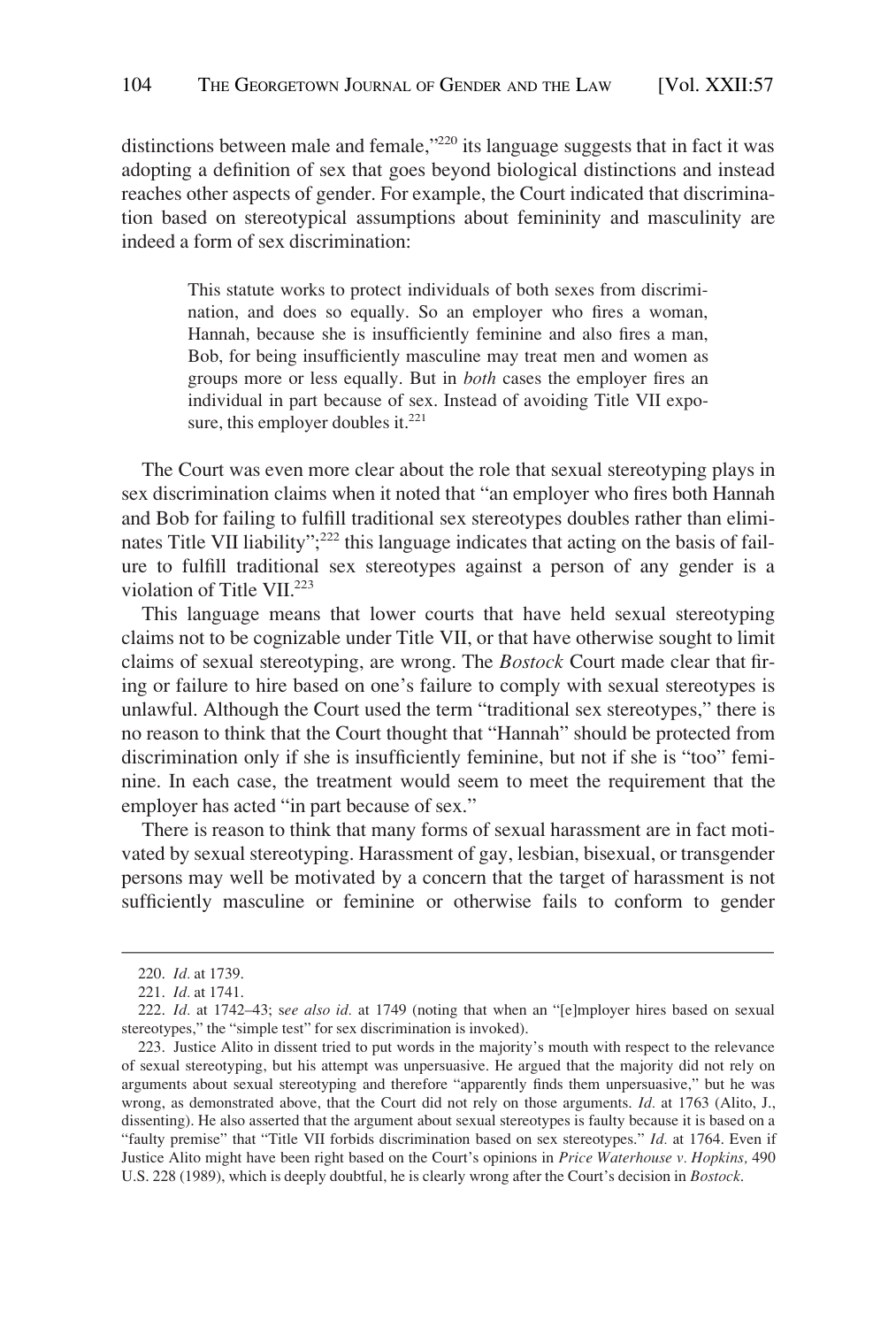distinctions between male and female,"[220] its language suggests that in fact it was adopting a definition of sex that goes beyond biological distinctions and instead reaches other aspects of gender. For example, the Court indicated that discrimination based on stereotypical assumptions about femininity and masculinity are indeed a form of sex discrimination:

> This statute works to protect individuals of both sexes from discrimination, and does so equally. So an employer who fires a woman, Hannah, because she is insufficiently feminine and also fires a man, Bob, for being insufficiently masculine may treat men and women as groups more or less equally. But in *both* cases the employer fires an individual in part because of sex. Instead of avoiding Title VII exposure, this employer doubles it.[221]

The Court was even more clear about the role that sexual stereotyping plays in sex discrimination claims when it noted that "an employer who fires both Hannah and Bob for failing to fulfill traditional sex stereotypes doubles rather than eliminates Title VII liability";[222] this language indicates that acting on the basis of failure to fulfill traditional sex stereotypes against a person of any gender is a violation of Title VII.[223]

This language means that lower courts that have held sexual stereotyping claims not to be cognizable under Title VII, or that have otherwise sought to limit claims of sexual stereotyping, are wrong. The *Bostock* Court made clear that firing or failure to hire based on one's failure to comply with sexual stereotypes is unlawful. Although the Court used the term "traditional sex stereotypes," there is no reason to think that the Court thought that "Hannah" should be protected from discrimination only if she is insufficiently feminine, but not if she is "too" feminine. In each case, the treatment would seem to meet the requirement that the employer has acted "in part because of sex."

There is reason to think that many forms of sexual harassment are in fact motivated by sexual stereotyping. Harassment of gay, lesbian, bisexual, or transgender persons may well be motivated by a concern that the target of harassment is not sufficiently masculine or feminine or otherwise fails to conform to gender

---

220. *Id.* at 1739.

221. *Id.* at 1741.

222. *Id.* at 1742–43; s*ee also id.* at 1749 (noting that when an "[e]mployer hires based on sexual stereotypes," the "simple test" for sex discrimination is invoked).

223. Justice Alito in dissent tried to put words in the majority's mouth with respect to the relevance of sexual stereotyping, but his attempt was unpersuasive. He argued that the majority did not rely on arguments about sexual stereotyping and therefore "apparently finds them unpersuasive," but he was wrong, as demonstrated above, that the Court did not rely on those arguments. *Id.* at 1763 (Alito, J., dissenting). He also asserted that the argument about sexual stereotypes is faulty because it is based on a "faulty premise" that "Title VII forbids discrimination based on sex stereotypes." *Id.* at 1764. Even if Justice Alito might have been right based on the Court's opinions in *Price Waterhouse v. Hopkins,* 490 U.S. 228 (1989), which is deeply doubtful, he is clearly wrong after the Court's decision in *Bostock*.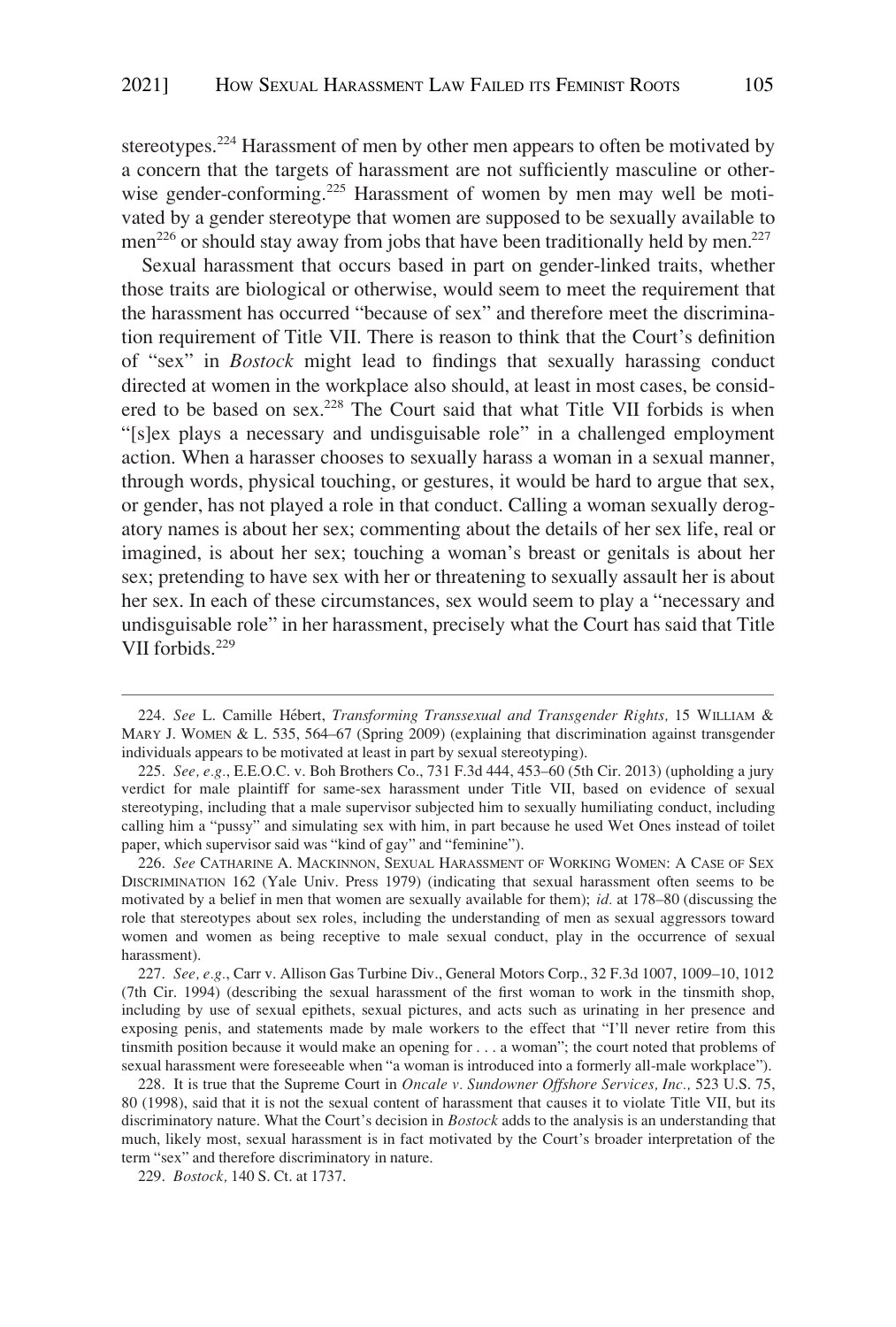stereotypes.[224] Harassment of men by other men appears to often be motivated by a concern that the targets of harassment are not sufficiently masculine or otherwise gender-conforming.[225] Harassment of women by men may well be motivated by a gender stereotype that women are supposed to be sexually available to men[226] or should stay away from jobs that have been traditionally held by men.[227]

Sexual harassment that occurs based in part on gender-linked traits, whether those traits are biological or otherwise, would seem to meet the requirement that the harassment has occurred "because of sex" and therefore meet the discrimination requirement of Title VII. There is reason to think that the Court's definition of "sex" in *Bostock* might lead to findings that sexually harassing conduct directed at women in the workplace also should, at least in most cases, be considered to be based on sex.[228] The Court said that what Title VII forbids is when "[s]ex plays a necessary and undisguisable role" in a challenged employment action. When a harasser chooses to sexually harass a woman in a sexual manner, through words, physical touching, or gestures, it would be hard to argue that sex, or gender, has not played a role in that conduct. Calling a woman sexually derogatory names is about her sex; commenting about the details of her sex life, real or imagined, is about her sex; touching a woman's breast or genitals is about her sex; pretending to have sex with her or threatening to sexually assault her is about her sex. In each of these circumstances, sex would seem to play a "necessary and undisguisable role" in her harassment, precisely what the Court has said that Title VII forbids.[229]

---

224. *See* L. Camille Hébert, *Transforming Transsexual and Transgender Rights,* 15 WILLIAM & MARY J. WOMEN & L. 535, 564–67 (Spring 2009) (explaining that discrimination against transgender individuals appears to be motivated at least in part by sexual stereotyping).

225. *See, e.g.*, E.E.O.C. v. Boh Brothers Co., 731 F.3d 444, 453–60 (5th Cir. 2013) (upholding a jury verdict for male plaintiff for same-sex harassment under Title VII, based on evidence of sexual stereotyping, including that a male supervisor subjected him to sexually humiliating conduct, including calling him a "pussy" and simulating sex with him, in part because he used Wet Ones instead of toilet paper, which supervisor said was "kind of gay" and "feminine").

226. *See* CATHARINE A. MACKINNON, SEXUAL HARASSMENT OF WORKING WOMEN: A CASE OF SEX DISCRIMINATION 162 (Yale Univ. Press 1979) (indicating that sexual harassment often seems to be motivated by a belief in men that women are sexually available for them); *id.* at 178–80 (discussing the role that stereotypes about sex roles, including the understanding of men as sexual aggressors toward women and women as being receptive to male sexual conduct, play in the occurrence of sexual harassment).

227. *See, e.g.*, Carr v. Allison Gas Turbine Div., General Motors Corp., 32 F.3d 1007, 1009–10, 1012 (7th Cir. 1994) (describing the sexual harassment of the first woman to work in the tinsmith shop, including by use of sexual epithets, sexual pictures, and acts such as urinating in her presence and exposing penis, and statements made by male workers to the effect that "I'll never retire from this tinsmith position because it would make an opening for . . . a woman"; the court noted that problems of sexual harassment were foreseeable when "a woman is introduced into a formerly all-male workplace").

228. It is true that the Supreme Court in *Oncale v. Sundowner Offshore Services, Inc.,* 523 U.S. 75, 80 (1998), said that it is not the sexual content of harassment that causes it to violate Title VII, but its discriminatory nature. What the Court's decision in *Bostock* adds to the analysis is an understanding that much, likely most, sexual harassment is in fact motivated by the Court's broader interpretation of the term "sex" and therefore discriminatory in nature.

229. *Bostock,* 140 S. Ct. at 1737.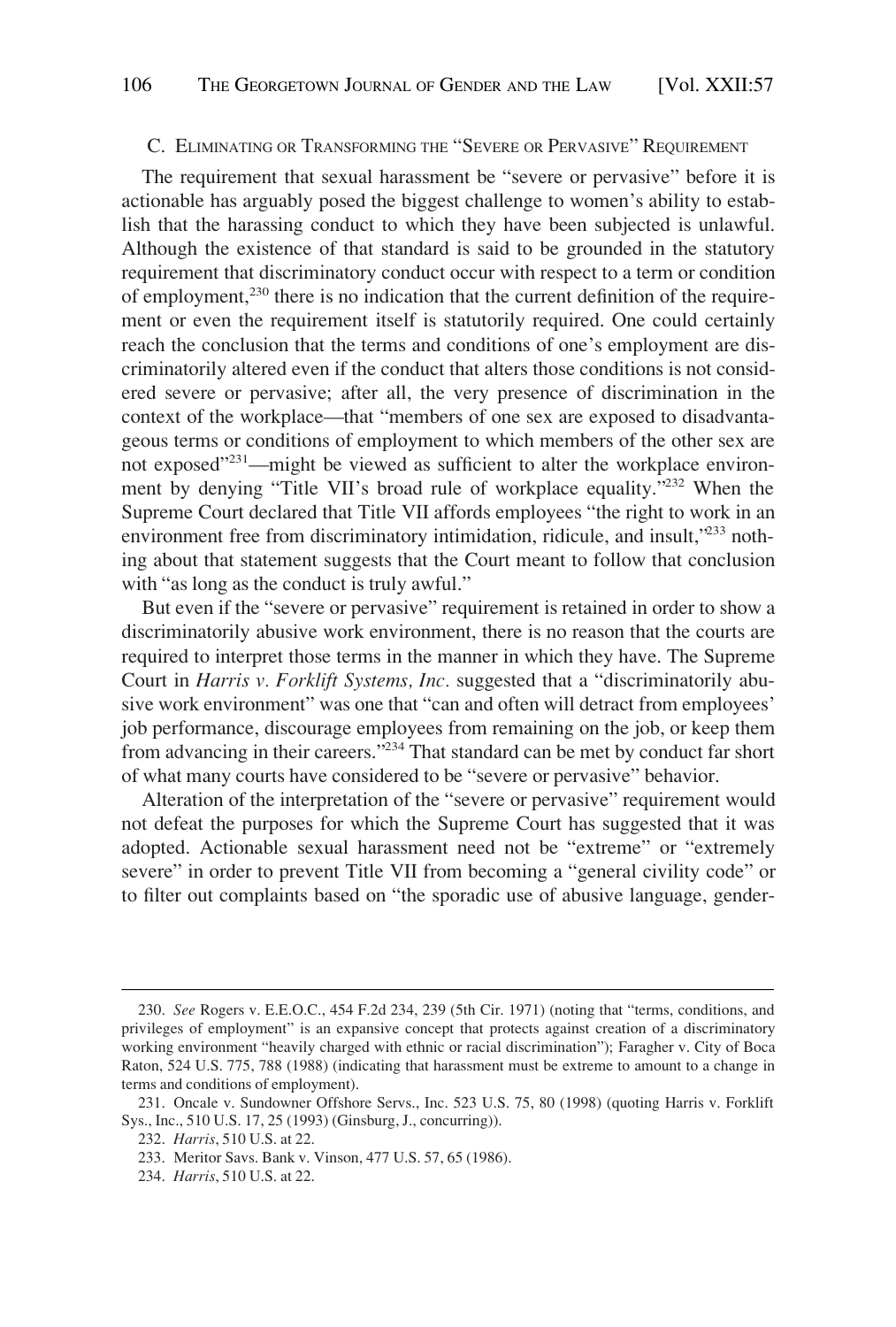### C. ELIMINATING OR TRANSFORMING THE "SEVERE OR PERVASIVE" REQUIREMENT

The requirement that sexual harassment be "severe or pervasive" before it is actionable has arguably posed the biggest challenge to women's ability to establish that the harassing conduct to which they have been subjected is unlawful. Although the existence of that standard is said to be grounded in the statutory requirement that discriminatory conduct occur with respect to a term or condition of employment,[230] there is no indication that the current definition of the requirement or even the requirement itself is statutorily required. One could certainly reach the conclusion that the terms and conditions of one's employment are discriminatorily altered even if the conduct that alters those conditions is not considered severe or pervasive; after all, the very presence of discrimination in the context of the workplace—that "members of one sex are exposed to disadvantageous terms or conditions of employment to which members of the other sex are not exposed"[231]—might be viewed as sufficient to alter the workplace environment by denying "Title VII's broad rule of workplace equality."[232] When the Supreme Court declared that Title VII affords employees "the right to work in an environment free from discriminatory intimidation, ridicule, and insult,"[233] nothing about that statement suggests that the Court meant to follow that conclusion with "as long as the conduct is truly awful."

But even if the "severe or pervasive" requirement is retained in order to show a discriminatorily abusive work environment, there is no reason that the courts are required to interpret those terms in the manner in which they have. The Supreme Court in *Harris v. Forklift Systems, Inc.* suggested that a "discriminatorily abusive work environment" was one that "can and often will detract from employees' job performance, discourage employees from remaining on the job, or keep them from advancing in their careers."[234] That standard can be met by conduct far short of what many courts have considered to be "severe or pervasive" behavior.

Alteration of the interpretation of the "severe or pervasive" requirement would not defeat the purposes for which the Supreme Court has suggested that it was adopted. Actionable sexual harassment need not be "extreme" or "extremely severe" in order to prevent Title VII from becoming a "general civility code" or to filter out complaints based on "the sporadic use of abusive language, gender-

---

230. *See* Rogers v. E.E.O.C., 454 F.2d 234, 239 (5th Cir. 1971) (noting that "terms, conditions, and privileges of employment" is an expansive concept that protects against creation of a discriminatory working environment "heavily charged with ethnic or racial discrimination"); Faragher v. City of Boca Raton, 524 U.S. 775, 788 (1988) (indicating that harassment must be extreme to amount to a change in terms and conditions of employment).

231. Oncale v. Sundowner Offshore Servs., Inc. 523 U.S. 75, 80 (1998) (quoting Harris v. Forklift Sys., Inc., 510 U.S. 17, 25 (1993) (Ginsburg, J., concurring)).

232. *Harris*, 510 U.S. at 22.

233. Meritor Savs. Bank v. Vinson, 477 U.S. 57, 65 (1986).

234. *Harris*, 510 U.S. at 22.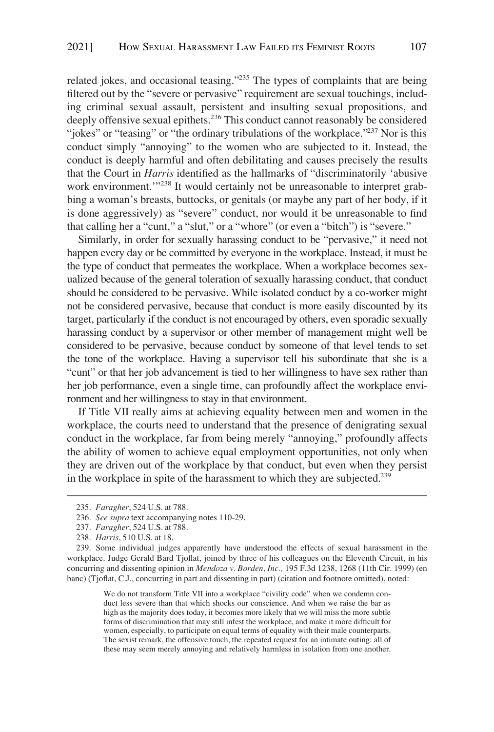related jokes, and occasional teasing."[235] The types of complaints that are being filtered out by the "severe or pervasive" requirement are sexual touchings, including criminal sexual assault, persistent and insulting sexual propositions, and deeply offensive sexual epithets.[236] This conduct cannot reasonably be considered "jokes" or "teasing" or "the ordinary tribulations of the workplace."[237] Nor is this conduct simply "annoying" to the women who are subjected to it. Instead, the conduct is deeply harmful and often debilitating and causes precisely the results that the Court in *Harris* identified as the hallmarks of "discriminatorily 'abusive work environment.'"[238] It would certainly not be unreasonable to interpret grabbing a woman's breasts, buttocks, or genitals (or maybe any part of her body, if it is done aggressively) as "severe" conduct, nor would it be unreasonable to find that calling her a "cunt," a "slut," or a "whore" (or even a "bitch") is "severe."

Similarly, in order for sexually harassing conduct to be "pervasive," it need not happen every day or be committed by everyone in the workplace. Instead, it must be the type of conduct that permeates the workplace. When a workplace becomes sexualized because of the general toleration of sexually harassing conduct, that conduct should be considered to be pervasive. While isolated conduct by a co-worker might not be considered pervasive, because that conduct is more easily discounted by its target, particularly if the conduct is not encouraged by others, even sporadic sexually harassing conduct by a supervisor or other member of management might well be considered to be pervasive, because conduct by someone of that level tends to set the tone of the workplace. Having a supervisor tell his subordinate that she is a "cunt" or that her job advancement is tied to her willingness to have sex rather than her job performance, even a single time, can profoundly affect the workplace environment and her willingness to stay in that environment.

If Title VII really aims at achieving equality between men and women in the workplace, the courts need to understand that the presence of denigrating sexual conduct in the workplace, far from being merely "annoying," profoundly affects the ability of women to achieve equal employment opportunities, not only when they are driven out of the workplace by that conduct, but even when they persist in the workplace in spite of the harassment to which they are subjected.[239]

---

235. *Faragher*, 524 U.S. at 788.

236. *See supra* text accompanying notes 110-29.

237. *Faragher*, 524 U.S. at 788.

238. *Harris*, 510 U.S. at 18.

239. Some individual judges apparently have understood the effects of sexual harassment in the workplace. Judge Gerald Bard Tjoflat, joined by three of his colleagues on the Eleventh Circuit, in his concurring and dissenting opinion in *Mendoza v. Borden, Inc.,* 195 F.3d 1238, 1268 (11th Cir. 1999) (en banc) (Tjoflat, C.J., concurring in part and dissenting in part) (citation and footnote omitted), noted:

> We do not transform Title VII into a workplace "civility code" when we condemn conduct less severe than that which shocks our conscience. And when we raise the bar as high as the majority does today, it becomes more likely that we will miss the more subtle forms of discrimination that may still infest the workplace, and make it more difficult for women, especially, to participate on equal terms of equality with their male counterparts. The sexist remark, the offensive touch, the repeated request for an intimate outing: all of these may seem merely annoying and relatively harmless in isolation from one another.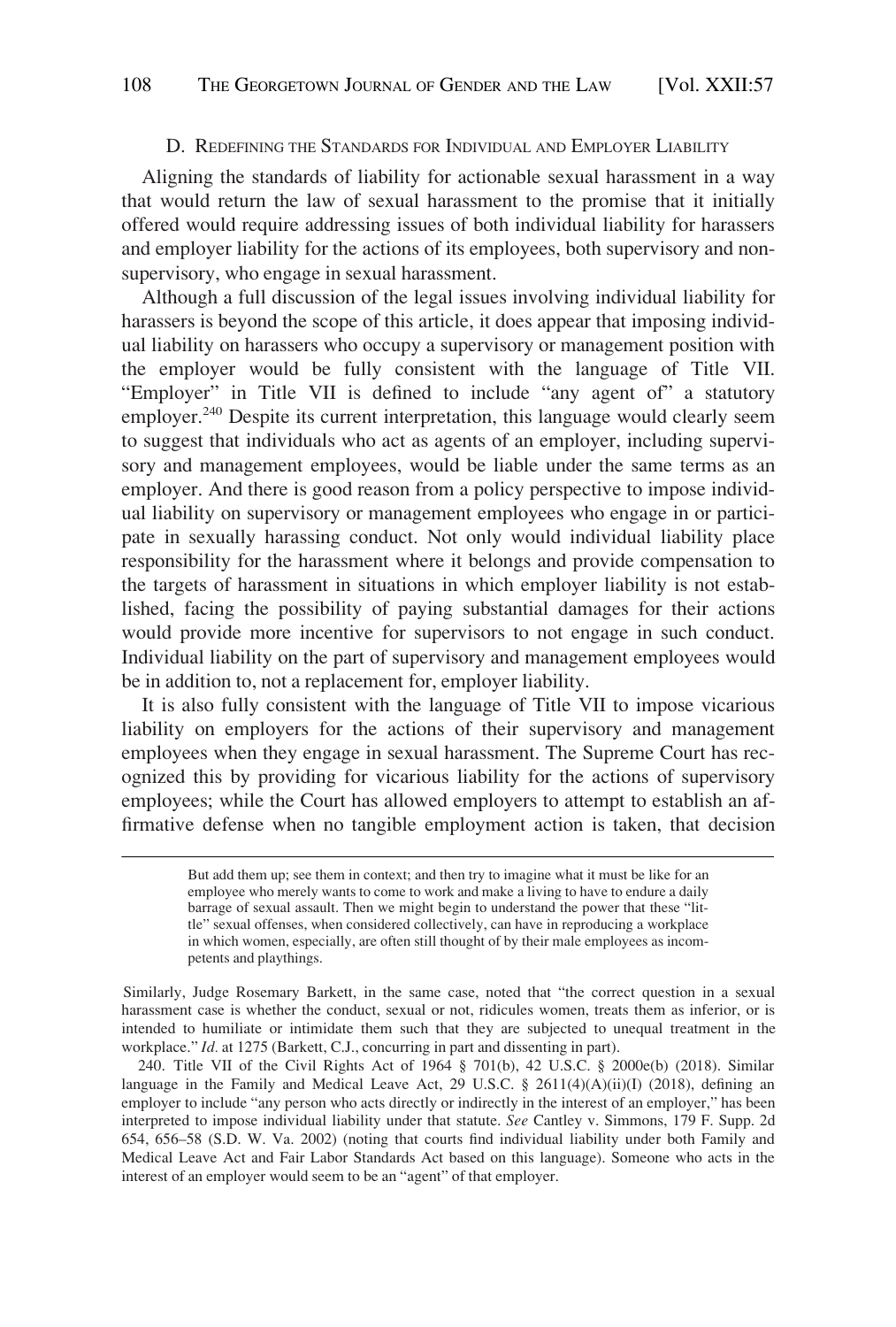### D. Redefining the Standards for Individual and Employer Liability

Aligning the standards of liability for actionable sexual harassment in a way that would return the law of sexual harassment to the promise that it initially offered would require addressing issues of both individual liability for harassers and employer liability for the actions of its employees, both supervisory and non-supervisory, who engage in sexual harassment.

Although a full discussion of the legal issues involving individual liability for harassers is beyond the scope of this article, it does appear that imposing individual liability on harassers who occupy a supervisory or management position with the employer would be fully consistent with the language of Title VII. "Employer" in Title VII is defined to include "any agent of" a statutory employer.[240] Despite its current interpretation, this language would clearly seem to suggest that individuals who act as agents of an employer, including supervisory and management employees, would be liable under the same terms as an employer. And there is good reason from a policy perspective to impose individual liability on supervisory or management employees who engage in or participate in sexually harassing conduct. Not only would individual liability place responsibility for the harassment where it belongs and provide compensation to the targets of harassment in situations in which employer liability is not established, facing the possibility of paying substantial damages for their actions would provide more incentive for supervisors to not engage in such conduct. Individual liability on the part of supervisory and management employees would be in addition to, not a replacement for, employer liability.

It is also fully consistent with the language of Title VII to impose vicarious liability on employers for the actions of their supervisory and management employees when they engage in sexual harassment. The Supreme Court has recognized this by providing for vicarious liability for the actions of supervisory employees; while the Court has allowed employers to attempt to establish an affirmative defense when no tangible employment action is taken, that decision

---

> But add them up; see them in context; and then try to imagine what it must be like for an employee who merely wants to come to work and make a living to have to endure a daily barrage of sexual assault. Then we might begin to understand the power that these "little" sexual offenses, when considered collectively, can have in reproducing a workplace in which women, especially, are often still thought of by their male employees as incompetents and playthings.

Similarly, Judge Rosemary Barkett, in the same case, noted that "the correct question in a sexual harassment case is whether the conduct, sexual or not, ridicules women, treats them as inferior, or is intended to humiliate or intimidate them such that they are subjected to unequal treatment in the workplace." *Id.* at 1275 (Barkett, C.J., concurring in part and dissenting in part).

240. Title VII of the Civil Rights Act of 1964 § 701(b), 42 U.S.C. § 2000e(b) (2018). Similar language in the Family and Medical Leave Act, 29 U.S.C. § 2611(4)(A)(ii)(I) (2018), defining an employer to include "any person who acts directly or indirectly in the interest of an employer," has been interpreted to impose individual liability under that statute. *See* Cantley v. Simmons, 179 F. Supp. 2d 654, 656–58 (S.D. W. Va. 2002) (noting that courts find individual liability under both Family and Medical Leave Act and Fair Labor Standards Act based on this language). Someone who acts in the interest of an employer would seem to be an "agent" of that employer.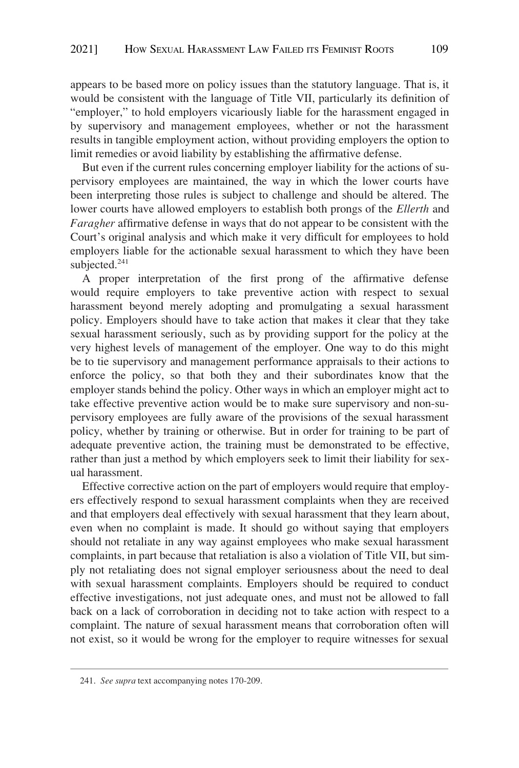appears to be based more on policy issues than the statutory language. That is, it would be consistent with the language of Title VII, particularly its definition of "employer," to hold employers vicariously liable for the harassment engaged in by supervisory and management employees, whether or not the harassment results in tangible employment action, without providing employers the option to limit remedies or avoid liability by establishing the affirmative defense.

But even if the current rules concerning employer liability for the actions of supervisory employees are maintained, the way in which the lower courts have been interpreting those rules is subject to challenge and should be altered. The lower courts have allowed employers to establish both prongs of the *Ellerth* and *Faragher* affirmative defense in ways that do not appear to be consistent with the Court's original analysis and which make it very difficult for employees to hold employers liable for the actionable sexual harassment to which they have been subjected.[241]

A proper interpretation of the first prong of the affirmative defense would require employers to take preventive action with respect to sexual harassment beyond merely adopting and promulgating a sexual harassment policy. Employers should have to take action that makes it clear that they take sexual harassment seriously, such as by providing support for the policy at the very highest levels of management of the employer. One way to do this might be to tie supervisory and management performance appraisals to their actions to enforce the policy, so that both they and their subordinates know that the employer stands behind the policy. Other ways in which an employer might act to take effective preventive action would be to make sure supervisory and non-supervisory employees are fully aware of the provisions of the sexual harassment policy, whether by training or otherwise. But in order for training to be part of adequate preventive action, the training must be demonstrated to be effective, rather than just a method by which employers seek to limit their liability for sexual harassment.

Effective corrective action on the part of employers would require that employers effectively respond to sexual harassment complaints when they are received and that employers deal effectively with sexual harassment that they learn about, even when no complaint is made. It should go without saying that employers should not retaliate in any way against employees who make sexual harassment complaints, in part because that retaliation is also a violation of Title VII, but simply not retaliating does not signal employer seriousness about the need to deal with sexual harassment complaints. Employers should be required to conduct effective investigations, not just adequate ones, and must not be allowed to fall back on a lack of corroboration in deciding not to take action with respect to a complaint. The nature of sexual harassment means that corroboration often will not exist, so it would be wrong for the employer to require witnesses for sexual

241. *See supra* text accompanying notes 170-209.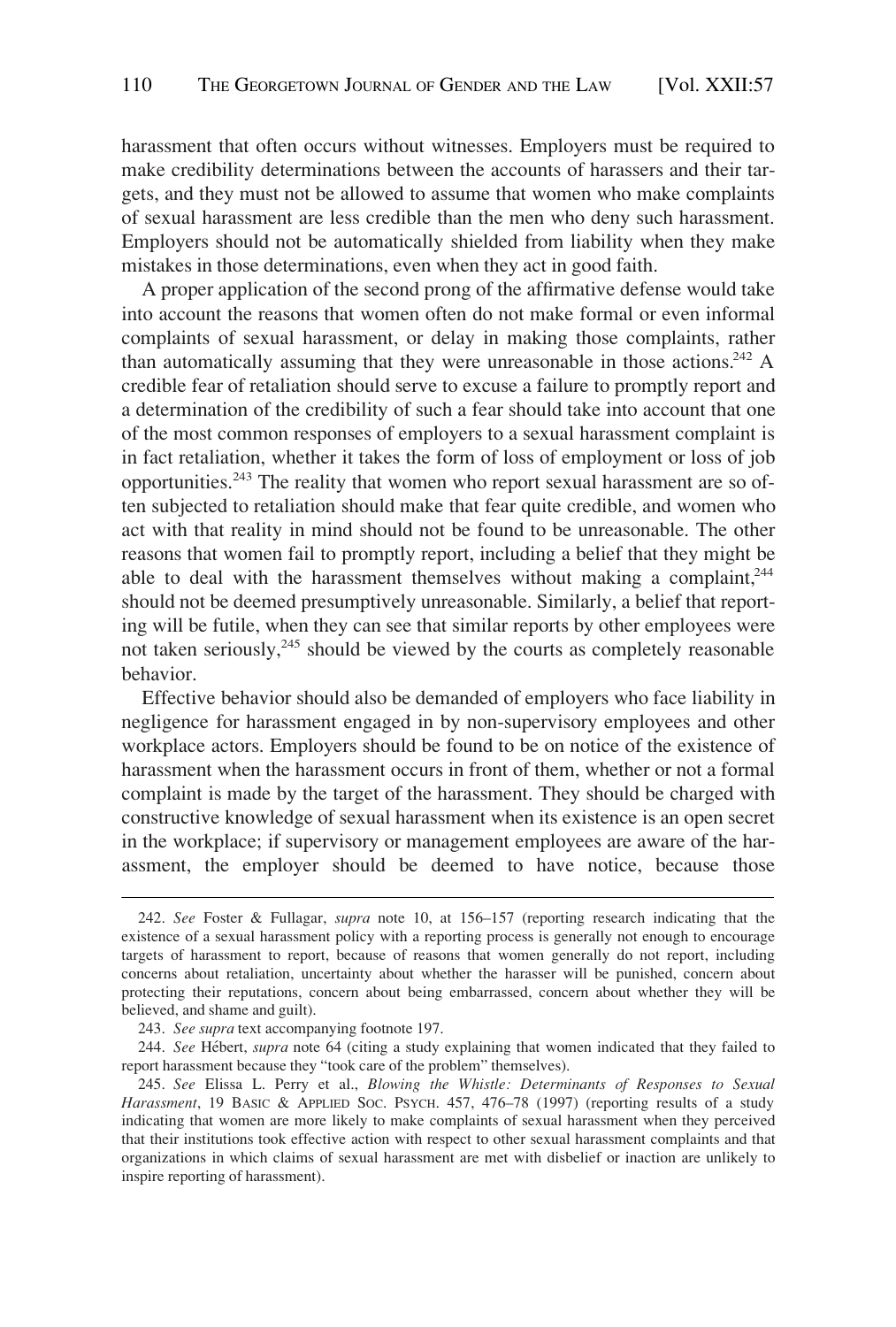harassment that often occurs without witnesses. Employers must be required to make credibility determinations between the accounts of harassers and their targets, and they must not be allowed to assume that women who make complaints of sexual harassment are less credible than the men who deny such harassment. Employers should not be automatically shielded from liability when they make mistakes in those determinations, even when they act in good faith.

A proper application of the second prong of the affirmative defense would take into account the reasons that women often do not make formal or even informal complaints of sexual harassment, or delay in making those complaints, rather than automatically assuming that they were unreasonable in those actions.[242] A credible fear of retaliation should serve to excuse a failure to promptly report and a determination of the credibility of such a fear should take into account that one of the most common responses of employers to a sexual harassment complaint is in fact retaliation, whether it takes the form of loss of employment or loss of job opportunities.[243] The reality that women who report sexual harassment are so often subjected to retaliation should make that fear quite credible, and women who act with that reality in mind should not be found to be unreasonable. The other reasons that women fail to promptly report, including a belief that they might be able to deal with the harassment themselves without making a complaint,[244] should not be deemed presumptively unreasonable. Similarly, a belief that reporting will be futile, when they can see that similar reports by other employees were not taken seriously,[245] should be viewed by the courts as completely reasonable behavior.

Effective behavior should also be demanded of employers who face liability in negligence for harassment engaged in by non-supervisory employees and other workplace actors. Employers should be found to be on notice of the existence of harassment when the harassment occurs in front of them, whether or not a formal complaint is made by the target of the harassment. They should be charged with constructive knowledge of sexual harassment when its existence is an open secret in the workplace; if supervisory or management employees are aware of the harassment, the employer should be deemed to have notice, because those

---

242. *See* Foster & Fullagar, *supra* note 10, at 156–157 (reporting research indicating that the existence of a sexual harassment policy with a reporting process is generally not enough to encourage targets of harassment to report, because of reasons that women generally do not report, including concerns about retaliation, uncertainty about whether the harasser will be punished, concern about protecting their reputations, concern about being embarrassed, concern about whether they will be believed, and shame and guilt).

243. *See supra* text accompanying footnote 197.

244. *See* Hébert, *supra* note 64 (citing a study explaining that women indicated that they failed to report harassment because they "took care of the problem" themselves).

245. *See* Elissa L. Perry et al., *Blowing the Whistle: Determinants of Responses to Sexual Harassment*, 19 BASIC & APPLIED SOC. PSYCH. 457, 476–78 (1997) (reporting results of a study indicating that women are more likely to make complaints of sexual harassment when they perceived that their institutions took effective action with respect to other sexual harassment complaints and that organizations in which claims of sexual harassment are met with disbelief or inaction are unlikely to inspire reporting of harassment).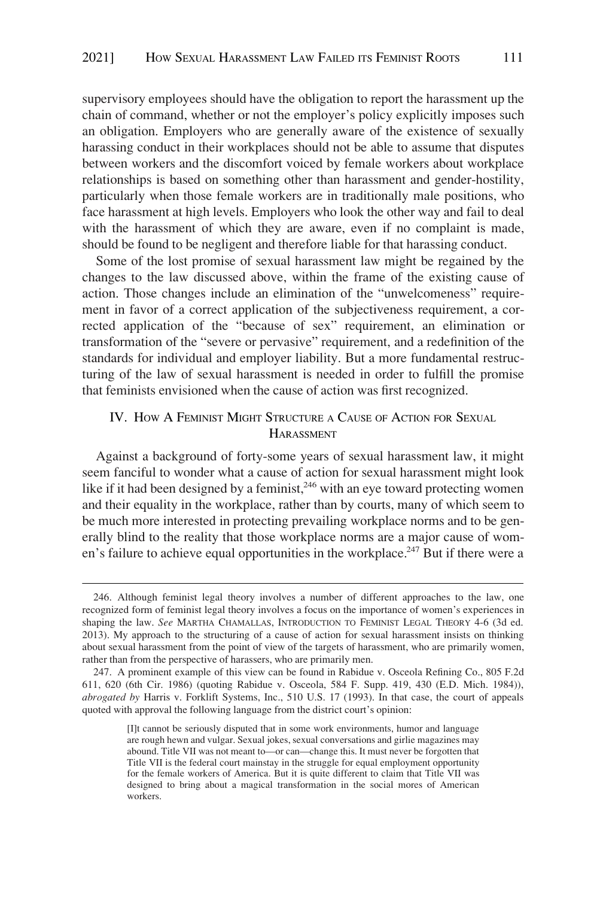supervisory employees should have the obligation to report the harassment up the chain of command, whether or not the employer's policy explicitly imposes such an obligation. Employers who are generally aware of the existence of sexually harassing conduct in their workplaces should not be able to assume that disputes between workers and the discomfort voiced by female workers about workplace relationships is based on something other than harassment and gender-hostility, particularly when those female workers are in traditionally male positions, who face harassment at high levels. Employers who look the other way and fail to deal with the harassment of which they are aware, even if no complaint is made, should be found to be negligent and therefore liable for that harassing conduct.

Some of the lost promise of sexual harassment law might be regained by the changes to the law discussed above, within the frame of the existing cause of action. Those changes include an elimination of the "unwelcomeness" requirement in favor of a correct application of the subjectiveness requirement, a corrected application of the "because of sex" requirement, an elimination or transformation of the "severe or pervasive" requirement, and a redefinition of the standards for individual and employer liability. But a more fundamental restructuring of the law of sexual harassment is needed in order to fulfill the promise that feminists envisioned when the cause of action was first recognized.

## IV. How A Feminist Might Structure a Cause of Action for Sexual Harassment

Against a background of forty-some years of sexual harassment law, it might seem fanciful to wonder what a cause of action for sexual harassment might look like if it had been designed by a feminist,[246] with an eye toward protecting women and their equality in the workplace, rather than by courts, many of which seem to be much more interested in protecting prevailing workplace norms and to be generally blind to the reality that those workplace norms are a major cause of women's failure to achieve equal opportunities in the workplace.[247] But if there were a

246. Although feminist legal theory involves a number of different approaches to the law, one recognized form of feminist legal theory involves a focus on the importance of women's experiences in shaping the law. *See* Martha Chamallas, Introduction to Feminist Legal Theory 4-6 (3d ed. 2013). My approach to the structuring of a cause of action for sexual harassment insists on thinking about sexual harassment from the point of view of the targets of harassment, who are primarily women, rather than from the perspective of harassers, who are primarily men.

247. A prominent example of this view can be found in Rabidue v. Osceola Refining Co., 805 F.2d 611, 620 (6th Cir. 1986) (quoting Rabidue v. Osceola, 584 F. Supp. 419, 430 (E.D. Mich. 1984)), *abrogated by* Harris v. Forklift Systems, Inc., 510 U.S. 17 (1993). In that case, the court of appeals quoted with approval the following language from the district court's opinion:

> [I]t cannot be seriously disputed that in some work environments, humor and language are rough hewn and vulgar. Sexual jokes, sexual conversations and girlie magazines may abound. Title VII was not meant to—or can—change this. It must never be forgotten that Title VII is the federal court mainstay in the struggle for equal employment opportunity for the female workers of America. But it is quite different to claim that Title VII was designed to bring about a magical transformation in the social mores of American workers.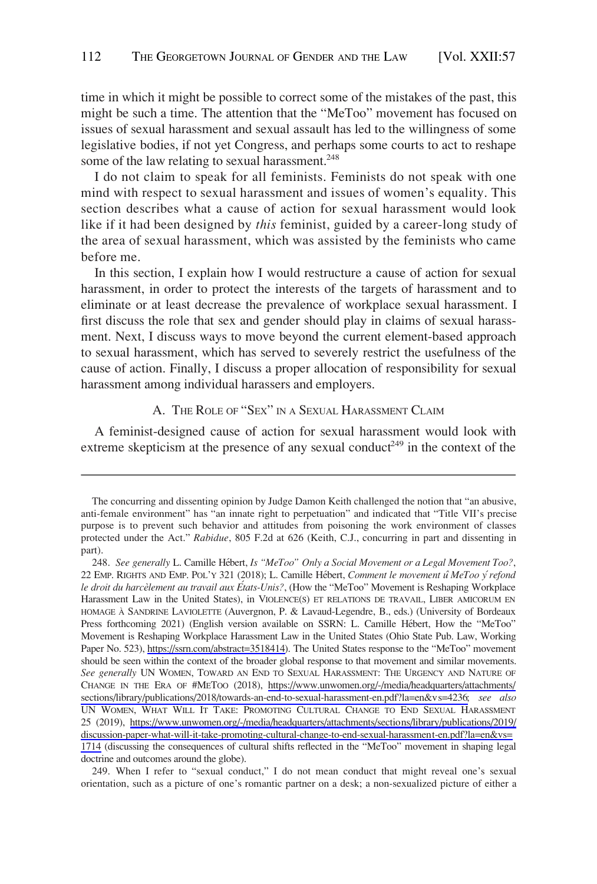time in which it might be possible to correct some of the mistakes of the past, this might be such a time. The attention that the "MeToo" movement has focused on issues of sexual harassment and sexual assault has led to the willingness of some legislative bodies, if not yet Congress, and perhaps some courts to act to reshape some of the law relating to sexual harassment.[248]

I do not claim to speak for all feminists. Feminists do not speak with one mind with respect to sexual harassment and issues of women's equality. This section describes what a cause of action for sexual harassment would look like if it had been designed by *this* feminist, guided by a career-long study of the area of sexual harassment, which was assisted by the feminists who came before me.

In this section, I explain how I would restructure a cause of action for sexual harassment, in order to protect the interests of the targets of harassment and to eliminate or at least decrease the prevalence of workplace sexual harassment. I first discuss the role that sex and gender should play in claims of sexual harassment. Next, I discuss ways to move beyond the current element-based approach to sexual harassment, which has served to severely restrict the usefulness of the cause of action. Finally, I discuss a proper allocation of responsibility for sexual harassment among individual harassers and employers.

## A. The Role of "Sex" in a Sexual Harassment Claim

A feminist-designed cause of action for sexual harassment would look with extreme skepticism at the presence of any sexual conduct[249] in the context of the

---

The concurring and dissenting opinion by Judge Damon Keith challenged the notion that "an abusive, anti-female environment" has "an innate right to perpetuation" and indicated that "Title VII's precise purpose is to prevent such behavior and attitudes from poisoning the work environment of classes protected under the Act." *Rabidue*, 805 F.2d at 626 (Keith, C.J., concurring in part and dissenting in part).

248. *See generally* L. Camille Hébert, *Is "MeToo" Only a Social Movement or a Legal Movement Too?*, 22 Emp. Rights and Emp. Pol'y 321 (2018); L. Camille Hébert, *Comment le movement û MeToo ý refond le droit du harcèlement au travail aux États-Unis?*, (How the "MeToo" Movement is Reshaping Workplace Harassment Law in the United States), in Violence(s) et relations de travail, Liber amicorum en hommage à Sandrine Laviolette (Auvergnon, P. & Lavaud-Legendre, B., eds.) (University of Bordeaux Press forthcoming 2021) (English version available on SSRN: L. Camille Hébert, How the "MeToo" Movement is Reshaping Workplace Harassment Law in the United States (Ohio State Pub. Law, Working Paper No. 523), https://ssrn.com/abstract=3518414). The United States response to the "MeToo" movement should be seen within the context of the broader global response to that movement and similar movements. *See generally* UN Women, Toward an End to Sexual Harassment: The Urgency and Nature of Change in the Era of #MeToo (2018), https://www.unwomen.org/-/media/headquarters/attachments/sections/library/publications/2018/towards-an-end-to-sexual-harassment-en.pdf?la=en&vs=4236; *see also* UN Women, What Will It Take: Promoting Cultural Change to End Sexual Harassment 25 (2019), https://www.unwomen.org/-/media/headquarters/attachments/sections/library/publications/2019/discussion-paper-what-will-it-take-promoting-cultural-change-to-end-sexual-harassment-en.pdf?la=en&vs=1714 (discussing the consequences of cultural shifts reflected in the "MeToo" movement in shaping legal doctrine and outcomes around the globe).

249. When I refer to "sexual conduct," I do not mean conduct that might reveal one's sexual orientation, such as a picture of one's romantic partner on a desk; a non-sexualized picture of either a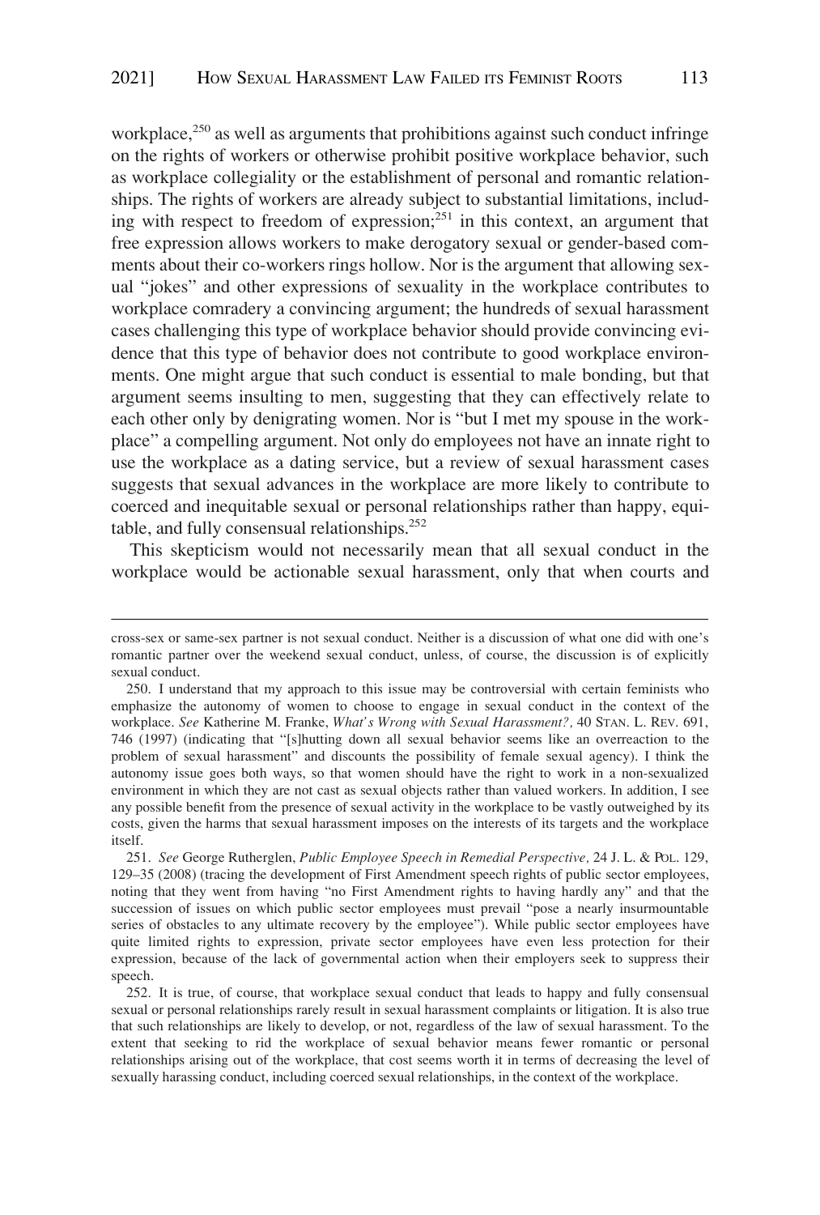workplace,[250] as well as arguments that prohibitions against such conduct infringe on the rights of workers or otherwise prohibit positive workplace behavior, such as workplace collegiality or the establishment of personal and romantic relationships. The rights of workers are already subject to substantial limitations, including with respect to freedom of expression;[251] in this context, an argument that free expression allows workers to make derogatory sexual or gender-based comments about their co-workers rings hollow. Nor is the argument that allowing sexual "jokes" and other expressions of sexuality in the workplace contributes to workplace comradery a convincing argument; the hundreds of sexual harassment cases challenging this type of workplace behavior should provide convincing evidence that this type of behavior does not contribute to good workplace environments. One might argue that such conduct is essential to male bonding, but that argument seems insulting to men, suggesting that they can effectively relate to each other only by denigrating women. Nor is "but I met my spouse in the workplace" a compelling argument. Not only do employees not have an innate right to use the workplace as a dating service, but a review of sexual harassment cases suggests that sexual advances in the workplace are more likely to contribute to coerced and inequitable sexual or personal relationships rather than happy, equitable, and fully consensual relationships.[252]

This skepticism would not necessarily mean that all sexual conduct in the workplace would be actionable sexual harassment, only that when courts and

---

cross-sex or same-sex partner is not sexual conduct. Neither is a discussion of what one did with one's romantic partner over the weekend sexual conduct, unless, of course, the discussion is of explicitly sexual conduct.

250. I understand that my approach to this issue may be controversial with certain feminists who emphasize the autonomy of women to choose to engage in sexual conduct in the context of the workplace. *See* Katherine M. Franke, *What's Wrong with Sexual Harassment?*, 40 STAN. L. REV. 691, 746 (1997) (indicating that "[s]hutting down all sexual behavior seems like an overreaction to the problem of sexual harassment" and discounts the possibility of female sexual agency). I think the autonomy issue goes both ways, so that women should have the right to work in a non-sexualized environment in which they are not cast as sexual objects rather than valued workers. In addition, I see any possible benefit from the presence of sexual activity in the workplace to be vastly outweighed by its costs, given the harms that sexual harassment imposes on the interests of its targets and the workplace itself.

251. *See* George Rutherglen, *Public Employee Speech in Remedial Perspective*, 24 J. L. & POL. 129, 129–35 (2008) (tracing the development of First Amendment speech rights of public sector employees, noting that they went from having "no First Amendment rights to having hardly any" and that the succession of issues on which public sector employees must prevail "pose a nearly insurmountable series of obstacles to any ultimate recovery by the employee"). While public sector employees have quite limited rights to expression, private sector employees have even less protection for their expression, because of the lack of governmental action when their employers seek to suppress their speech.

252. It is true, of course, that workplace sexual conduct that leads to happy and fully consensual sexual or personal relationships rarely result in sexual harassment complaints or litigation. It is also true that such relationships are likely to develop, or not, regardless of the law of sexual harassment. To the extent that seeking to rid the workplace of sexual behavior means fewer romantic or personal relationships arising out of the workplace, that cost seems worth it in terms of decreasing the level of sexually harassing conduct, including coerced sexual relationships, in the context of the workplace.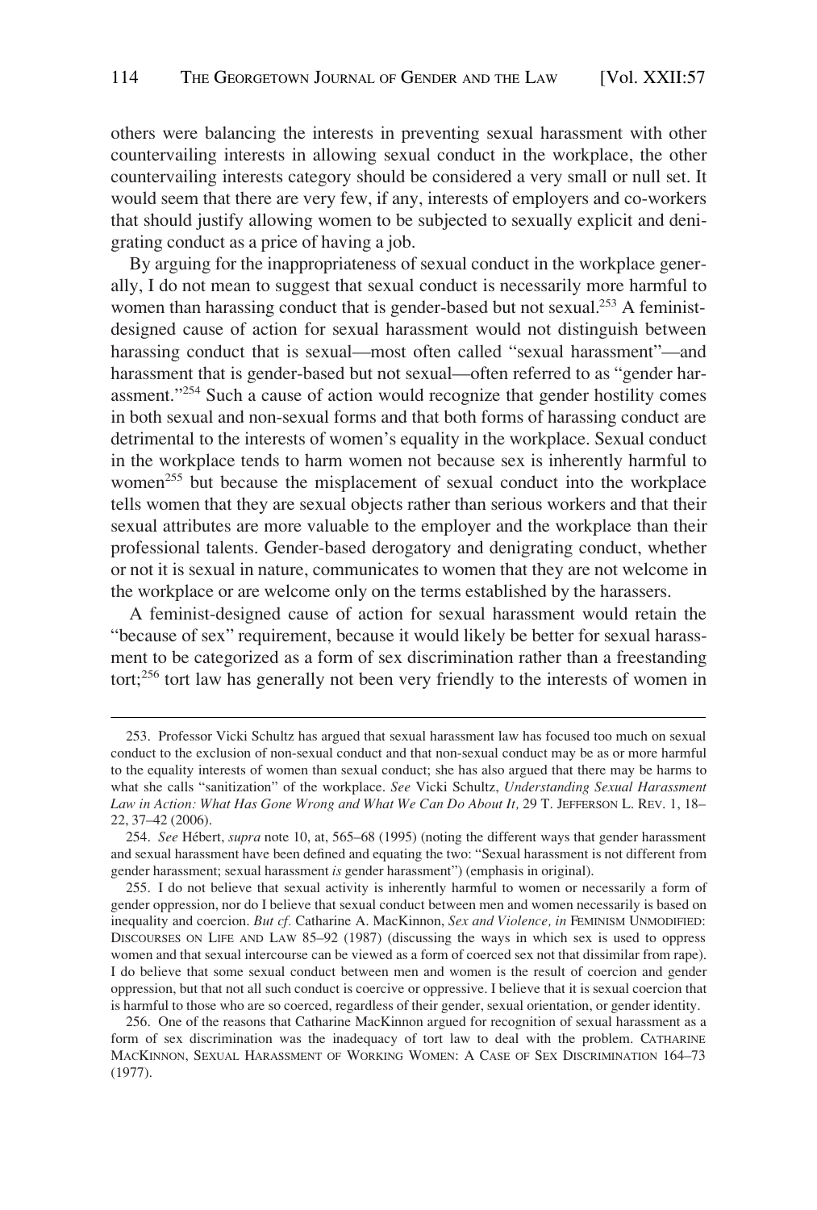others were balancing the interests in preventing sexual harassment with other countervailing interests in allowing sexual conduct in the workplace, the other countervailing interests category should be considered a very small or null set. It would seem that there are very few, if any, interests of employers and co-workers that should justify allowing women to be subjected to sexually explicit and denigrating conduct as a price of having a job.

By arguing for the inappropriateness of sexual conduct in the workplace generally, I do not mean to suggest that sexual conduct is necessarily more harmful to women than harassing conduct that is gender-based but not sexual.[253] A feminist-designed cause of action for sexual harassment would not distinguish between harassing conduct that is sexual—most often called "sexual harassment"—and harassment that is gender-based but not sexual—often referred to as "gender harassment."[254] Such a cause of action would recognize that gender hostility comes in both sexual and non-sexual forms and that both forms of harassing conduct are detrimental to the interests of women's equality in the workplace. Sexual conduct in the workplace tends to harm women not because sex is inherently harmful to women[255] but because the misplacement of sexual conduct into the workplace tells women that they are sexual objects rather than serious workers and that their sexual attributes are more valuable to the employer and the workplace than their professional talents. Gender-based derogatory and denigrating conduct, whether or not it is sexual in nature, communicates to women that they are not welcome in the workplace or are welcome only on the terms established by the harassers.

A feminist-designed cause of action for sexual harassment would retain the "because of sex" requirement, because it would likely be better for sexual harassment to be categorized as a form of sex discrimination rather than a freestanding tort;[256] tort law has generally not been very friendly to the interests of women in

---

253. Professor Vicki Schultz has argued that sexual harassment law has focused too much on sexual conduct to the exclusion of non-sexual conduct and that non-sexual conduct may be as or more harmful to the equality interests of women than sexual conduct; she has also argued that there may be harms to what she calls "sanitization" of the workplace. *See* Vicki Schultz, *Understanding Sexual Harassment Law in Action: What Has Gone Wrong and What We Can Do About It,* 29 T. JEFFERSON L. REV. 1, 18–22, 37–42 (2006).

254. *See* Hébert, *supra* note 10, at, 565–68 (1995) (noting the different ways that gender harassment and sexual harassment have been defined and equating the two: "Sexual harassment is not different from gender harassment; sexual harassment *is* gender harassment") (emphasis in original).

255. I do not believe that sexual activity is inherently harmful to women or necessarily a form of gender oppression, nor do I believe that sexual conduct between men and women necessarily is based on inequality and coercion. *But cf.* Catharine A. MacKinnon, *Sex and Violence, in* FEMINISM UNMODIFIED: DISCOURSES ON LIFE AND LAW 85–92 (1987) (discussing the ways in which sex is used to oppress women and that sexual intercourse can be viewed as a form of coerced sex not that dissimilar from rape). I do believe that some sexual conduct between men and women is the result of coercion and gender oppression, but that not all such conduct is coercive or oppressive. I believe that it is sexual coercion that is harmful to those who are so coerced, regardless of their gender, sexual orientation, or gender identity.

256. One of the reasons that Catharine MacKinnon argued for recognition of sexual harassment as a form of sex discrimination was the inadequacy of tort law to deal with the problem. CATHARINE MACKINNON, SEXUAL HARASSMENT OF WORKING WOMEN: A CASE OF SEX DISCRIMINATION 164–73 (1977).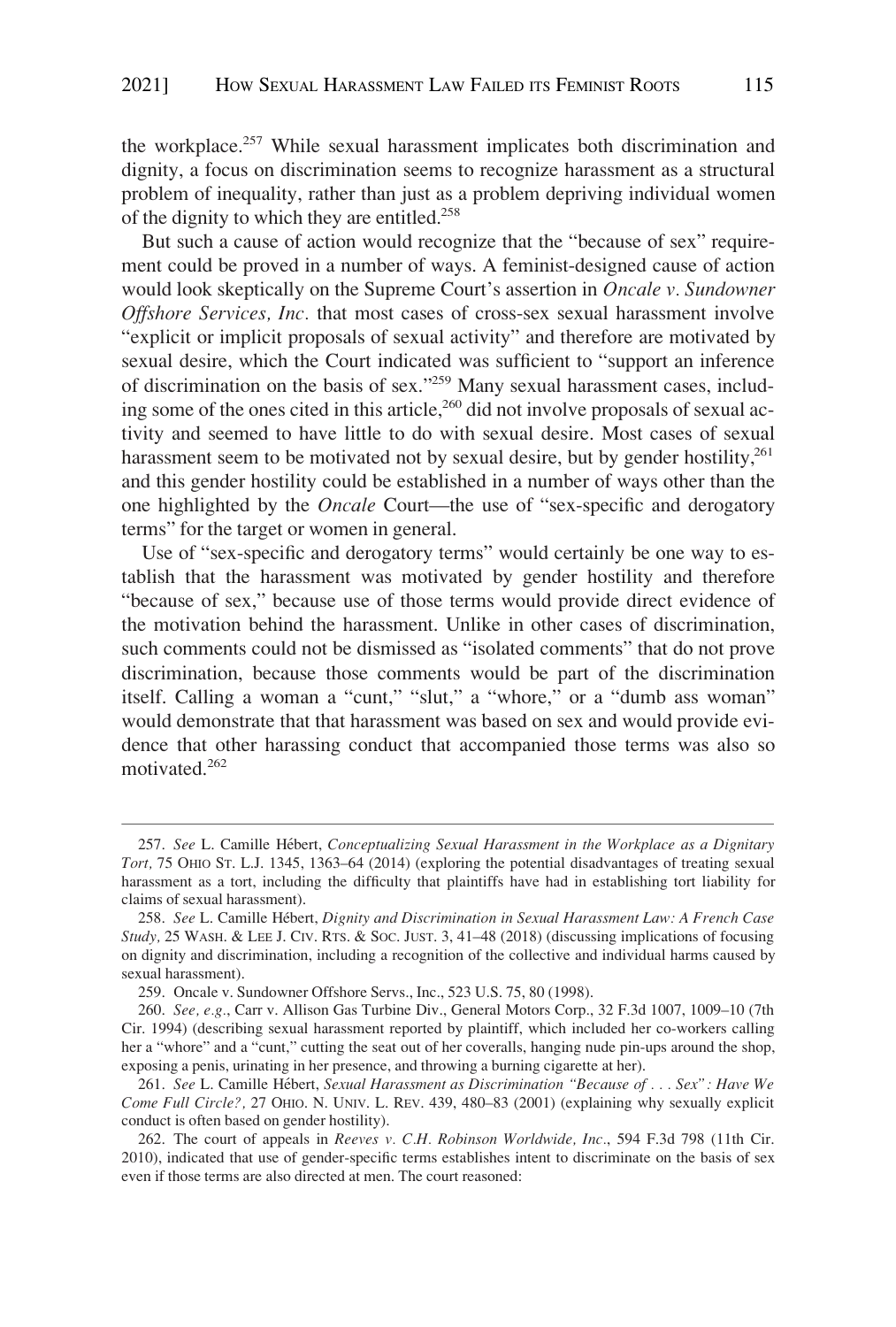the workplace.[257] While sexual harassment implicates both discrimination and dignity, a focus on discrimination seems to recognize harassment as a structural problem of inequality, rather than just as a problem depriving individual women of the dignity to which they are entitled.[258]

But such a cause of action would recognize that the "because of sex" requirement could be proved in a number of ways. A feminist-designed cause of action would look skeptically on the Supreme Court's assertion in *Oncale v. Sundowner Offshore Services, Inc.* that most cases of cross-sex sexual harassment involve "explicit or implicit proposals of sexual activity" and therefore are motivated by sexual desire, which the Court indicated was sufficient to "support an inference of discrimination on the basis of sex."[259] Many sexual harassment cases, including some of the ones cited in this article,[260] did not involve proposals of sexual activity and seemed to have little to do with sexual desire. Most cases of sexual harassment seem to be motivated not by sexual desire, but by gender hostility,[261] and this gender hostility could be established in a number of ways other than the one highlighted by the *Oncale* Court—the use of "sex-specific and derogatory terms" for the target or women in general.

Use of "sex-specific and derogatory terms" would certainly be one way to establish that the harassment was motivated by gender hostility and therefore "because of sex," because use of those terms would provide direct evidence of the motivation behind the harassment. Unlike in other cases of discrimination, such comments could not be dismissed as "isolated comments" that do not prove discrimination, because those comments would be part of the discrimination itself. Calling a woman a "cunt," "slut," a "whore," or a "dumb ass woman" would demonstrate that that harassment was based on sex and would provide evidence that other harassing conduct that accompanied those terms was also so motivated.[262]

---

257. *See* L. Camille Hébert, *Conceptualizing Sexual Harassment in the Workplace as a Dignitary Tort,* 75 OHIO ST. L.J. 1345, 1363–64 (2014) (exploring the potential disadvantages of treating sexual harassment as a tort, including the difficulty that plaintiffs have had in establishing tort liability for claims of sexual harassment).

258. *See* L. Camille Hébert, *Dignity and Discrimination in Sexual Harassment Law: A French Case Study,* 25 WASH. & LEE J. CIV. RTS. & SOC. JUST. 3, 41–48 (2018) (discussing implications of focusing on dignity and discrimination, including a recognition of the collective and individual harms caused by sexual harassment).

259. Oncale v. Sundowner Offshore Servs., Inc., 523 U.S. 75, 80 (1998).

260. *See, e.g.*, Carr v. Allison Gas Turbine Div., General Motors Corp., 32 F.3d 1007, 1009–10 (7th Cir. 1994) (describing sexual harassment reported by plaintiff, which included her co-workers calling her a "whore" and a "cunt," cutting the seat out of her coveralls, hanging nude pin-ups around the shop, exposing a penis, urinating in her presence, and throwing a burning cigarette at her).

261. *See* L. Camille Hébert, *Sexual Harassment as Discrimination "Because of . . . Sex": Have We Come Full Circle?,* 27 OHIO. N. UNIV. L. REV. 439, 480–83 (2001) (explaining why sexually explicit conduct is often based on gender hostility).

262. The court of appeals in *Reeves v. C.H. Robinson Worldwide, Inc*., 594 F.3d 798 (11th Cir. 2010), indicated that use of gender-specific terms establishes intent to discriminate on the basis of sex even if those terms are also directed at men. The court reasoned: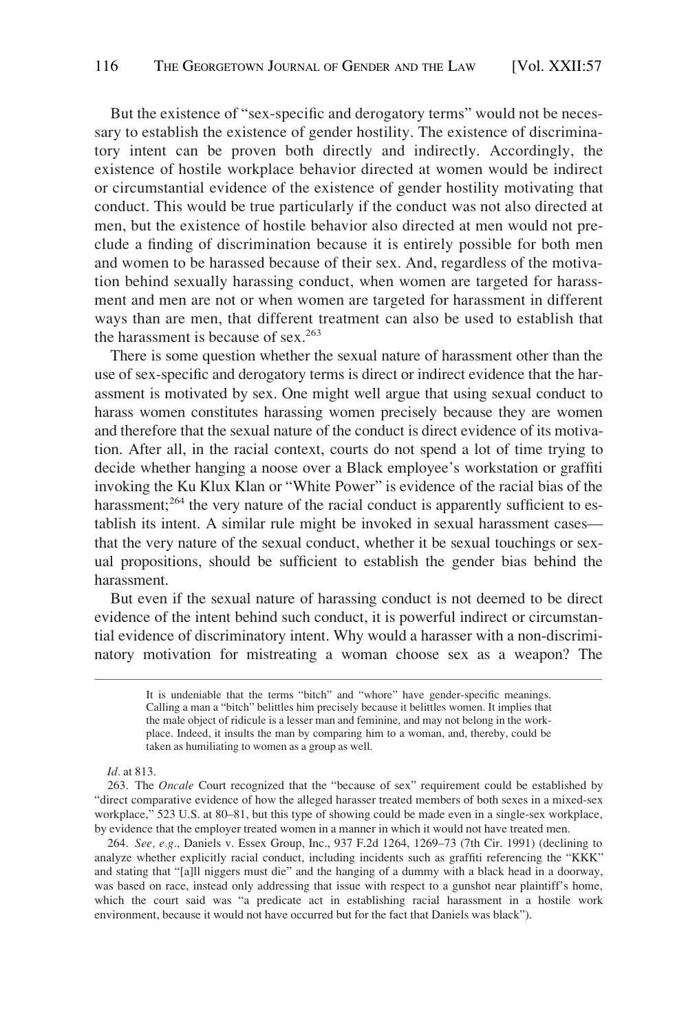But the existence of "sex-specific and derogatory terms" would not be necessary to establish the existence of gender hostility. The existence of discriminatory intent can be proven both directly and indirectly. Accordingly, the existence of hostile workplace behavior directed at women would be indirect or circumstantial evidence of the existence of gender hostility motivating that conduct. This would be true particularly if the conduct was not also directed at men, but the existence of hostile behavior also directed at men would not preclude a finding of discrimination because it is entirely possible for both men and women to be harassed because of their sex. And, regardless of the motivation behind sexually harassing conduct, when women are targeted for harassment and men are not or when women are targeted for harassment in different ways than are men, that different treatment can also be used to establish that the harassment is because of sex.[263]

There is some question whether the sexual nature of harassment other than the use of sex-specific and derogatory terms is direct or indirect evidence that the harassment is motivated by sex. One might well argue that using sexual conduct to harass women constitutes harassing women precisely because they are women and therefore that the sexual nature of the conduct is direct evidence of its motivation. After all, in the racial context, courts do not spend a lot of time trying to decide whether hanging a noose over a Black employee's workstation or graffiti invoking the Ku Klux Klan or "White Power" is evidence of the racial bias of the harassment;[264] the very nature of the racial conduct is apparently sufficient to establish its intent. A similar rule might be invoked in sexual harassment cases—that the very nature of the sexual conduct, whether it be sexual touchings or sexual propositions, should be sufficient to establish the gender bias behind the harassment.

But even if the sexual nature of harassing conduct is not deemed to be direct evidence of the intent behind such conduct, it is powerful indirect or circumstantial evidence of discriminatory intent. Why would a harasser with a non-discriminatory motivation for mistreating a woman choose sex as a weapon? The

> It is undeniable that the terms "bitch" and "whore" have gender-specific meanings. Calling a man a "bitch" belittles him precisely because it belittles women. It implies that the male object of ridicule is a lesser man and feminine, and may not belong in the workplace. Indeed, it insults the man by comparing him to a woman, and, thereby, could be taken as humiliating to women as a group as well.

*Id.* at 813.

263. The *Oncale* Court recognized that the "because of sex" requirement could be established by "direct comparative evidence of how the alleged harasser treated members of both sexes in a mixed-sex workplace," 523 U.S. at 80–81, but this type of showing could be made even in a single-sex workplace, by evidence that the employer treated women in a manner in which it would not have treated men.

264. *See, e.g.*, Daniels v. Essex Group, Inc., 937 F.2d 1264, 1269–73 (7th Cir. 1991) (declining to analyze whether explicitly racial conduct, including incidents such as graffiti referencing the "KKK" and stating that "[a]ll niggers must die" and the hanging of a dummy with a black head in a doorway, was based on race, instead only addressing that issue with respect to a gunshot near plaintiff's home, which the court said was "a predicate act in establishing racial harassment in a hostile work environment, because it would not have occurred but for the fact that Daniels was black").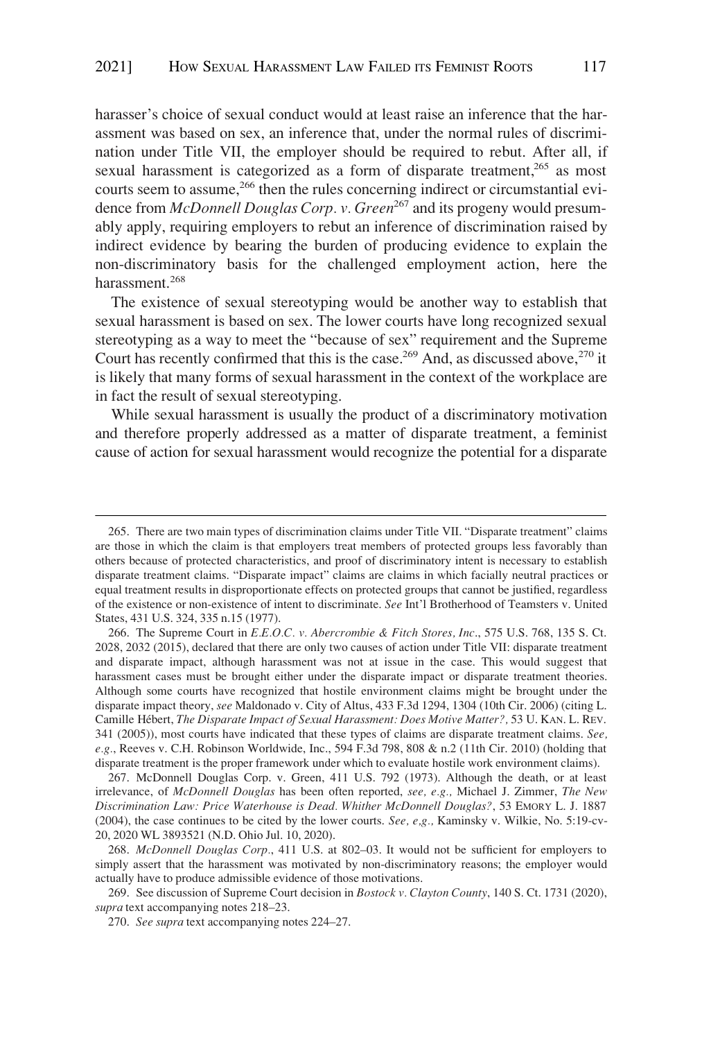harasser's choice of sexual conduct would at least raise an inference that the harassment was based on sex, an inference that, under the normal rules of discrimination under Title VII, the employer should be required to rebut. After all, if sexual harassment is categorized as a form of disparate treatment,[265] as most courts seem to assume,[266] then the rules concerning indirect or circumstantial evidence from *McDonnell Douglas Corp. v. Green*[267] and its progeny would presumably apply, requiring employers to rebut an inference of discrimination raised by indirect evidence by bearing the burden of producing evidence to explain the non-discriminatory basis for the challenged employment action, here the harassment.[268]

The existence of sexual stereotyping would be another way to establish that sexual harassment is based on sex. The lower courts have long recognized sexual stereotyping as a way to meet the "because of sex" requirement and the Supreme Court has recently confirmed that this is the case.[269] And, as discussed above,[270] it is likely that many forms of sexual harassment in the context of the workplace are in fact the result of sexual stereotyping.

While sexual harassment is usually the product of a discriminatory motivation and therefore properly addressed as a matter of disparate treatment, a feminist cause of action for sexual harassment would recognize the potential for a disparate

---

265. There are two main types of discrimination claims under Title VII. "Disparate treatment" claims are those in which the claim is that employers treat members of protected groups less favorably than others because of protected characteristics, and proof of discriminatory intent is necessary to establish disparate treatment claims. "Disparate impact" claims are claims in which facially neutral practices or equal treatment results in disproportionate effects on protected groups that cannot be justified, regardless of the existence or non-existence of intent to discriminate. *See* Int'l Brotherhood of Teamsters v. United States, 431 U.S. 324, 335 n.15 (1977).

266. The Supreme Court in *E.E.O.C. v. Abercrombie & Fitch Stores, Inc*., 575 U.S. 768, 135 S. Ct. 2028, 2032 (2015), declared that there are only two causes of action under Title VII: disparate treatment and disparate impact, although harassment was not at issue in the case. This would suggest that harassment cases must be brought either under the disparate impact or disparate treatment theories. Although some courts have recognized that hostile environment claims might be brought under the disparate impact theory, *see* Maldonado v. City of Altus, 433 F.3d 1294, 1304 (10th Cir. 2006) (citing L. Camille Hébert, *The Disparate Impact of Sexual Harassment: Does Motive Matter?,* 53 U. KAN. L. REV. 341 (2005)), most courts have indicated that these types of claims are disparate treatment claims. *See, e.g*., Reeves v. C.H. Robinson Worldwide, Inc., 594 F.3d 798, 808 & n.2 (11th Cir. 2010) (holding that disparate treatment is the proper framework under which to evaluate hostile work environment claims).

267. McDonnell Douglas Corp. v. Green, 411 U.S. 792 (1973). Although the death, or at least irrelevance, of *McDonnell Douglas* has been often reported, *see, e.g.,* Michael J. Zimmer, *The New Discrimination Law: Price Waterhouse is Dead. Whither McDonnell Douglas?*, 53 EMORY L. J. 1887 (2004), the case continues to be cited by the lower courts. *See, e,g.,* Kaminsky v. Wilkie, No. 5:19-cv-20, 2020 WL 3893521 (N.D. Ohio Jul. 10, 2020).

268. *McDonnell Douglas Corp*., 411 U.S. at 802–03. It would not be sufficient for employers to simply assert that the harassment was motivated by non-discriminatory reasons; the employer would actually have to produce admissible evidence of those motivations.

269. See discussion of Supreme Court decision in *Bostock v. Clayton County*, 140 S. Ct. 1731 (2020), *supra* text accompanying notes 218–23.

270. *See supra* text accompanying notes 224–27.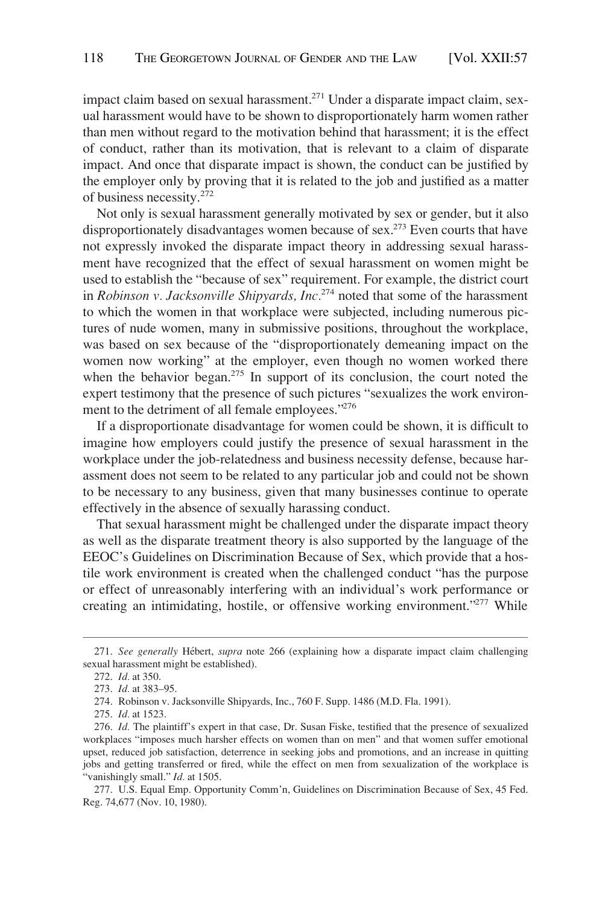impact claim based on sexual harassment.[271] Under a disparate impact claim, sexual harassment would have to be shown to disproportionately harm women rather than men without regard to the motivation behind that harassment; it is the effect of conduct, rather than its motivation, that is relevant to a claim of disparate impact. And once that disparate impact is shown, the conduct can be justified by the employer only by proving that it is related to the job and justified as a matter of business necessity.[272]

Not only is sexual harassment generally motivated by sex or gender, but it also disproportionately disadvantages women because of sex.[273] Even courts that have not expressly invoked the disparate impact theory in addressing sexual harassment have recognized that the effect of sexual harassment on women might be used to establish the "because of sex" requirement. For example, the district court in *Robinson v. Jacksonville Shipyards, Inc.*[274] noted that some of the harassment to which the women in that workplace were subjected, including numerous pictures of nude women, many in submissive positions, throughout the workplace, was based on sex because of the "disproportionately demeaning impact on the women now working" at the employer, even though no women worked there when the behavior began.[275] In support of its conclusion, the court noted the expert testimony that the presence of such pictures "sexualizes the work environment to the detriment of all female employees."[276]

If a disproportionate disadvantage for women could be shown, it is difficult to imagine how employers could justify the presence of sexual harassment in the workplace under the job-relatedness and business necessity defense, because harassment does not seem to be related to any particular job and could not be shown to be necessary to any business, given that many businesses continue to operate effectively in the absence of sexually harassing conduct.

That sexual harassment might be challenged under the disparate impact theory as well as the disparate treatment theory is also supported by the language of the EEOC's Guidelines on Discrimination Because of Sex, which provide that a hostile work environment is created when the challenged conduct "has the purpose or effect of unreasonably interfering with an individual's work performance or creating an intimidating, hostile, or offensive working environment."[277] While

---

271. *See generally* Hébert, *supra* note 266 (explaining how a disparate impact claim challenging sexual harassment might be established).

272. *Id.* at 350.

273. *Id.* at 383–95.

274. Robinson v. Jacksonville Shipyards, Inc., 760 F. Supp. 1486 (M.D. Fla. 1991).

275. *Id.* at 1523.

276. *Id.* The plaintiff's expert in that case, Dr. Susan Fiske, testified that the presence of sexualized workplaces "imposes much harsher effects on women than on men" and that women suffer emotional upset, reduced job satisfaction, deterrence in seeking jobs and promotions, and an increase in quitting jobs and getting transferred or fired, while the effect on men from sexualization of the workplace is "vanishingly small." *Id.* at 1505.

277. U.S. Equal Emp. Opportunity Comm'n, Guidelines on Discrimination Because of Sex, 45 Fed. Reg. 74,677 (Nov. 10, 1980).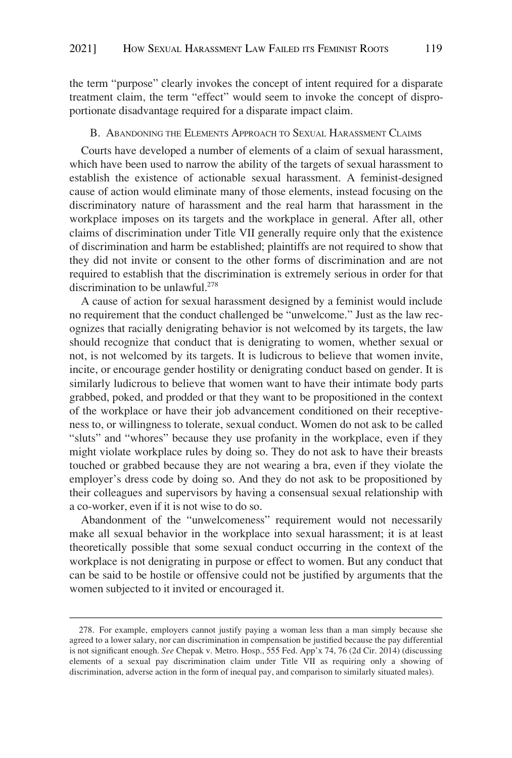the term "purpose" clearly invokes the concept of intent required for a disparate treatment claim, the term "effect" would seem to invoke the concept of disproportionate disadvantage required for a disparate impact claim.

### B. Abandoning the Elements Approach to Sexual Harassment Claims

Courts have developed a number of elements of a claim of sexual harassment, which have been used to narrow the ability of the targets of sexual harassment to establish the existence of actionable sexual harassment. A feminist-designed cause of action would eliminate many of those elements, instead focusing on the discriminatory nature of harassment and the real harm that harassment in the workplace imposes on its targets and the workplace in general. After all, other claims of discrimination under Title VII generally require only that the existence of discrimination and harm be established; plaintiffs are not required to show that they did not invite or consent to the other forms of discrimination and are not required to establish that the discrimination is extremely serious in order for that discrimination to be unlawful.[278]

A cause of action for sexual harassment designed by a feminist would include no requirement that the conduct challenged be "unwelcome." Just as the law recognizes that racially denigrating behavior is not welcomed by its targets, the law should recognize that conduct that is denigrating to women, whether sexual or not, is not welcomed by its targets. It is ludicrous to believe that women invite, incite, or encourage gender hostility or denigrating conduct based on gender. It is similarly ludicrous to believe that women want to have their intimate body parts grabbed, poked, and prodded or that they want to be propositioned in the context of the workplace or have their job advancement conditioned on their receptiveness to, or willingness to tolerate, sexual conduct. Women do not ask to be called "sluts" and "whores" because they use profanity in the workplace, even if they might violate workplace rules by doing so. They do not ask to have their breasts touched or grabbed because they are not wearing a bra, even if they violate the employer's dress code by doing so. And they do not ask to be propositioned by their colleagues and supervisors by having a consensual sexual relationship with a co-worker, even if it is not wise to do so.

Abandonment of the "unwelcomeness" requirement would not necessarily make all sexual behavior in the workplace into sexual harassment; it is at least theoretically possible that some sexual conduct occurring in the context of the workplace is not denigrating in purpose or effect to women. But any conduct that can be said to be hostile or offensive could not be justified by arguments that the women subjected to it invited or encouraged it.

---

278. For example, employers cannot justify paying a woman less than a man simply because she agreed to a lower salary, nor can discrimination in compensation be justified because the pay differential is not significant enough. *See* Chepak v. Metro. Hosp., 555 Fed. App'x 74, 76 (2d Cir. 2014) (discussing elements of a sexual pay discrimination claim under Title VII as requiring only a showing of discrimination, adverse action in the form of inequal pay, and comparison to similarly situated males).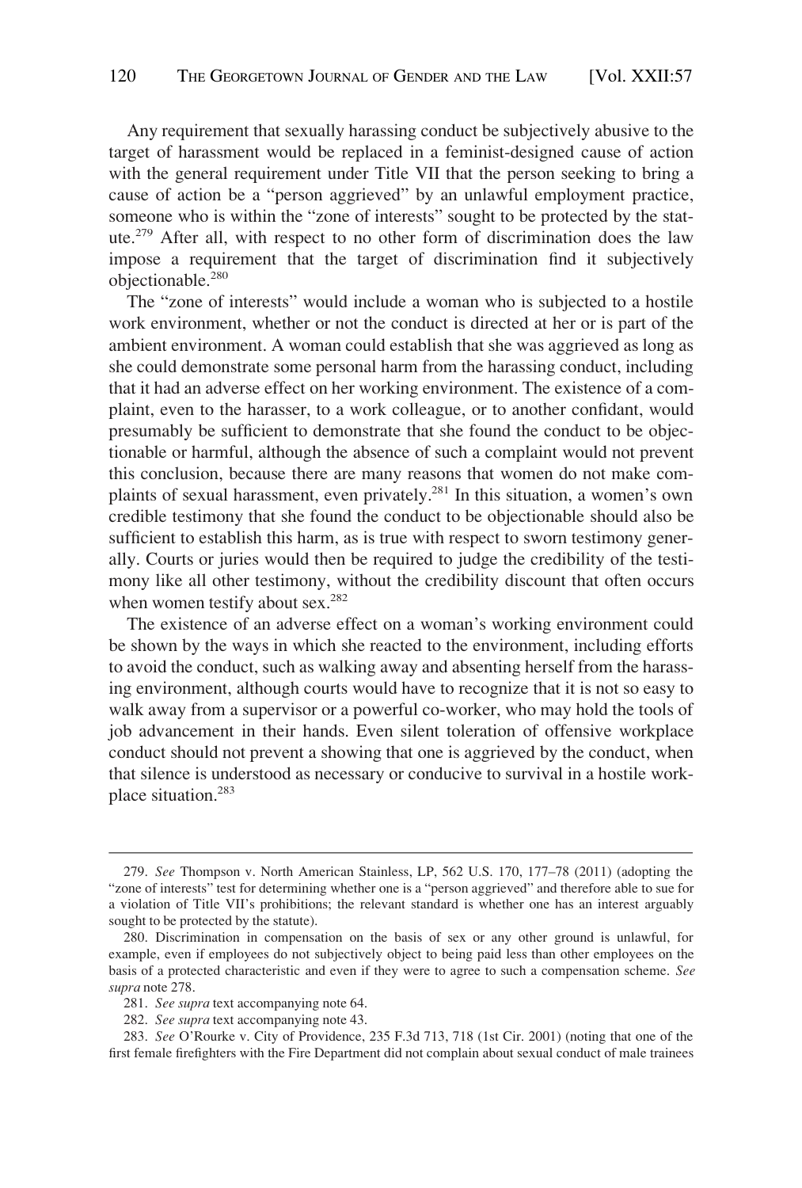Any requirement that sexually harassing conduct be subjectively abusive to the target of harassment would be replaced in a feminist-designed cause of action with the general requirement under Title VII that the person seeking to bring a cause of action be a "person aggrieved" by an unlawful employment practice, someone who is within the "zone of interests" sought to be protected by the statute.[279] After all, with respect to no other form of discrimination does the law impose a requirement that the target of discrimination find it subjectively objectionable.[280]

The "zone of interests" would include a woman who is subjected to a hostile work environment, whether or not the conduct is directed at her or is part of the ambient environment. A woman could establish that she was aggrieved as long as she could demonstrate some personal harm from the harassing conduct, including that it had an adverse effect on her working environment. The existence of a complaint, even to the harasser, to a work colleague, or to another confidant, would presumably be sufficient to demonstrate that she found the conduct to be objectionable or harmful, although the absence of such a complaint would not prevent this conclusion, because there are many reasons that women do not make complaints of sexual harassment, even privately.[281] In this situation, a women's own credible testimony that she found the conduct to be objectionable should also be sufficient to establish this harm, as is true with respect to sworn testimony generally. Courts or juries would then be required to judge the credibility of the testimony like all other testimony, without the credibility discount that often occurs when women testify about sex.[282]

The existence of an adverse effect on a woman's working environment could be shown by the ways in which she reacted to the environment, including efforts to avoid the conduct, such as walking away and absenting herself from the harassing environment, although courts would have to recognize that it is not so easy to walk away from a supervisor or a powerful co-worker, who may hold the tools of job advancement in their hands. Even silent toleration of offensive workplace conduct should not prevent a showing that one is aggrieved by the conduct, when that silence is understood as necessary or conducive to survival in a hostile workplace situation.[283]

---

279. *See* Thompson v. North American Stainless, LP, 562 U.S. 170, 177–78 (2011) (adopting the "zone of interests" test for determining whether one is a "person aggrieved" and therefore able to sue for a violation of Title VII's prohibitions; the relevant standard is whether one has an interest arguably sought to be protected by the statute).

280. Discrimination in compensation on the basis of sex or any other ground is unlawful, for example, even if employees do not subjectively object to being paid less than other employees on the basis of a protected characteristic and even if they were to agree to such a compensation scheme. *See supra* note 278.

281. *See supra* text accompanying note 64.

282. *See supra* text accompanying note 43.

283. *See* O'Rourke v. City of Providence, 235 F.3d 713, 718 (1st Cir. 2001) (noting that one of the first female firefighters with the Fire Department did not complain about sexual conduct of male trainees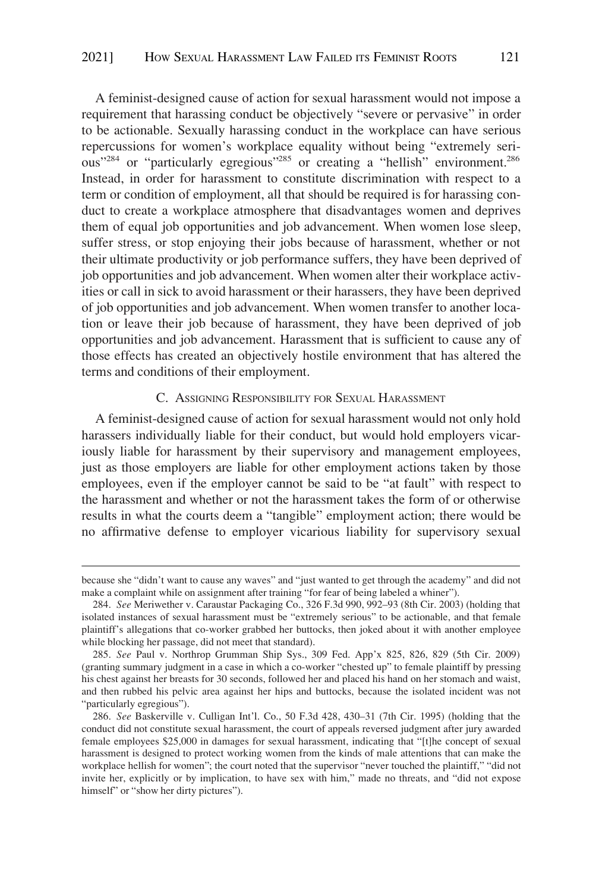A feminist-designed cause of action for sexual harassment would not impose a requirement that harassing conduct be objectively "severe or pervasive" in order to be actionable. Sexually harassing conduct in the workplace can have serious repercussions for women's workplace equality without being "extremely serious"[284] or "particularly egregious"[285] or creating a "hellish" environment.[286] Instead, in order for harassment to constitute discrimination with respect to a term or condition of employment, all that should be required is for harassing conduct to create a workplace atmosphere that disadvantages women and deprives them of equal job opportunities and job advancement. When women lose sleep, suffer stress, or stop enjoying their jobs because of harassment, whether or not their ultimate productivity or job performance suffers, they have been deprived of job opportunities and job advancement. When women alter their workplace activities or call in sick to avoid harassment or their harassers, they have been deprived of job opportunities and job advancement. When women transfer to another location or leave their job because of harassment, they have been deprived of job opportunities and job advancement. Harassment that is sufficient to cause any of those effects has created an objectively hostile environment that has altered the terms and conditions of their employment.

### C. Assigning Responsibility for Sexual Harassment

A feminist-designed cause of action for sexual harassment would not only hold harassers individually liable for their conduct, but would hold employers vicariously liable for harassment by their supervisory and management employees, just as those employers are liable for other employment actions taken by those employees, even if the employer cannot be said to be "at fault" with respect to the harassment and whether or not the harassment takes the form of or otherwise results in what the courts deem a "tangible" employment action; there would be no affirmative defense to employer vicarious liability for supervisory sexual

---

because she "didn't want to cause any waves" and "just wanted to get through the academy" and did not make a complaint while on assignment after training "for fear of being labeled a whiner").

284. *See* Meriwether v. Caraustar Packaging Co., 326 F.3d 990, 992–93 (8th Cir. 2003) (holding that isolated instances of sexual harassment must be "extremely serious" to be actionable, and that female plaintiff's allegations that co-worker grabbed her buttocks, then joked about it with another employee while blocking her passage, did not meet that standard).

285. *See* Paul v. Northrop Grumman Ship Sys., 309 Fed. App'x 825, 826, 829 (5th Cir. 2009) (granting summary judgment in a case in which a co-worker "chested up" to female plaintiff by pressing his chest against her breasts for 30 seconds, followed her and placed his hand on her stomach and waist, and then rubbed his pelvic area against her hips and buttocks, because the isolated incident was not "particularly egregious").

286. *See* Baskerville v. Culligan Int'l. Co., 50 F.3d 428, 430–31 (7th Cir. 1995) (holding that the conduct did not constitute sexual harassment, the court of appeals reversed judgment after jury awarded female employees $25,000 in damages for sexual harassment, indicating that "[t]he concept of sexual harassment is designed to protect working women from the kinds of male attentions that can make the workplace hellish for women"; the court noted that the supervisor "never touched the plaintiff," "did not invite her, explicitly or by implication, to have sex with him," made no threats, and "did not expose himself" or "show her dirty pictures").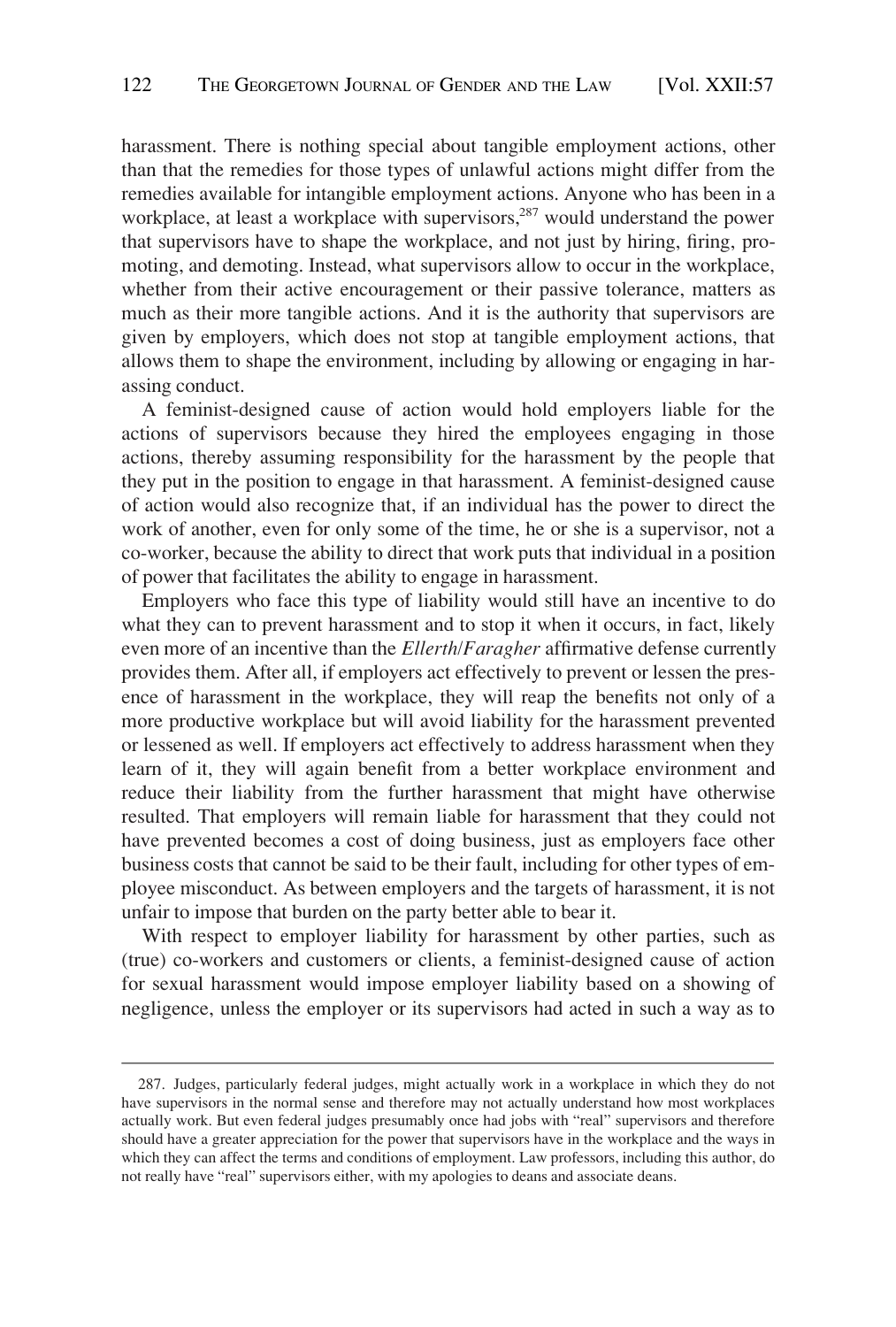harassment. There is nothing special about tangible employment actions, other than that the remedies for those types of unlawful actions might differ from the remedies available for intangible employment actions. Anyone who has been in a workplace, at least a workplace with supervisors,[287] would understand the power that supervisors have to shape the workplace, and not just by hiring, firing, promoting, and demoting. Instead, what supervisors allow to occur in the workplace, whether from their active encouragement or their passive tolerance, matters as much as their more tangible actions. And it is the authority that supervisors are given by employers, which does not stop at tangible employment actions, that allows them to shape the environment, including by allowing or engaging in harassing conduct.

A feminist-designed cause of action would hold employers liable for the actions of supervisors because they hired the employees engaging in those actions, thereby assuming responsibility for the harassment by the people that they put in the position to engage in that harassment. A feminist-designed cause of action would also recognize that, if an individual has the power to direct the work of another, even for only some of the time, he or she is a supervisor, not a co-worker, because the ability to direct that work puts that individual in a position of power that facilitates the ability to engage in harassment.

Employers who face this type of liability would still have an incentive to do what they can to prevent harassment and to stop it when it occurs, in fact, likely even more of an incentive than the *Ellerth*/*Faragher* affirmative defense currently provides them. After all, if employers act effectively to prevent or lessen the presence of harassment in the workplace, they will reap the benefits not only of a more productive workplace but will avoid liability for the harassment prevented or lessened as well. If employers act effectively to address harassment when they learn of it, they will again benefit from a better workplace environment and reduce their liability from the further harassment that might have otherwise resulted. That employers will remain liable for harassment that they could not have prevented becomes a cost of doing business, just as employers face other business costs that cannot be said to be their fault, including for other types of employee misconduct. As between employers and the targets of harassment, it is not unfair to impose that burden on the party better able to bear it.

With respect to employer liability for harassment by other parties, such as (true) co-workers and customers or clients, a feminist-designed cause of action for sexual harassment would impose employer liability based on a showing of negligence, unless the employer or its supervisors had acted in such a way as to

---

287. Judges, particularly federal judges, might actually work in a workplace in which they do not have supervisors in the normal sense and therefore may not actually understand how most workplaces actually work. But even federal judges presumably once had jobs with "real" supervisors and therefore should have a greater appreciation for the power that supervisors have in the workplace and the ways in which they can affect the terms and conditions of employment. Law professors, including this author, do not really have "real" supervisors either, with my apologies to deans and associate deans.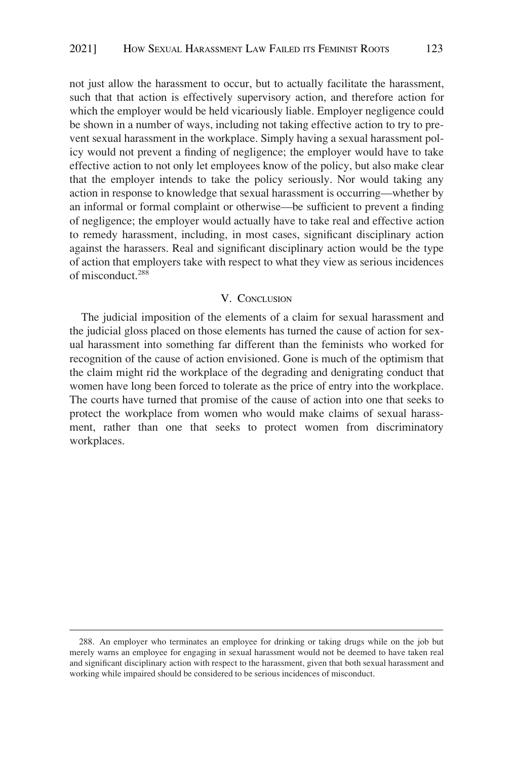not just allow the harassment to occur, but to actually facilitate the harassment, such that that action is effectively supervisory action, and therefore action for which the employer would be held vicariously liable. Employer negligence could be shown in a number of ways, including not taking effective action to try to prevent sexual harassment in the workplace. Simply having a sexual harassment policy would not prevent a finding of negligence; the employer would have to take effective action to not only let employees know of the policy, but also make clear that the employer intends to take the policy seriously. Nor would taking any action in response to knowledge that sexual harassment is occurring—whether by an informal or formal complaint or otherwise—be sufficient to prevent a finding of negligence; the employer would actually have to take real and effective action to remedy harassment, including, in most cases, significant disciplinary action against the harassers. Real and significant disciplinary action would be the type of action that employers take with respect to what they view as serious incidences of misconduct.[288]

## V. CONCLUSION

The judicial imposition of the elements of a claim for sexual harassment and the judicial gloss placed on those elements has turned the cause of action for sexual harassment into something far different than the feminists who worked for recognition of the cause of action envisioned. Gone is much of the optimism that the claim might rid the workplace of the degrading and denigrating conduct that women have long been forced to tolerate as the price of entry into the workplace. The courts have turned that promise of the cause of action into one that seeks to protect the workplace from women who would make claims of sexual harassment, rather than one that seeks to protect women from discriminatory workplaces.

---

288. An employer who terminates an employee for drinking or taking drugs while on the job but merely warns an employee for engaging in sexual harassment would not be deemed to have taken real and significant disciplinary action with respect to the harassment, given that both sexual harassment and working while impaired should be considered to be serious incidences of misconduct.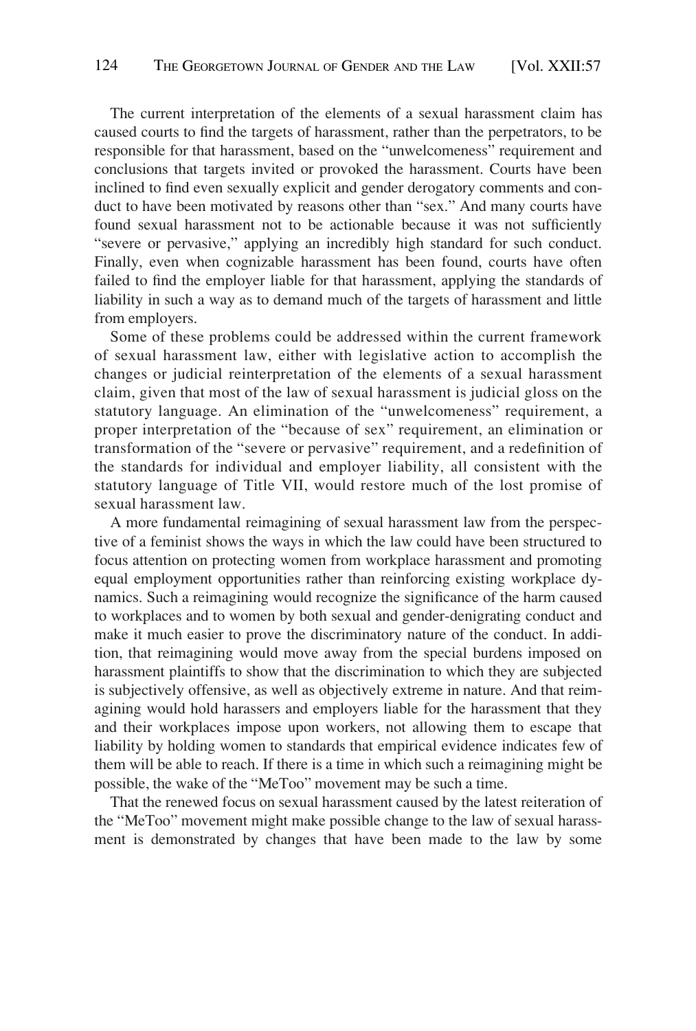The current interpretation of the elements of a sexual harassment claim has caused courts to find the targets of harassment, rather than the perpetrators, to be responsible for that harassment, based on the "unwelcomeness" requirement and conclusions that targets invited or provoked the harassment. Courts have been inclined to find even sexually explicit and gender derogatory comments and conduct to have been motivated by reasons other than "sex." And many courts have found sexual harassment not to be actionable because it was not sufficiently "severe or pervasive," applying an incredibly high standard for such conduct. Finally, even when cognizable harassment has been found, courts have often failed to find the employer liable for that harassment, applying the standards of liability in such a way as to demand much of the targets of harassment and little from employers.

Some of these problems could be addressed within the current framework of sexual harassment law, either with legislative action to accomplish the changes or judicial reinterpretation of the elements of a sexual harassment claim, given that most of the law of sexual harassment is judicial gloss on the statutory language. An elimination of the "unwelcomeness" requirement, a proper interpretation of the "because of sex" requirement, an elimination or transformation of the "severe or pervasive" requirement, and a redefinition of the standards for individual and employer liability, all consistent with the statutory language of Title VII, would restore much of the lost promise of sexual harassment law.

A more fundamental reimagining of sexual harassment law from the perspective of a feminist shows the ways in which the law could have been structured to focus attention on protecting women from workplace harassment and promoting equal employment opportunities rather than reinforcing existing workplace dynamics. Such a reimagining would recognize the significance of the harm caused to workplaces and to women by both sexual and gender-denigrating conduct and make it much easier to prove the discriminatory nature of the conduct. In addition, that reimagining would move away from the special burdens imposed on harassment plaintiffs to show that the discrimination to which they are subjected is subjectively offensive, as well as objectively extreme in nature. And that reimagining would hold harassers and employers liable for the harassment that they and their workplaces impose upon workers, not allowing them to escape that liability by holding women to standards that empirical evidence indicates few of them will be able to reach. If there is a time in which such a reimagining might be possible, the wake of the "MeToo" movement may be such a time.

That the renewed focus on sexual harassment caused by the latest reiteration of the "MeToo" movement might make possible change to the law of sexual harassment is demonstrated by changes that have been made to the law by some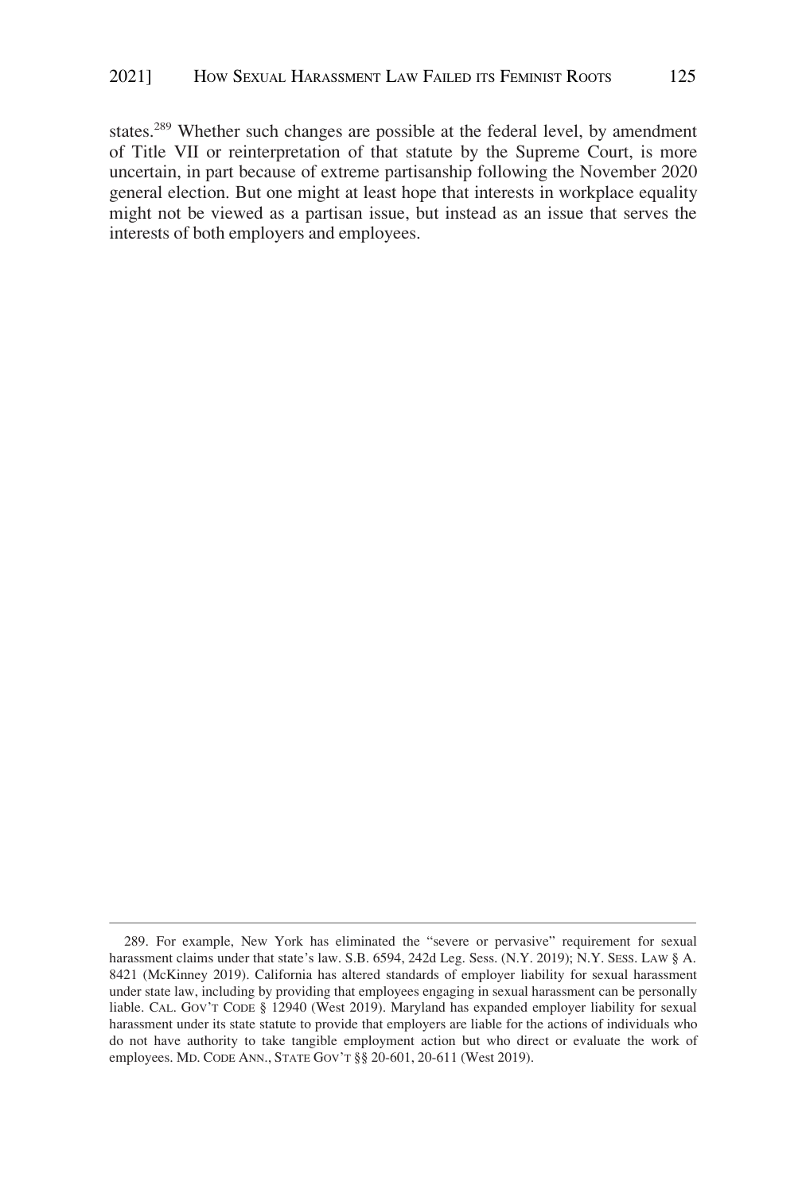states.[289] Whether such changes are possible at the federal level, by amendment of Title VII or reinterpretation of that statute by the Supreme Court, is more uncertain, in part because of extreme partisanship following the November 2020 general election. But one might at least hope that interests in workplace equality might not be viewed as a partisan issue, but instead as an issue that serves the interests of both employers and employees.

---

289. For example, New York has eliminated the "severe or pervasive" requirement for sexual harassment claims under that state's law. S.B. 6594, 242d Leg. Sess. (N.Y. 2019); N.Y. SESS. LAW § A. 8421 (McKinney 2019). California has altered standards of employer liability for sexual harassment under state law, including by providing that employees engaging in sexual harassment can be personally liable. CAL. GOV'T CODE § 12940 (West 2019). Maryland has expanded employer liability for sexual harassment under its state statute to provide that employers are liable for the actions of individuals who do not have authority to take tangible employment action but who direct or evaluate the work of employees. MD. CODE ANN., STATE GOV'T §§ 20-601, 20-611 (West 2019).